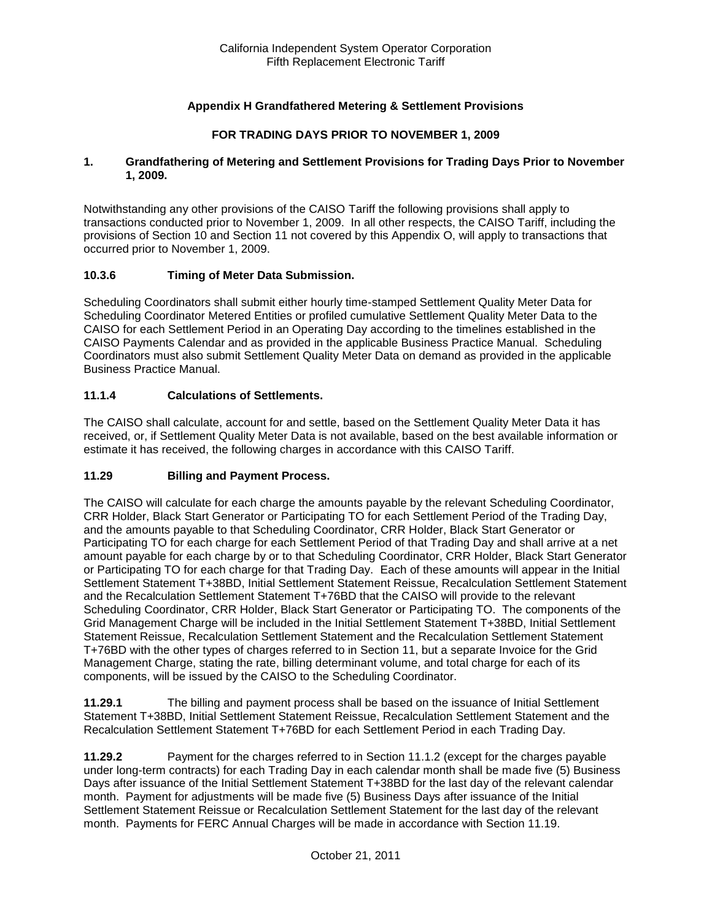# Appendix H Grandfathered Metering & Settlement Provisions

## FOR TRADING DAYS PRIOR TO NOVEMBER 1, 2009

### 1. Grandfathering of Metering and Settlement Provisions for Trading Days Prior to November 1, 2009.

Notwithstanding any other provisions of the CAISO Tariff the following provisions shall apply to transactions conducted prior to November 1, 2009. In all other respects, the CAISO Tariff, including the provisions of Section 10 and Section 11 not covered by this Appendix O, will apply to transactions that occurred prior to November 1, 2009.

### 10.3.6 Timing of Meter Data Submission.

Scheduling Coordinators shall submit either hourly time-stamped Settlement Quality Meter Data for Scheduling Coordinator Metered Entities or profiled cumulative Settlement Quality Meter Data to the CAISO for each Settlement Period in an Operating Day according to the timelines established in the CAISO Payments Calendar and as provided in the applicable Business Practice Manual. Scheduling Coordinators must also submit Settlement Quality Meter Data on demand as provided in the applicable Business Practice Manual.

### 11.1.4 Calculations of Settlements.

The CAISO shall calculate, account for and settle, based on the Settlement Quality Meter Data it has received, or, if Settlement Quality Meter Data is not available, based on the best available information or estimate it has received, the following charges in accordance with this CAISO Tariff.

### 11.29 Billing and Payment Process.

The CAISO will calculate for each charge the amounts payable by the relevant Scheduling Coordinator, CRR Holder, Black Start Generator or Participating TO for each Settlement Period of the Trading Day, and the amounts payable to that Scheduling Coordinator, CRR Holder, Black Start Generator or Participating TO for each charge for each Settlement Period of that Trading Day and shall arrive at a net amount payable for each charge by or to that Scheduling Coordinator, CRR Holder, Black Start Generator or Participating TO for each charge for that Trading Day. Each of these amounts will appear in the Initial Settlement Statement T+38BD, Initial Settlement Statement Reissue, Recalculation Settlement Statement and the Recalculation Settlement Statement T+76BD that the CAISO will provide to the relevant Scheduling Coordinator, CRR Holder, Black Start Generator or Participating TO. The components of the Grid Management Charge will be included in the Initial Settlement Statement T+38BD, Initial Settlement Statement Reissue, Recalculation Settlement Statement and the Recalculation Settlement Statement T+76BD with the other types of charges referred to in Section 11, but a separate Invoice for the Grid Management Charge, stating the rate, billing determinant volume, and total charge for each of its components, will be issued by the CAISO to the Scheduling Coordinator.

**11.29.1** The billing and payment process shall be based on the issuance of Initial Settlement Statement T+38BD, Initial Settlement Statement Reissue, Recalculation Settlement Statement and the Recalculation Settlement Statement T+76BD for each Settlement Period in each Trading Day.

**11.29.2** Payment for the charges referred to in Section 11.1.2 (except for the charges payable under long-term contracts) for each Trading Day in each calendar month shall be made five (5) Business Days after issuance of the Initial Settlement Statement T+38BD for the last day of the relevant calendar month. Payment for adjustments will be made five (5) Business Days after issuance of the Initial Settlement Statement Reissue or Recalculation Settlement Statement for the last day of the relevant month. Payments for FERC Annual Charges will be made in accordance with Section 11.19.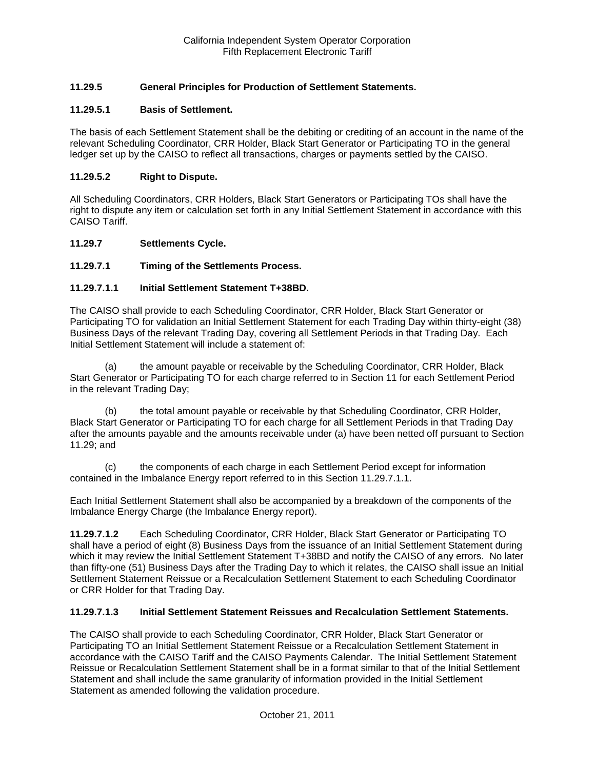### 11.29.5 General Principles for Production of Settlement Statements.

#### 11.29.5.1 Basis of Settlement.

The basis of each Settlement Statement shall be the debiting or crediting of an account in the name of the relevant Scheduling Coordinator, CRR Holder, Black Start Generator or Participating TO in the general ledger set up by the CAISO to reflect all transactions, charges or payments settled by the CAISO.

#### 11.29.5.2 Right to Dispute.

All Scheduling Coordinators, CRR Holders, Black Start Generators or Participating TOs shall have the right to dispute any item or calculation set forth in any Initial Settlement Statement in accordance with this CAISO Tariff.

### 11.29.7 Settlements Cycle.

#### 11.29.7.1 Timing of the Settlements Process.

##### 11.29.7.1.1 Initial Settlement Statement T+38BD.

The CAISO shall provide to each Scheduling Coordinator, CRR Holder, Black Start Generator or Participating TO for validation an Initial Settlement Statement for each Trading Day within thirty-eight (38) Business Days of the relevant Trading Day, covering all Settlement Periods in that Trading Day. Each Initial Settlement Statement will include a statement of:

(a) the amount payable or receivable by the Scheduling Coordinator, CRR Holder, Black Start Generator or Participating TO for each charge referred to in Section 11 for each Settlement Period in the relevant Trading Day;

(b) the total amount payable or receivable by that Scheduling Coordinator, CRR Holder, Black Start Generator or Participating TO for each charge for all Settlement Periods in that Trading Day after the amounts payable and the amounts receivable under (a) have been netted off pursuant to Section 11.29; and

(c) the components of each charge in each Settlement Period except for information contained in the Imbalance Energy report referred to in this Section 11.29.7.1.1.

Each Initial Settlement Statement shall also be accompanied by a breakdown of the components of the Imbalance Energy Charge (the Imbalance Energy report).

**11.29.7.1.2** Each Scheduling Coordinator, CRR Holder, Black Start Generator or Participating TO shall have a period of eight (8) Business Days from the issuance of an Initial Settlement Statement during which it may review the Initial Settlement Statement T+38BD and notify the CAISO of any errors. No later than fifty-one (51) Business Days after the Trading Day to which it relates, the CAISO shall issue an Initial Settlement Statement Reissue or a Recalculation Settlement Statement to each Scheduling Coordinator or CRR Holder for that Trading Day.

##### 11.29.7.1.3 Initial Settlement Statement Reissues and Recalculation Settlement Statements.

The CAISO shall provide to each Scheduling Coordinator, CRR Holder, Black Start Generator or Participating TO an Initial Settlement Statement Reissue or a Recalculation Settlement Statement in accordance with the CAISO Tariff and the CAISO Payments Calendar. The Initial Settlement Statement Reissue or Recalculation Settlement Statement shall be in a format similar to that of the Initial Settlement Statement and shall include the same granularity of information provided in the Initial Settlement Statement as amended following the validation procedure.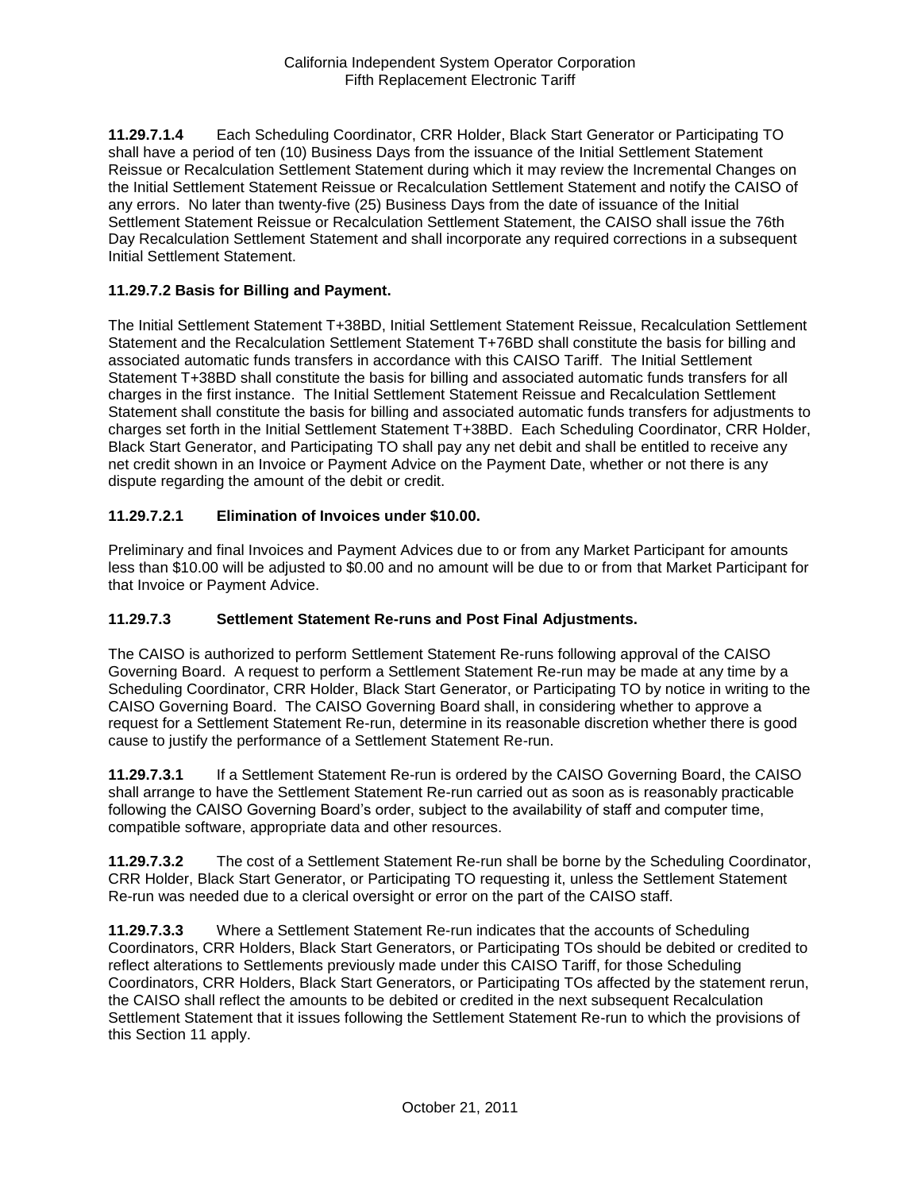**11.29.7.1.4** Each Scheduling Coordinator, CRR Holder, Black Start Generator or Participating TO shall have a period of ten (10) Business Days from the issuance of the Initial Settlement Statement Reissue or Recalculation Settlement Statement during which it may review the Incremental Changes on the Initial Settlement Statement Reissue or Recalculation Settlement Statement and notify the CAISO of any errors. No later than twenty-five (25) Business Days from the date of issuance of the Initial Settlement Statement Reissue or Recalculation Settlement Statement, the CAISO shall issue the 76th Day Recalculation Settlement Statement and shall incorporate any required corrections in a subsequent Initial Settlement Statement.

**11.29.7.2 Basis for Billing and Payment.**

The Initial Settlement Statement T+38BD, Initial Settlement Statement Reissue, Recalculation Settlement Statement and the Recalculation Settlement Statement T+76BD shall constitute the basis for billing and associated automatic funds transfers in accordance with this CAISO Tariff. The Initial Settlement Statement T+38BD shall constitute the basis for billing and associated automatic funds transfers for all charges in the first instance. The Initial Settlement Statement Reissue and Recalculation Settlement Statement shall constitute the basis for billing and associated automatic funds transfers for adjustments to charges set forth in the Initial Settlement Statement T+38BD. Each Scheduling Coordinator, CRR Holder, Black Start Generator, and Participating TO shall pay any net debit and shall be entitled to receive any net credit shown in an Invoice or Payment Advice on the Payment Date, whether or not there is any dispute regarding the amount of the debit or credit.

**11.29.7.2.1 Elimination of Invoices under $10.00.**

Preliminary and final Invoices and Payment Advices due to or from any Market Participant for amounts less than $10.00 will be adjusted to $0.00 and no amount will be due to or from that Market Participant for that Invoice or Payment Advice.

**11.29.7.3 Settlement Statement Re-runs and Post Final Adjustments.**

The CAISO is authorized to perform Settlement Statement Re-runs following approval of the CAISO Governing Board. A request to perform a Settlement Statement Re-run may be made at any time by a Scheduling Coordinator, CRR Holder, Black Start Generator, or Participating TO by notice in writing to the CAISO Governing Board. The CAISO Governing Board shall, in considering whether to approve a request for a Settlement Statement Re-run, determine in its reasonable discretion whether there is good cause to justify the performance of a Settlement Statement Re-run.

**11.29.7.3.1** If a Settlement Statement Re-run is ordered by the CAISO Governing Board, the CAISO shall arrange to have the Settlement Statement Re-run carried out as soon as is reasonably practicable following the CAISO Governing Board's order, subject to the availability of staff and computer time, compatible software, appropriate data and other resources.

**11.29.7.3.2** The cost of a Settlement Statement Re-run shall be borne by the Scheduling Coordinator, CRR Holder, Black Start Generator, or Participating TO requesting it, unless the Settlement Statement Re-run was needed due to a clerical oversight or error on the part of the CAISO staff.

**11.29.7.3.3** Where a Settlement Statement Re-run indicates that the accounts of Scheduling Coordinators, CRR Holders, Black Start Generators, or Participating TOs should be debited or credited to reflect alterations to Settlements previously made under this CAISO Tariff, for those Scheduling Coordinators, CRR Holders, Black Start Generators, or Participating TOs affected by the statement rerun, the CAISO shall reflect the amounts to be debited or credited in the next subsequent Recalculation Settlement Statement that it issues following the Settlement Statement Re-run to which the provisions of this Section 11 apply.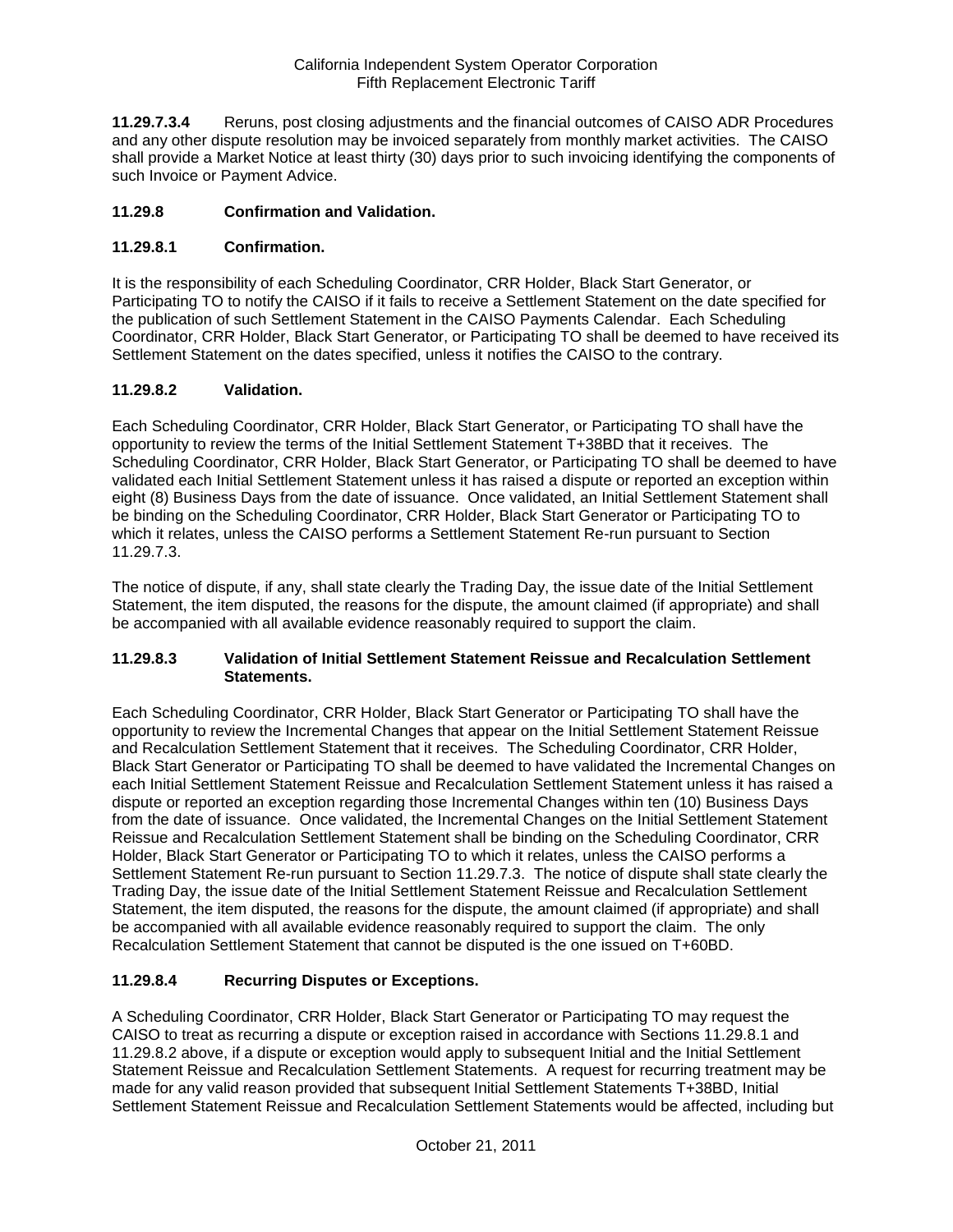**11.29.7.3.4** Reruns, post closing adjustments and the financial outcomes of CAISO ADR Procedures and any other dispute resolution may be invoiced separately from monthly market activities. The CAISO shall provide a Market Notice at least thirty (30) days prior to such invoicing identifying the components of such Invoice or Payment Advice.

### 11.29.8 Confirmation and Validation.

### 11.29.8.1 Confirmation.

It is the responsibility of each Scheduling Coordinator, CRR Holder, Black Start Generator, or Participating TO to notify the CAISO if it fails to receive a Settlement Statement on the date specified for the publication of such Settlement Statement in the CAISO Payments Calendar. Each Scheduling Coordinator, CRR Holder, Black Start Generator, or Participating TO shall be deemed to have received its Settlement Statement on the dates specified, unless it notifies the CAISO to the contrary.

### 11.29.8.2 Validation.

Each Scheduling Coordinator, CRR Holder, Black Start Generator, or Participating TO shall have the opportunity to review the terms of the Initial Settlement Statement T+38BD that it receives. The Scheduling Coordinator, CRR Holder, Black Start Generator, or Participating TO shall be deemed to have validated each Initial Settlement Statement unless it has raised a dispute or reported an exception within eight (8) Business Days from the date of issuance. Once validated, an Initial Settlement Statement shall be binding on the Scheduling Coordinator, CRR Holder, Black Start Generator or Participating TO to which it relates, unless the CAISO performs a Settlement Statement Re-run pursuant to Section 11.29.7.3.

The notice of dispute, if any, shall state clearly the Trading Day, the issue date of the Initial Settlement Statement, the item disputed, the reasons for the dispute, the amount claimed (if appropriate) and shall be accompanied with all available evidence reasonably required to support the claim.

### 11.29.8.3 Validation of Initial Settlement Statement Reissue and Recalculation Settlement Statements.

Each Scheduling Coordinator, CRR Holder, Black Start Generator or Participating TO shall have the opportunity to review the Incremental Changes that appear on the Initial Settlement Statement Reissue and Recalculation Settlement Statement that it receives. The Scheduling Coordinator, CRR Holder, Black Start Generator or Participating TO shall be deemed to have validated the Incremental Changes on each Initial Settlement Statement Reissue and Recalculation Settlement Statement unless it has raised a dispute or reported an exception regarding those Incremental Changes within ten (10) Business Days from the date of issuance. Once validated, the Incremental Changes on the Initial Settlement Statement Reissue and Recalculation Settlement Statement shall be binding on the Scheduling Coordinator, CRR Holder, Black Start Generator or Participating TO to which it relates, unless the CAISO performs a Settlement Statement Re-run pursuant to Section 11.29.7.3. The notice of dispute shall state clearly the Trading Day, the issue date of the Initial Settlement Statement Reissue and Recalculation Settlement Statement, the item disputed, the reasons for the dispute, the amount claimed (if appropriate) and shall be accompanied with all available evidence reasonably required to support the claim. The only Recalculation Settlement Statement that cannot be disputed is the one issued on T+60BD.

### 11.29.8.4 Recurring Disputes or Exceptions.

A Scheduling Coordinator, CRR Holder, Black Start Generator or Participating TO may request the CAISO to treat as recurring a dispute or exception raised in accordance with Sections 11.29.8.1 and 11.29.8.2 above, if a dispute or exception would apply to subsequent Initial and the Initial Settlement Statement Reissue and Recalculation Settlement Statements. A request for recurring treatment may be made for any valid reason provided that subsequent Initial Settlement Statements T+38BD, Initial Settlement Statement Reissue and Recalculation Settlement Statements would be affected, including but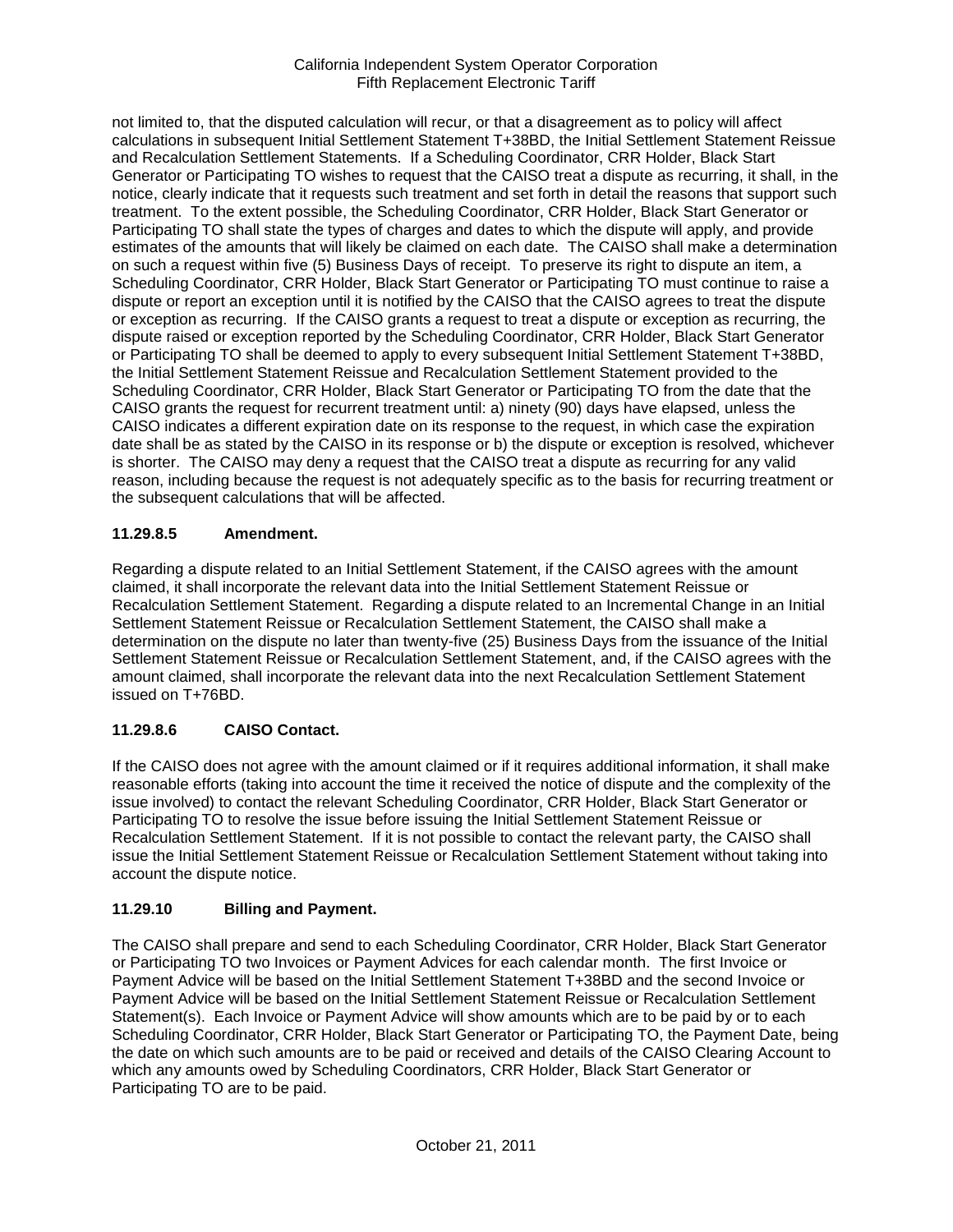not limited to, that the disputed calculation will recur, or that a disagreement as to policy will affect calculations in subsequent Initial Settlement Statement T+38BD, the Initial Settlement Statement Reissue and Recalculation Settlement Statements. If a Scheduling Coordinator, CRR Holder, Black Start Generator or Participating TO wishes to request that the CAISO treat a dispute as recurring, it shall, in the notice, clearly indicate that it requests such treatment and set forth in detail the reasons that support such treatment. To the extent possible, the Scheduling Coordinator, CRR Holder, Black Start Generator or Participating TO shall state the types of charges and dates to which the dispute will apply, and provide estimates of the amounts that will likely be claimed on each date. The CAISO shall make a determination on such a request within five (5) Business Days of receipt. To preserve its right to dispute an item, a Scheduling Coordinator, CRR Holder, Black Start Generator or Participating TO must continue to raise a dispute or report an exception until it is notified by the CAISO that the CAISO agrees to treat the dispute or exception as recurring. If the CAISO grants a request to treat a dispute or exception as recurring, the dispute raised or exception reported by the Scheduling Coordinator, CRR Holder, Black Start Generator or Participating TO shall be deemed to apply to every subsequent Initial Settlement Statement T+38BD, the Initial Settlement Statement Reissue and Recalculation Settlement Statement provided to the Scheduling Coordinator, CRR Holder, Black Start Generator or Participating TO from the date that the CAISO grants the request for recurrent treatment until: a) ninety (90) days have elapsed, unless the CAISO indicates a different expiration date on its response to the request, in which case the expiration date shall be as stated by the CAISO in its response or b) the dispute or exception is resolved, whichever is shorter. The CAISO may deny a request that the CAISO treat a dispute as recurring for any valid reason, including because the request is not adequately specific as to the basis for recurring treatment or the subsequent calculations that will be affected.

### 11.29.8.5 Amendment.

Regarding a dispute related to an Initial Settlement Statement, if the CAISO agrees with the amount claimed, it shall incorporate the relevant data into the Initial Settlement Statement Reissue or Recalculation Settlement Statement. Regarding a dispute related to an Incremental Change in an Initial Settlement Statement Reissue or Recalculation Settlement Statement, the CAISO shall make a determination on the dispute no later than twenty-five (25) Business Days from the issuance of the Initial Settlement Statement Reissue or Recalculation Settlement Statement, and, if the CAISO agrees with the amount claimed, shall incorporate the relevant data into the next Recalculation Settlement Statement issued on T+76BD.

### 11.29.8.6 CAISO Contact.

If the CAISO does not agree with the amount claimed or if it requires additional information, it shall make reasonable efforts (taking into account the time it received the notice of dispute and the complexity of the issue involved) to contact the relevant Scheduling Coordinator, CRR Holder, Black Start Generator or Participating TO to resolve the issue before issuing the Initial Settlement Statement Reissue or Recalculation Settlement Statement. If it is not possible to contact the relevant party, the CAISO shall issue the Initial Settlement Statement Reissue or Recalculation Settlement Statement without taking into account the dispute notice.

### 11.29.10 Billing and Payment.

The CAISO shall prepare and send to each Scheduling Coordinator, CRR Holder, Black Start Generator or Participating TO two Invoices or Payment Advices for each calendar month. The first Invoice or Payment Advice will be based on the Initial Settlement Statement T+38BD and the second Invoice or Payment Advice will be based on the Initial Settlement Statement Reissue or Recalculation Settlement Statement(s). Each Invoice or Payment Advice will show amounts which are to be paid by or to each Scheduling Coordinator, CRR Holder, Black Start Generator or Participating TO, the Payment Date, being the date on which such amounts are to be paid or received and details of the CAISO Clearing Account to which any amounts owed by Scheduling Coordinators, CRR Holder, Black Start Generator or Participating TO are to be paid.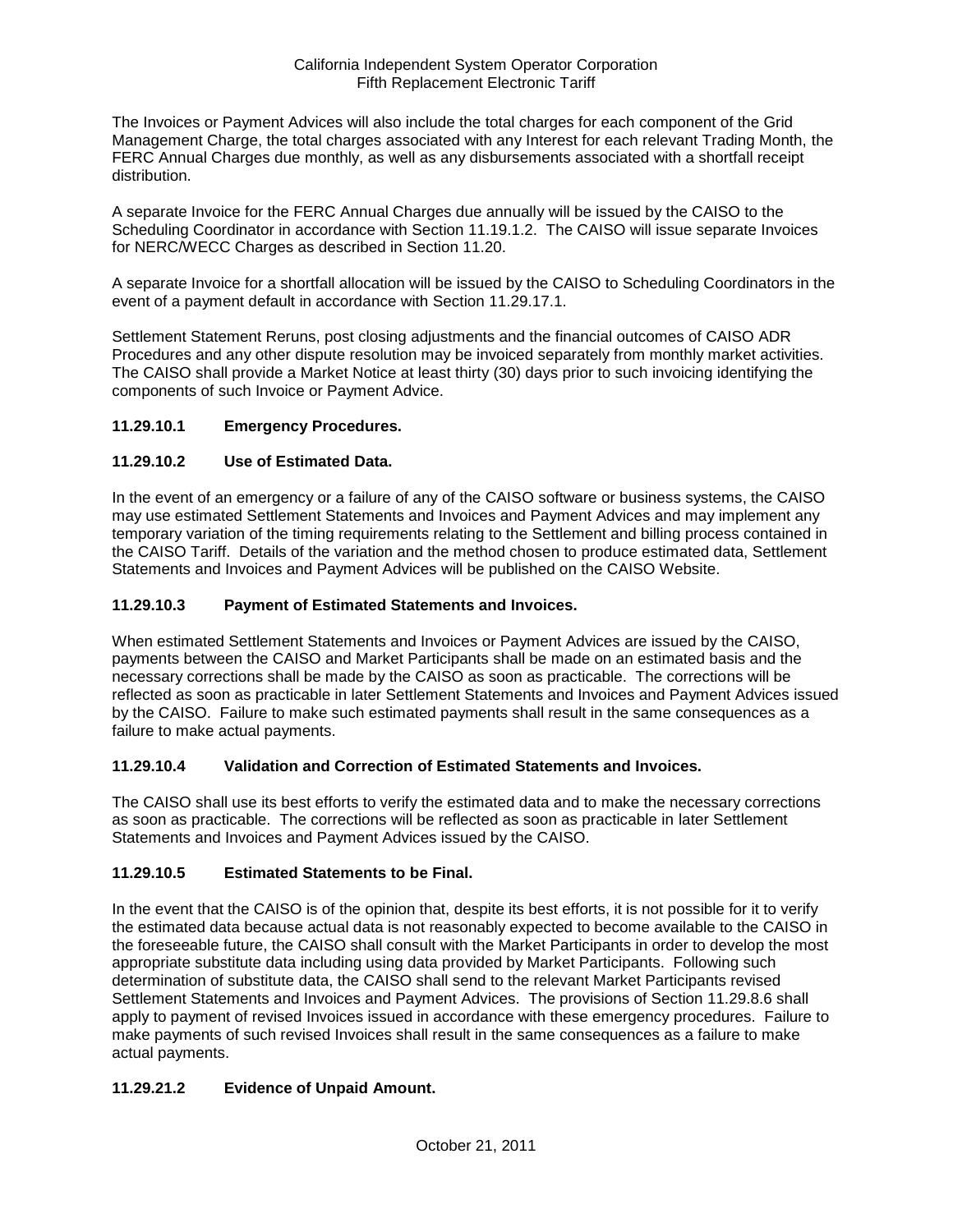The Invoices or Payment Advices will also include the total charges for each component of the Grid Management Charge, the total charges associated with any Interest for each relevant Trading Month, the FERC Annual Charges due monthly, as well as any disbursements associated with a shortfall receipt distribution.

A separate Invoice for the FERC Annual Charges due annually will be issued by the CAISO to the Scheduling Coordinator in accordance with Section 11.19.1.2. The CAISO will issue separate Invoices for NERC/WECC Charges as described in Section 11.20.

A separate Invoice for a shortfall allocation will be issued by the CAISO to Scheduling Coordinators in the event of a payment default in accordance with Section 11.29.17.1.

Settlement Statement Reruns, post closing adjustments and the financial outcomes of CAISO ADR Procedures and any other dispute resolution may be invoiced separately from monthly market activities. The CAISO shall provide a Market Notice at least thirty (30) days prior to such invoicing identifying the components of such Invoice or Payment Advice.

### 11.29.10.1 Emergency Procedures.

### 11.29.10.2 Use of Estimated Data.

In the event of an emergency or a failure of any of the CAISO software or business systems, the CAISO may use estimated Settlement Statements and Invoices and Payment Advices and may implement any temporary variation of the timing requirements relating to the Settlement and billing process contained in the CAISO Tariff. Details of the variation and the method chosen to produce estimated data, Settlement Statements and Invoices and Payment Advices will be published on the CAISO Website.

### 11.29.10.3 Payment of Estimated Statements and Invoices.

When estimated Settlement Statements and Invoices or Payment Advices are issued by the CAISO, payments between the CAISO and Market Participants shall be made on an estimated basis and the necessary corrections shall be made by the CAISO as soon as practicable. The corrections will be reflected as soon as practicable in later Settlement Statements and Invoices and Payment Advices issued by the CAISO. Failure to make such estimated payments shall result in the same consequences as a failure to make actual payments.

### 11.29.10.4 Validation and Correction of Estimated Statements and Invoices.

The CAISO shall use its best efforts to verify the estimated data and to make the necessary corrections as soon as practicable. The corrections will be reflected as soon as practicable in later Settlement Statements and Invoices and Payment Advices issued by the CAISO.

### 11.29.10.5 Estimated Statements to be Final.

In the event that the CAISO is of the opinion that, despite its best efforts, it is not possible for it to verify the estimated data because actual data is not reasonably expected to become available to the CAISO in the foreseeable future, the CAISO shall consult with the Market Participants in order to develop the most appropriate substitute data including using data provided by Market Participants. Following such determination of substitute data, the CAISO shall send to the relevant Market Participants revised Settlement Statements and Invoices and Payment Advices. The provisions of Section 11.29.8.6 shall apply to payment of revised Invoices issued in accordance with these emergency procedures. Failure to make payments of such revised Invoices shall result in the same consequences as a failure to make actual payments.

### 11.29.21.2 Evidence of Unpaid Amount.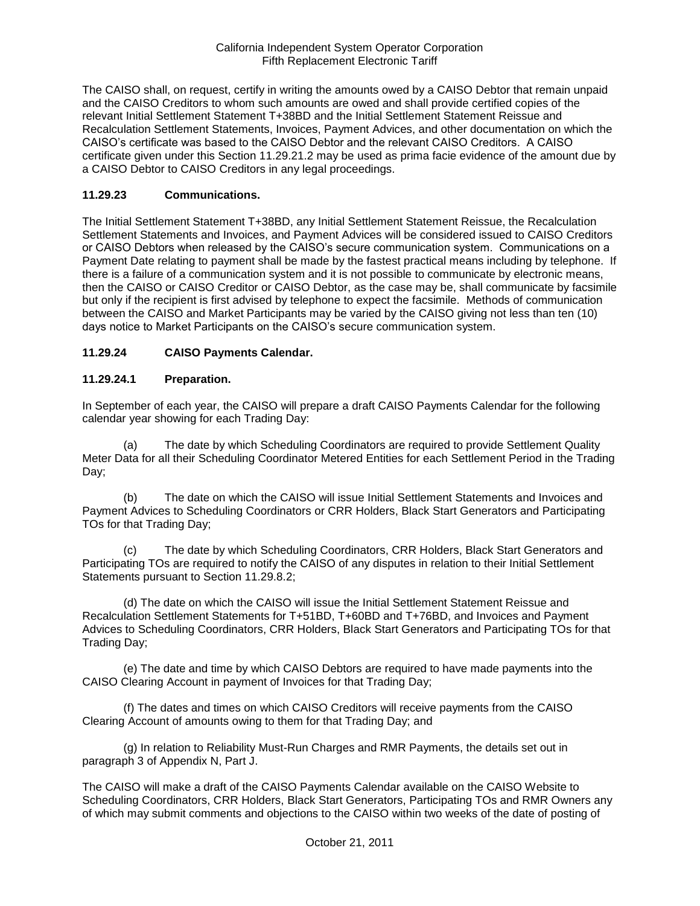The CAISO shall, on request, certify in writing the amounts owed by a CAISO Debtor that remain unpaid and the CAISO Creditors to whom such amounts are owed and shall provide certified copies of the relevant Initial Settlement Statement T+38BD and the Initial Settlement Statement Reissue and Recalculation Settlement Statements, Invoices, Payment Advices, and other documentation on which the CAISO's certificate was based to the CAISO Debtor and the relevant CAISO Creditors. A CAISO certificate given under this Section 11.29.21.2 may be used as prima facie evidence of the amount due by a CAISO Debtor to CAISO Creditors in any legal proceedings.

### 11.29.23 Communications.

The Initial Settlement Statement T+38BD, any Initial Settlement Statement Reissue, the Recalculation Settlement Statements and Invoices, and Payment Advices will be considered issued to CAISO Creditors or CAISO Debtors when released by the CAISO's secure communication system. Communications on a Payment Date relating to payment shall be made by the fastest practical means including by telephone. If there is a failure of a communication system and it is not possible to communicate by electronic means, then the CAISO or CAISO Creditor or CAISO Debtor, as the case may be, shall communicate by facsimile but only if the recipient is first advised by telephone to expect the facsimile. Methods of communication between the CAISO and Market Participants may be varied by the CAISO giving not less than ten (10) days notice to Market Participants on the CAISO's secure communication system.

### 11.29.24 CAISO Payments Calendar.

### 11.29.24.1 Preparation.

In September of each year, the CAISO will prepare a draft CAISO Payments Calendar for the following calendar year showing for each Trading Day:

(a) The date by which Scheduling Coordinators are required to provide Settlement Quality Meter Data for all their Scheduling Coordinator Metered Entities for each Settlement Period in the Trading Day;

(b) The date on which the CAISO will issue Initial Settlement Statements and Invoices and Payment Advices to Scheduling Coordinators or CRR Holders, Black Start Generators and Participating TOs for that Trading Day;

(c) The date by which Scheduling Coordinators, CRR Holders, Black Start Generators and Participating TOs are required to notify the CAISO of any disputes in relation to their Initial Settlement Statements pursuant to Section 11.29.8.2;

(d) The date on which the CAISO will issue the Initial Settlement Statement Reissue and Recalculation Settlement Statements for T+51BD, T+60BD and T+76BD, and Invoices and Payment Advices to Scheduling Coordinators, CRR Holders, Black Start Generators and Participating TOs for that Trading Day;

(e) The date and time by which CAISO Debtors are required to have made payments into the CAISO Clearing Account in payment of Invoices for that Trading Day;

(f) The dates and times on which CAISO Creditors will receive payments from the CAISO Clearing Account of amounts owing to them for that Trading Day; and

(g) In relation to Reliability Must-Run Charges and RMR Payments, the details set out in paragraph 3 of Appendix N, Part J.

The CAISO will make a draft of the CAISO Payments Calendar available on the CAISO Website to Scheduling Coordinators, CRR Holders, Black Start Generators, Participating TOs and RMR Owners any of which may submit comments and objections to the CAISO within two weeks of the date of posting of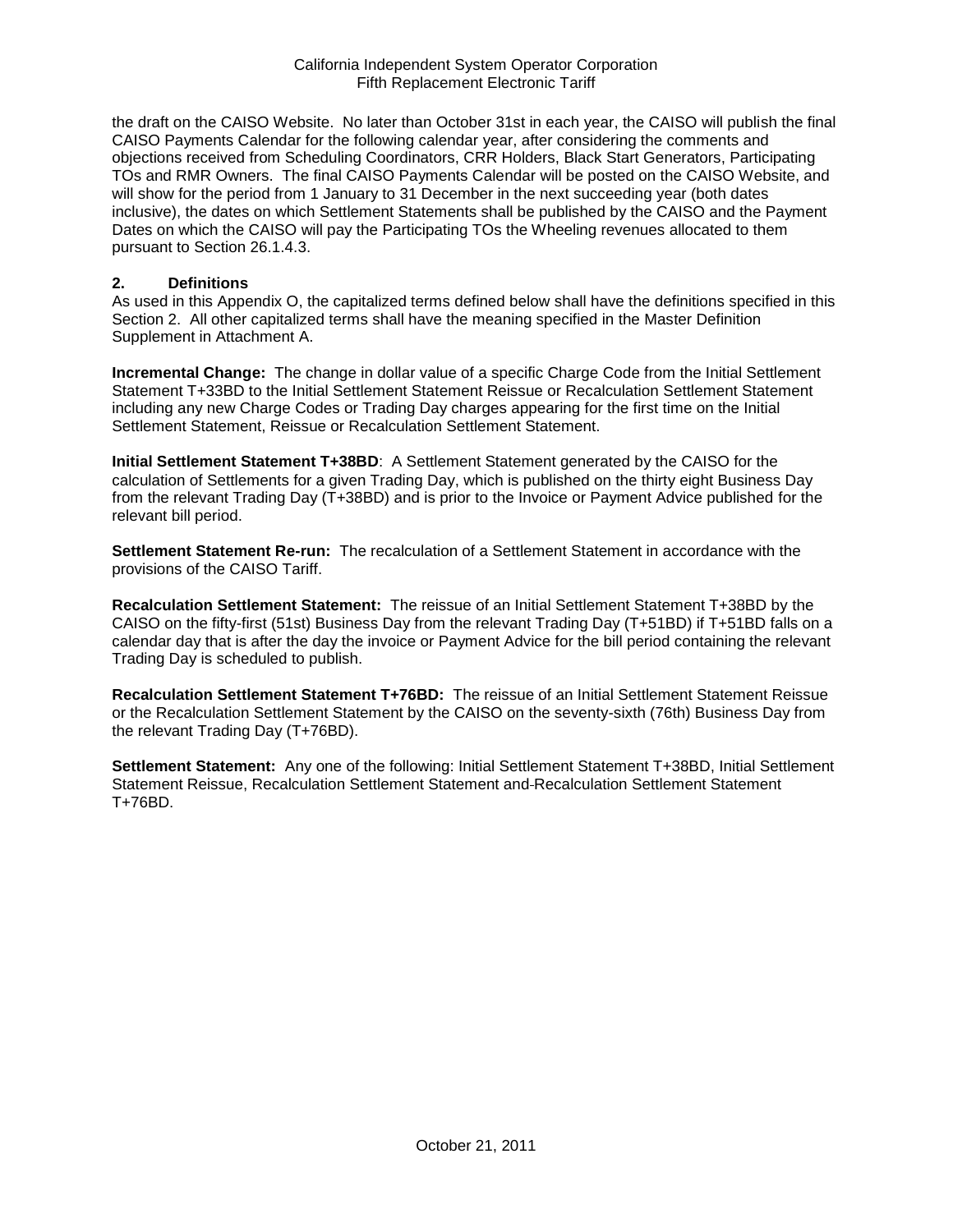the draft on the CAISO Website. No later than October 31st in each year, the CAISO will publish the final CAISO Payments Calendar for the following calendar year, after considering the comments and objections received from Scheduling Coordinators, CRR Holders, Black Start Generators, Participating TOs and RMR Owners. The final CAISO Payments Calendar will be posted on the CAISO Website, and will show for the period from 1 January to 31 December in the next succeeding year (both dates inclusive), the dates on which Settlement Statements shall be published by the CAISO and the Payment Dates on which the CAISO will pay the Participating TOs the Wheeling revenues allocated to them pursuant to Section 26.1.4.3.

## 2. Definitions

As used in this Appendix O, the capitalized terms defined below shall have the definitions specified in this Section 2. All other capitalized terms shall have the meaning specified in the Master Definition Supplement in Attachment A.

**Incremental Change:** The change in dollar value of a specific Charge Code from the Initial Settlement Statement T+33BD to the Initial Settlement Statement Reissue or Recalculation Settlement Statement including any new Charge Codes or Trading Day charges appearing for the first time on the Initial Settlement Statement, Reissue or Recalculation Settlement Statement.

**Initial Settlement Statement T+38BD**: A Settlement Statement generated by the CAISO for the calculation of Settlements for a given Trading Day, which is published on the thirty eight Business Day from the relevant Trading Day (T+38BD) and is prior to the Invoice or Payment Advice published for the relevant bill period.

**Settlement Statement Re-run:** The recalculation of a Settlement Statement in accordance with the provisions of the CAISO Tariff.

**Recalculation Settlement Statement:** The reissue of an Initial Settlement Statement T+38BD by the CAISO on the fifty-first (51st) Business Day from the relevant Trading Day (T+51BD) if T+51BD falls on a calendar day that is after the day the invoice or Payment Advice for the bill period containing the relevant Trading Day is scheduled to publish.

**Recalculation Settlement Statement T+76BD:** The reissue of an Initial Settlement Statement Reissue or the Recalculation Settlement Statement by the CAISO on the seventy-sixth (76th) Business Day from the relevant Trading Day (T+76BD).

**Settlement Statement:** Any one of the following: Initial Settlement Statement T+38BD, Initial Settlement Statement Reissue, Recalculation Settlement Statement and-Recalculation Settlement Statement T+76BD.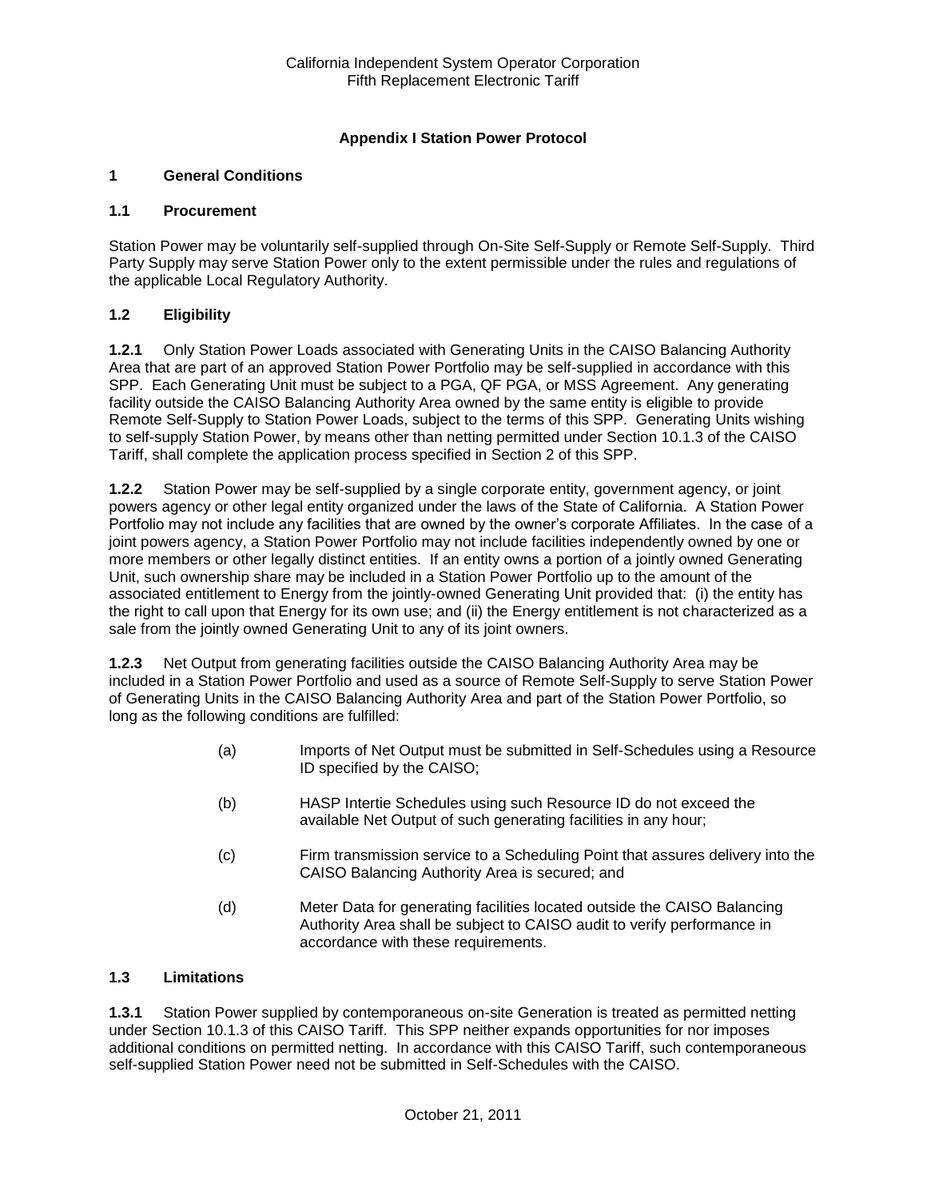## Appendix I Station Power Protocol

### 1 General Conditions

### 1.1 Procurement

Station Power may be voluntarily self-supplied through On-Site Self-Supply or Remote Self-Supply. Third Party Supply may serve Station Power only to the extent permissible under the rules and regulations of the applicable Local Regulatory Authority.

### 1.2 Eligibility

**1.2.1** Only Station Power Loads associated with Generating Units in the CAISO Balancing Authority Area that are part of an approved Station Power Portfolio may be self-supplied in accordance with this SPP. Each Generating Unit must be subject to a PGA, QF PGA, or MSS Agreement. Any generating facility outside the CAISO Balancing Authority Area owned by the same entity is eligible to provide Remote Self-Supply to Station Power Loads, subject to the terms of this SPP. Generating Units wishing to self-supply Station Power, by means other than netting permitted under Section 10.1.3 of the CAISO Tariff, shall complete the application process specified in Section 2 of this SPP.

**1.2.2** Station Power may be self-supplied by a single corporate entity, government agency, or joint powers agency or other legal entity organized under the laws of the State of California. A Station Power Portfolio may not include any facilities that are owned by the owner's corporate Affiliates. In the case of a joint powers agency, a Station Power Portfolio may not include facilities independently owned by one or more members or other legally distinct entities. If an entity owns a portion of a jointly owned Generating Unit, such ownership share may be included in a Station Power Portfolio up to the amount of the associated entitlement to Energy from the jointly-owned Generating Unit provided that: (i) the entity has the right to call upon that Energy for its own use; and (ii) the Energy entitlement is not characterized as a sale from the jointly owned Generating Unit to any of its joint owners.

**1.2.3** Net Output from generating facilities outside the CAISO Balancing Authority Area may be included in a Station Power Portfolio and used as a source of Remote Self-Supply to serve Station Power of Generating Units in the CAISO Balancing Authority Area and part of the Station Power Portfolio, so long as the following conditions are fulfilled:

(a) Imports of Net Output must be submitted in Self-Schedules using a Resource ID specified by the CAISO;

(b) HASP Intertie Schedules using such Resource ID do not exceed the available Net Output of such generating facilities in any hour;

(c) Firm transmission service to a Scheduling Point that assures delivery into the CAISO Balancing Authority Area is secured; and

(d) Meter Data for generating facilities located outside the CAISO Balancing Authority Area shall be subject to CAISO audit to verify performance in accordance with these requirements.

### 1.3 Limitations

**1.3.1** Station Power supplied by contemporaneous on-site Generation is treated as permitted netting under Section 10.1.3 of this CAISO Tariff. This SPP neither expands opportunities for nor imposes additional conditions on permitted netting. In accordance with this CAISO Tariff, such contemporaneous self-supplied Station Power need not be submitted in Self-Schedules with the CAISO.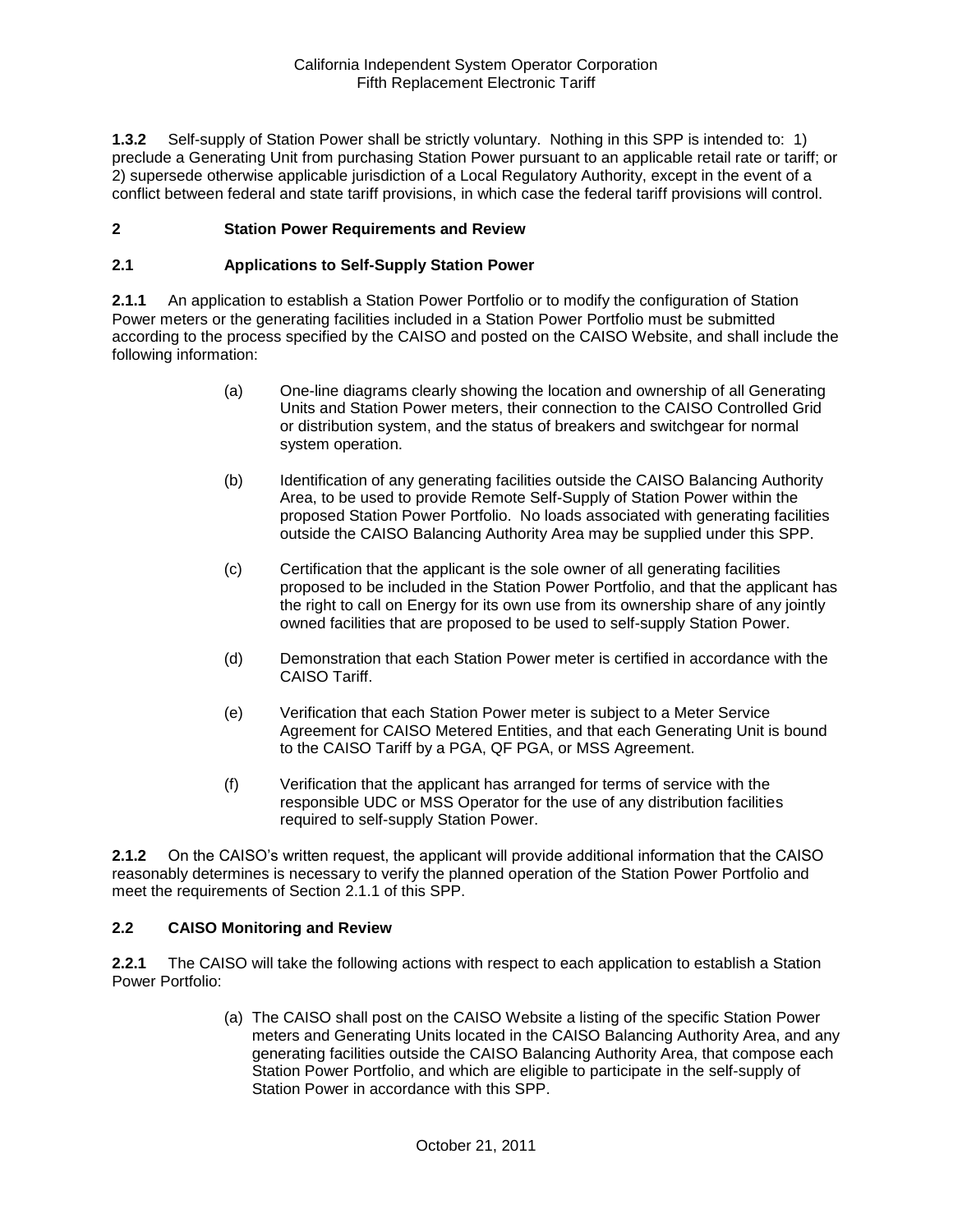**1.3.2** Self-supply of Station Power shall be strictly voluntary. Nothing in this SPP is intended to: 1) preclude a Generating Unit from purchasing Station Power pursuant to an applicable retail rate or tariff; or 2) supersede otherwise applicable jurisdiction of a Local Regulatory Authority, except in the event of a conflict between federal and state tariff provisions, in which case the federal tariff provisions will control.

## 2 Station Power Requirements and Review

### 2.1 Applications to Self-Supply Station Power

**2.1.1** An application to establish a Station Power Portfolio or to modify the configuration of Station Power meters or the generating facilities included in a Station Power Portfolio must be submitted according to the process specified by the CAISO and posted on the CAISO Website, and shall include the following information:

(a) One-line diagrams clearly showing the location and ownership of all Generating Units and Station Power meters, their connection to the CAISO Controlled Grid or distribution system, and the status of breakers and switchgear for normal system operation.

(b) Identification of any generating facilities outside the CAISO Balancing Authority Area, to be used to provide Remote Self-Supply of Station Power within the proposed Station Power Portfolio. No loads associated with generating facilities outside the CAISO Balancing Authority Area may be supplied under this SPP.

(c) Certification that the applicant is the sole owner of all generating facilities proposed to be included in the Station Power Portfolio, and that the applicant has the right to call on Energy for its own use from its ownership share of any jointly owned facilities that are proposed to be used to self-supply Station Power.

(d) Demonstration that each Station Power meter is certified in accordance with the CAISO Tariff.

(e) Verification that each Station Power meter is subject to a Meter Service Agreement for CAISO Metered Entities, and that each Generating Unit is bound to the CAISO Tariff by a PGA, QF PGA, or MSS Agreement.

(f) Verification that the applicant has arranged for terms of service with the responsible UDC or MSS Operator for the use of any distribution facilities required to self-supply Station Power.

**2.1.2** On the CAISO's written request, the applicant will provide additional information that the CAISO reasonably determines is necessary to verify the planned operation of the Station Power Portfolio and meet the requirements of Section 2.1.1 of this SPP.

### 2.2 CAISO Monitoring and Review

**2.2.1** The CAISO will take the following actions with respect to each application to establish a Station Power Portfolio:

(a) The CAISO shall post on the CAISO Website a listing of the specific Station Power meters and Generating Units located in the CAISO Balancing Authority Area, and any generating facilities outside the CAISO Balancing Authority Area, that compose each Station Power Portfolio, and which are eligible to participate in the self-supply of Station Power in accordance with this SPP.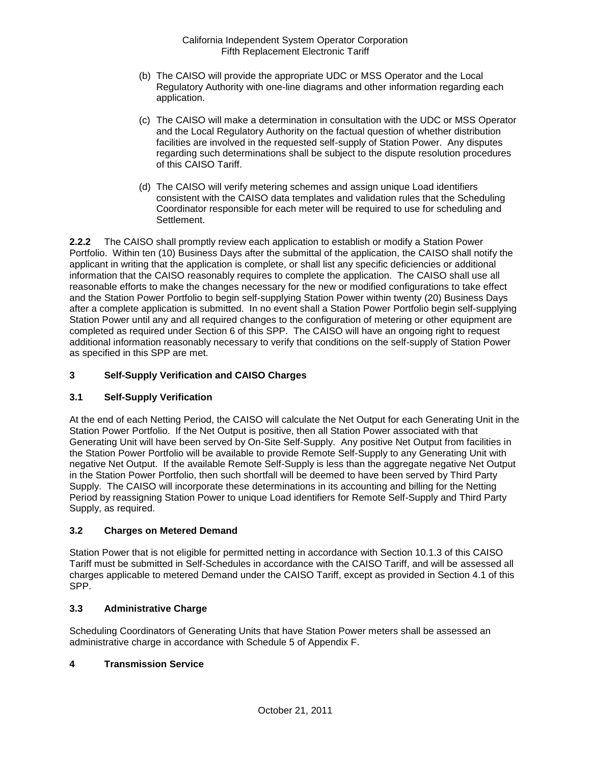(b) The CAISO will provide the appropriate UDC or MSS Operator and the Local Regulatory Authority with one-line diagrams and other information regarding each application.

(c) The CAISO will make a determination in consultation with the UDC or MSS Operator and the Local Regulatory Authority on the factual question of whether distribution facilities are involved in the requested self-supply of Station Power. Any disputes regarding such determinations shall be subject to the dispute resolution procedures of this CAISO Tariff.

(d) The CAISO will verify metering schemes and assign unique Load identifiers consistent with the CAISO data templates and validation rules that the Scheduling Coordinator responsible for each meter will be required to use for scheduling and Settlement.

**2.2.2** The CAISO shall promptly review each application to establish or modify a Station Power Portfolio. Within ten (10) Business Days after the submittal of the application, the CAISO shall notify the applicant in writing that the application is complete, or shall list any specific deficiencies or additional information that the CAISO reasonably requires to complete the application. The CAISO shall use all reasonable efforts to make the changes necessary for the new or modified configurations to take effect and the Station Power Portfolio to begin self-supplying Station Power within twenty (20) Business Days after a complete application is submitted. In no event shall a Station Power Portfolio begin self-supplying Station Power until any and all required changes to the configuration of metering or other equipment are completed as required under Section 6 of this SPP. The CAISO will have an ongoing right to request additional information reasonably necessary to verify that conditions on the self-supply of Station Power as specified in this SPP are met.

## 3 Self-Supply Verification and CAISO Charges

### 3.1 Self-Supply Verification

At the end of each Netting Period, the CAISO will calculate the Net Output for each Generating Unit in the Station Power Portfolio. If the Net Output is positive, then all Station Power associated with that Generating Unit will have been served by On-Site Self-Supply. Any positive Net Output from facilities in the Station Power Portfolio will be available to provide Remote Self-Supply to any Generating Unit with negative Net Output. If the available Remote Self-Supply is less than the aggregate negative Net Output in the Station Power Portfolio, then such shortfall will be deemed to have been served by Third Party Supply. The CAISO will incorporate these determinations in its accounting and billing for the Netting Period by reassigning Station Power to unique Load identifiers for Remote Self-Supply and Third Party Supply, as required.

### 3.2 Charges on Metered Demand

Station Power that is not eligible for permitted netting in accordance with Section 10.1.3 of this CAISO Tariff must be submitted in Self-Schedules in accordance with the CAISO Tariff, and will be assessed all charges applicable to metered Demand under the CAISO Tariff, except as provided in Section 4.1 of this SPP.

### 3.3 Administrative Charge

Scheduling Coordinators of Generating Units that have Station Power meters shall be assessed an administrative charge in accordance with Schedule 5 of Appendix F.

## 4 Transmission Service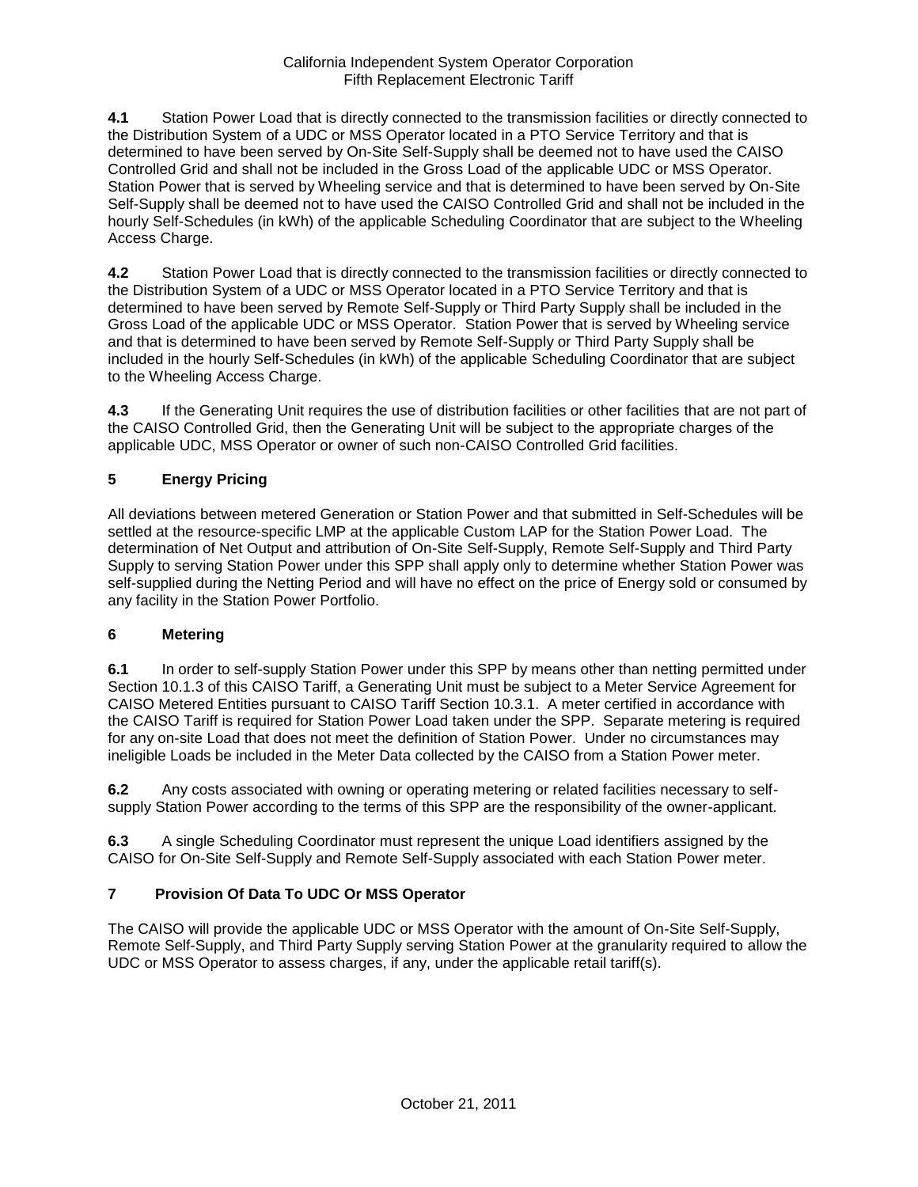**4.1** Station Power Load that is directly connected to the transmission facilities or directly connected to the Distribution System of a UDC or MSS Operator located in a PTO Service Territory and that is determined to have been served by On-Site Self-Supply shall be deemed not to have used the CAISO Controlled Grid and shall not be included in the Gross Load of the applicable UDC or MSS Operator. Station Power that is served by Wheeling service and that is determined to have been served by On-Site Self-Supply shall be deemed not to have used the CAISO Controlled Grid and shall not be included in the hourly Self-Schedules (in kWh) of the applicable Scheduling Coordinator that are subject to the Wheeling Access Charge.

**4.2** Station Power Load that is directly connected to the transmission facilities or directly connected to the Distribution System of a UDC or MSS Operator located in a PTO Service Territory and that is determined to have been served by Remote Self-Supply or Third Party Supply shall be included in the Gross Load of the applicable UDC or MSS Operator. Station Power that is served by Wheeling service and that is determined to have been served by Remote Self-Supply or Third Party Supply shall be included in the hourly Self-Schedules (in kWh) of the applicable Scheduling Coordinator that are subject to the Wheeling Access Charge.

**4.3** If the Generating Unit requires the use of distribution facilities or other facilities that are not part of the CAISO Controlled Grid, then the Generating Unit will be subject to the appropriate charges of the applicable UDC, MSS Operator or owner of such non-CAISO Controlled Grid facilities.

## 5 Energy Pricing

All deviations between metered Generation or Station Power and that submitted in Self-Schedules will be settled at the resource-specific LMP at the applicable Custom LAP for the Station Power Load. The determination of Net Output and attribution of On-Site Self-Supply, Remote Self-Supply and Third Party Supply to serving Station Power under this SPP shall apply only to determine whether Station Power was self-supplied during the Netting Period and will have no effect on the price of Energy sold or consumed by any facility in the Station Power Portfolio.

## 6 Metering

**6.1** In order to self-supply Station Power under this SPP by means other than netting permitted under Section 10.1.3 of this CAISO Tariff, a Generating Unit must be subject to a Meter Service Agreement for CAISO Metered Entities pursuant to CAISO Tariff Section 10.3.1. A meter certified in accordance with the CAISO Tariff is required for Station Power Load taken under the SPP. Separate metering is required for any on-site Load that does not meet the definition of Station Power. Under no circumstances may ineligible Loads be included in the Meter Data collected by the CAISO from a Station Power meter.

**6.2** Any costs associated with owning or operating metering or related facilities necessary to self-supply Station Power according to the terms of this SPP are the responsibility of the owner-applicant.

**6.3** A single Scheduling Coordinator must represent the unique Load identifiers assigned by the CAISO for On-Site Self-Supply and Remote Self-Supply associated with each Station Power meter.

## 7 Provision Of Data To UDC Or MSS Operator

The CAISO will provide the applicable UDC or MSS Operator with the amount of On-Site Self-Supply, Remote Self-Supply, and Third Party Supply serving Station Power at the granularity required to allow the UDC or MSS Operator to assess charges, if any, under the applicable retail tariff(s).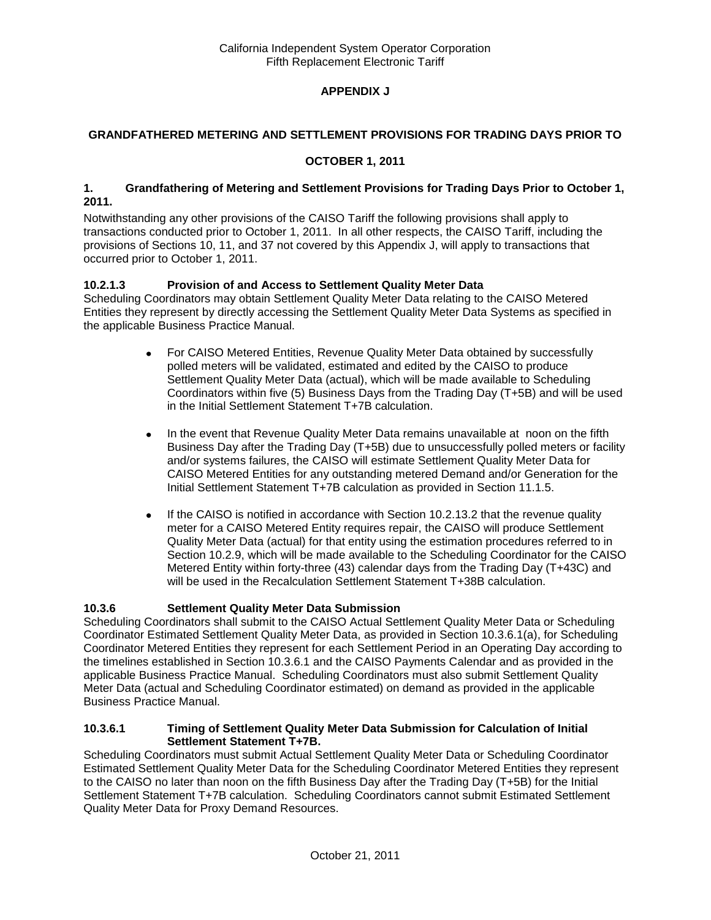**APPENDIX J**

**GRANDFATHERED METERING AND SETTLEMENT PROVISIONS FOR TRADING DAYS PRIOR TO OCTOBER 1, 2011**

**1. Grandfathering of Metering and Settlement Provisions for Trading Days Prior to October 1, 2011.**

Notwithstanding any other provisions of the CAISO Tariff the following provisions shall apply to transactions conducted prior to October 1, 2011. In all other respects, the CAISO Tariff, including the provisions of Sections 10, 11, and 37 not covered by this Appendix J, will apply to transactions that occurred prior to October 1, 2011.

**10.2.1.3 Provision of and Access to Settlement Quality Meter Data**

Scheduling Coordinators may obtain Settlement Quality Meter Data relating to the CAISO Metered Entities they represent by directly accessing the Settlement Quality Meter Data Systems as specified in the applicable Business Practice Manual.

- For CAISO Metered Entities, Revenue Quality Meter Data obtained by successfully polled meters will be validated, estimated and edited by the CAISO to produce Settlement Quality Meter Data (actual), which will be made available to Scheduling Coordinators within five (5) Business Days from the Trading Day (T+5B) and will be used in the Initial Settlement Statement T+7B calculation.
- In the event that Revenue Quality Meter Data remains unavailable at noon on the fifth Business Day after the Trading Day (T+5B) due to unsuccessfully polled meters or facility and/or systems failures, the CAISO will estimate Settlement Quality Meter Data for CAISO Metered Entities for any outstanding metered Demand and/or Generation for the Initial Settlement Statement T+7B calculation as provided in Section 11.1.5.
- If the CAISO is notified in accordance with Section 10.2.13.2 that the revenue quality meter for a CAISO Metered Entity requires repair, the CAISO will produce Settlement Quality Meter Data (actual) for that entity using the estimation procedures referred to in Section 10.2.9, which will be made available to the Scheduling Coordinator for the CAISO Metered Entity within forty-three (43) calendar days from the Trading Day (T+43C) and will be used in the Recalculation Settlement Statement T+38B calculation.

**10.3.6 Settlement Quality Meter Data Submission**

Scheduling Coordinators shall submit to the CAISO Actual Settlement Quality Meter Data or Scheduling Coordinator Estimated Settlement Quality Meter Data, as provided in Section 10.3.6.1(a), for Scheduling Coordinator Metered Entities they represent for each Settlement Period in an Operating Day according to the timelines established in Section 10.3.6.1 and the CAISO Payments Calendar and as provided in the applicable Business Practice Manual. Scheduling Coordinators must also submit Settlement Quality Meter Data (actual and Scheduling Coordinator estimated) on demand as provided in the applicable Business Practice Manual.

**10.3.6.1 Timing of Settlement Quality Meter Data Submission for Calculation of Initial Settlement Statement T+7B.**

Scheduling Coordinators must submit Actual Settlement Quality Meter Data or Scheduling Coordinator Estimated Settlement Quality Meter Data for the Scheduling Coordinator Metered Entities they represent to the CAISO no later than noon on the fifth Business Day after the Trading Day (T+5B) for the Initial Settlement Statement T+7B calculation. Scheduling Coordinators cannot submit Estimated Settlement Quality Meter Data for Proxy Demand Resources.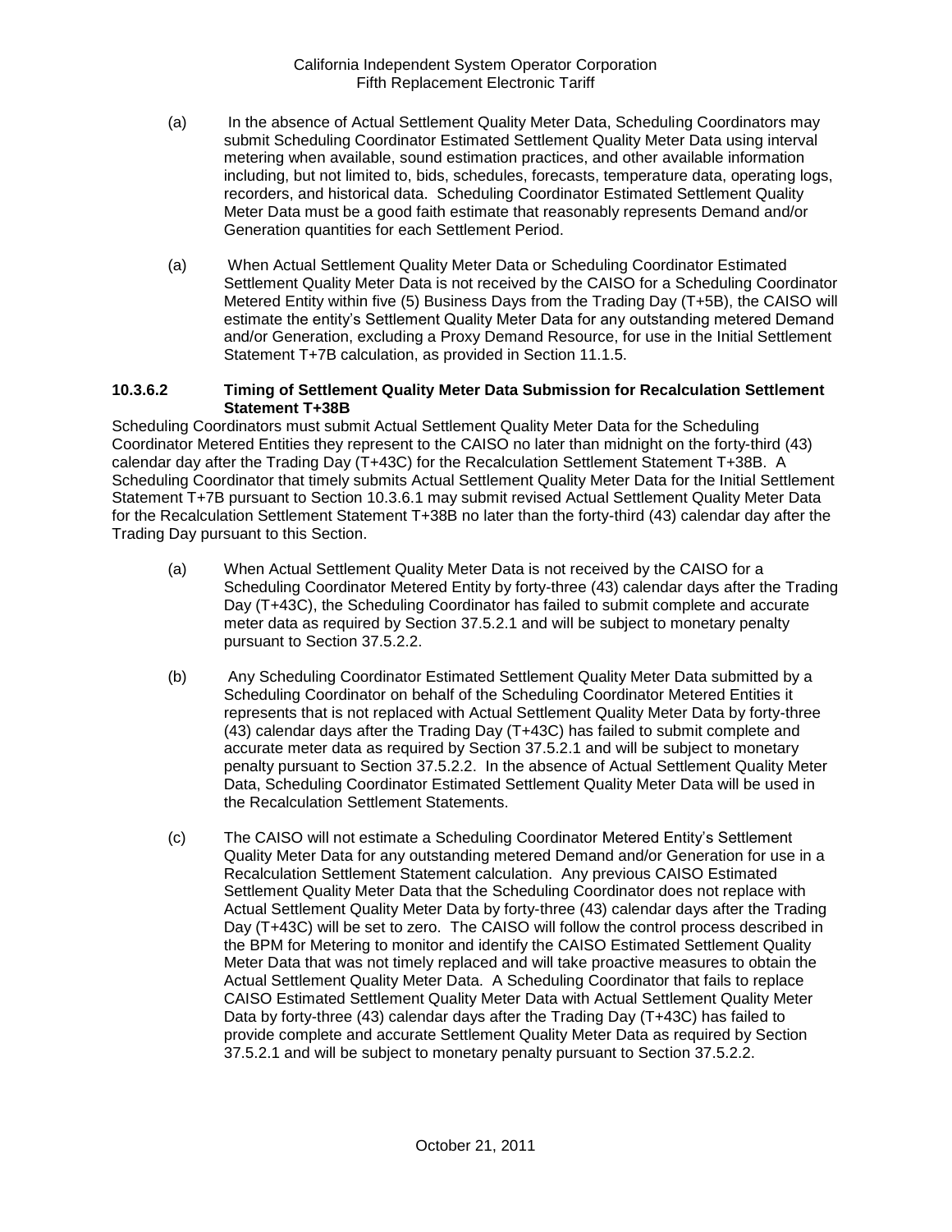(a) In the absence of Actual Settlement Quality Meter Data, Scheduling Coordinators may submit Scheduling Coordinator Estimated Settlement Quality Meter Data using interval metering when available, sound estimation practices, and other available information including, but not limited to, bids, schedules, forecasts, temperature data, operating logs, recorders, and historical data. Scheduling Coordinator Estimated Settlement Quality Meter Data must be a good faith estimate that reasonably represents Demand and/or Generation quantities for each Settlement Period.

(a) When Actual Settlement Quality Meter Data or Scheduling Coordinator Estimated Settlement Quality Meter Data is not received by the CAISO for a Scheduling Coordinator Metered Entity within five (5) Business Days from the Trading Day (T+5B), the CAISO will estimate the entity's Settlement Quality Meter Data for any outstanding metered Demand and/or Generation, excluding a Proxy Demand Resource, for use in the Initial Settlement Statement T+7B calculation, as provided in Section 11.1.5.

**10.3.6.2 Timing of Settlement Quality Meter Data Submission for Recalculation Settlement Statement T+38B**

Scheduling Coordinators must submit Actual Settlement Quality Meter Data for the Scheduling Coordinator Metered Entities they represent to the CAISO no later than midnight on the forty-third (43) calendar day after the Trading Day (T+43C) for the Recalculation Settlement Statement T+38B. A Scheduling Coordinator that timely submits Actual Settlement Quality Meter Data for the Initial Settlement Statement T+7B pursuant to Section 10.3.6.1 may submit revised Actual Settlement Quality Meter Data for the Recalculation Settlement Statement T+38B no later than the forty-third (43) calendar day after the Trading Day pursuant to this Section.

(a) When Actual Settlement Quality Meter Data is not received by the CAISO for a Scheduling Coordinator Metered Entity by forty-three (43) calendar days after the Trading Day (T+43C), the Scheduling Coordinator has failed to submit complete and accurate meter data as required by Section 37.5.2.1 and will be subject to monetary penalty pursuant to Section 37.5.2.2.

(b) Any Scheduling Coordinator Estimated Settlement Quality Meter Data submitted by a Scheduling Coordinator on behalf of the Scheduling Coordinator Metered Entities it represents that is not replaced with Actual Settlement Quality Meter Data by forty-three (43) calendar days after the Trading Day (T+43C) has failed to submit complete and accurate meter data as required by Section 37.5.2.1 and will be subject to monetary penalty pursuant to Section 37.5.2.2. In the absence of Actual Settlement Quality Meter Data, Scheduling Coordinator Estimated Settlement Quality Meter Data will be used in the Recalculation Settlement Statements.

(c) The CAISO will not estimate a Scheduling Coordinator Metered Entity's Settlement Quality Meter Data for any outstanding metered Demand and/or Generation for use in a Recalculation Settlement Statement calculation. Any previous CAISO Estimated Settlement Quality Meter Data that the Scheduling Coordinator does not replace with Actual Settlement Quality Meter Data by forty-three (43) calendar days after the Trading Day (T+43C) will be set to zero. The CAISO will follow the control process described in the BPM for Metering to monitor and identify the CAISO Estimated Settlement Quality Meter Data that was not timely replaced and will take proactive measures to obtain the Actual Settlement Quality Meter Data. A Scheduling Coordinator that fails to replace CAISO Estimated Settlement Quality Meter Data with Actual Settlement Quality Meter Data by forty-three (43) calendar days after the Trading Day (T+43C) has failed to provide complete and accurate Settlement Quality Meter Data as required by Section 37.5.2.1 and will be subject to monetary penalty pursuant to Section 37.5.2.2.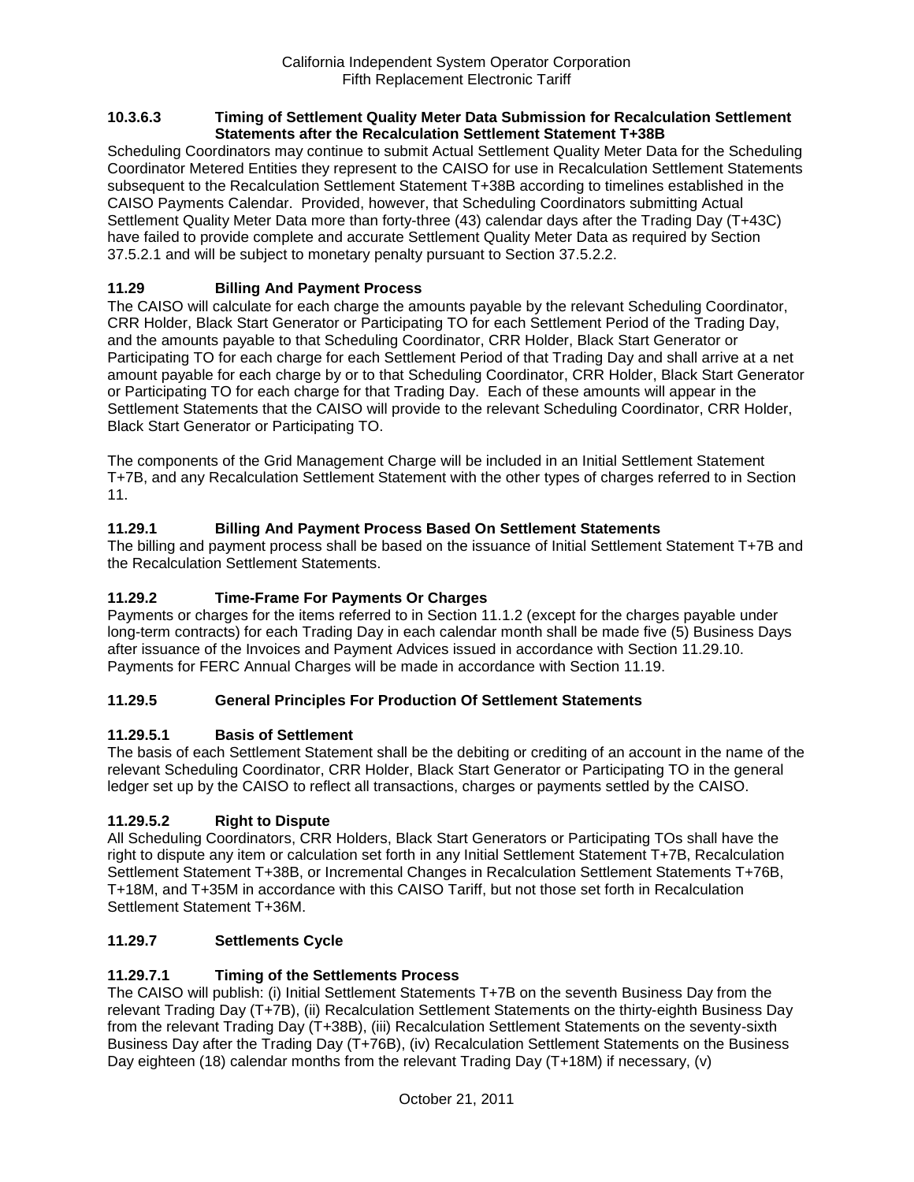#### 10.3.6.3 Timing of Settlement Quality Meter Data Submission for Recalculation Settlement Statements after the Recalculation Settlement Statement T+38B

Scheduling Coordinators may continue to submit Actual Settlement Quality Meter Data for the Scheduling Coordinator Metered Entities they represent to the CAISO for use in Recalculation Settlement Statements subsequent to the Recalculation Settlement Statement T+38B according to timelines established in the CAISO Payments Calendar. Provided, however, that Scheduling Coordinators submitting Actual Settlement Quality Meter Data more than forty-three (43) calendar days after the Trading Day (T+43C) have failed to provide complete and accurate Settlement Quality Meter Data as required by Section 37.5.2.1 and will be subject to monetary penalty pursuant to Section 37.5.2.2.

## 11.29 Billing And Payment Process

The CAISO will calculate for each charge the amounts payable by the relevant Scheduling Coordinator, CRR Holder, Black Start Generator or Participating TO for each Settlement Period of the Trading Day, and the amounts payable to that Scheduling Coordinator, CRR Holder, Black Start Generator or Participating TO for each charge for each Settlement Period of that Trading Day and shall arrive at a net amount payable for each charge by or to that Scheduling Coordinator, CRR Holder, Black Start Generator or Participating TO for each charge for that Trading Day. Each of these amounts will appear in the Settlement Statements that the CAISO will provide to the relevant Scheduling Coordinator, CRR Holder, Black Start Generator or Participating TO.

The components of the Grid Management Charge will be included in an Initial Settlement Statement T+7B, and any Recalculation Settlement Statement with the other types of charges referred to in Section 11.

### 11.29.1 Billing And Payment Process Based On Settlement Statements

The billing and payment process shall be based on the issuance of Initial Settlement Statement T+7B and the Recalculation Settlement Statements.

### 11.29.2 Time-Frame For Payments Or Charges

Payments or charges for the items referred to in Section 11.1.2 (except for the charges payable under long-term contracts) for each Trading Day in each calendar month shall be made five (5) Business Days after issuance of the Invoices and Payment Advices issued in accordance with Section 11.29.10. Payments for FERC Annual Charges will be made in accordance with Section 11.19.

### 11.29.5 General Principles For Production Of Settlement Statements

#### 11.29.5.1 Basis of Settlement

The basis of each Settlement Statement shall be the debiting or crediting of an account in the name of the relevant Scheduling Coordinator, CRR Holder, Black Start Generator or Participating TO in the general ledger set up by the CAISO to reflect all transactions, charges or payments settled by the CAISO.

#### 11.29.5.2 Right to Dispute

All Scheduling Coordinators, CRR Holders, Black Start Generators or Participating TOs shall have the right to dispute any item or calculation set forth in any Initial Settlement Statement T+7B, Recalculation Settlement Statement T+38B, or Incremental Changes in Recalculation Settlement Statements T+76B, T+18M, and T+35M in accordance with this CAISO Tariff, but not those set forth in Recalculation Settlement Statement T+36M.

### 11.29.7 Settlements Cycle

#### 11.29.7.1 Timing of the Settlements Process

The CAISO will publish: (i) Initial Settlement Statements T+7B on the seventh Business Day from the relevant Trading Day (T+7B), (ii) Recalculation Settlement Statements on the thirty-eighth Business Day from the relevant Trading Day (T+38B), (iii) Recalculation Settlement Statements on the seventy-sixth Business Day after the Trading Day (T+76B), (iv) Recalculation Settlement Statements on the Business Day eighteen (18) calendar months from the relevant Trading Day (T+18M) if necessary, (v)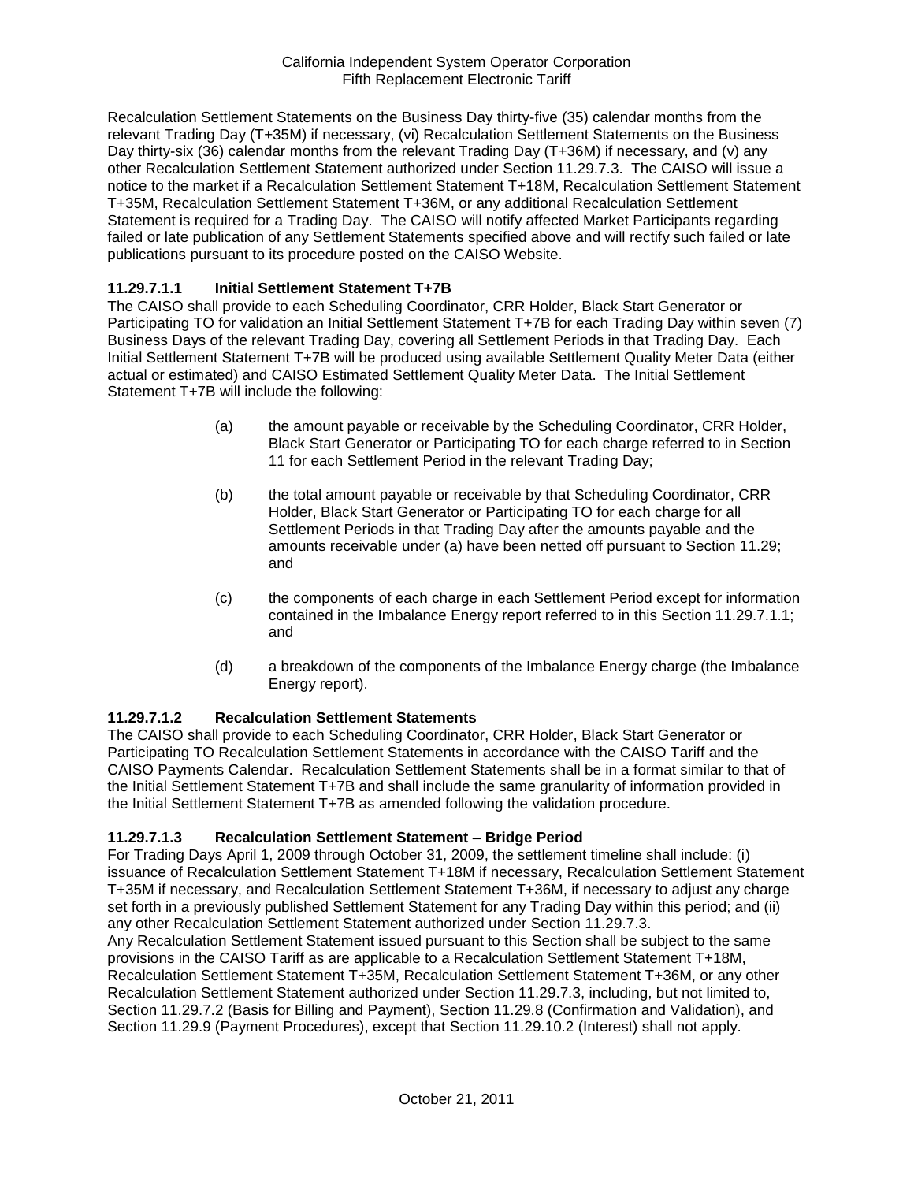Recalculation Settlement Statements on the Business Day thirty-five (35) calendar months from the relevant Trading Day (T+35M) if necessary, (vi) Recalculation Settlement Statements on the Business Day thirty-six (36) calendar months from the relevant Trading Day (T+36M) if necessary, and (v) any other Recalculation Settlement Statement authorized under Section 11.29.7.3. The CAISO will issue a notice to the market if a Recalculation Settlement Statement T+18M, Recalculation Settlement Statement T+35M, Recalculation Settlement Statement T+36M, or any additional Recalculation Settlement Statement is required for a Trading Day. The CAISO will notify affected Market Participants regarding failed or late publication of any Settlement Statements specified above and will rectify such failed or late publications pursuant to its procedure posted on the CAISO Website.

### 11.29.7.1.1 Initial Settlement Statement T+7B

The CAISO shall provide to each Scheduling Coordinator, CRR Holder, Black Start Generator or Participating TO for validation an Initial Settlement Statement T+7B for each Trading Day within seven (7) Business Days of the relevant Trading Day, covering all Settlement Periods in that Trading Day. Each Initial Settlement Statement T+7B will be produced using available Settlement Quality Meter Data (either actual or estimated) and CAISO Estimated Settlement Quality Meter Data. The Initial Settlement Statement T+7B will include the following:

(a) the amount payable or receivable by the Scheduling Coordinator, CRR Holder, Black Start Generator or Participating TO for each charge referred to in Section 11 for each Settlement Period in the relevant Trading Day;

(b) the total amount payable or receivable by that Scheduling Coordinator, CRR Holder, Black Start Generator or Participating TO for each charge for all Settlement Periods in that Trading Day after the amounts payable and the amounts receivable under (a) have been netted off pursuant to Section 11.29; and

(c) the components of each charge in each Settlement Period except for information contained in the Imbalance Energy report referred to in this Section 11.29.7.1.1; and

(d) a breakdown of the components of the Imbalance Energy charge (the Imbalance Energy report).

### 11.29.7.1.2 Recalculation Settlement Statements

The CAISO shall provide to each Scheduling Coordinator, CRR Holder, Black Start Generator or Participating TO Recalculation Settlement Statements in accordance with the CAISO Tariff and the CAISO Payments Calendar. Recalculation Settlement Statements shall be in a format similar to that of the Initial Settlement Statement T+7B and shall include the same granularity of information provided in the Initial Settlement Statement T+7B as amended following the validation procedure.

### 11.29.7.1.3 Recalculation Settlement Statement – Bridge Period

For Trading Days April 1, 2009 through October 31, 2009, the settlement timeline shall include: (i) issuance of Recalculation Settlement Statement T+18M if necessary, Recalculation Settlement Statement T+35M if necessary, and Recalculation Settlement Statement T+36M, if necessary to adjust any charge set forth in a previously published Settlement Statement for any Trading Day within this period; and (ii) any other Recalculation Settlement Statement authorized under Section 11.29.7.3.

Any Recalculation Settlement Statement issued pursuant to this Section shall be subject to the same provisions in the CAISO Tariff as are applicable to a Recalculation Settlement Statement T+18M, Recalculation Settlement Statement T+35M, Recalculation Settlement Statement T+36M, or any other Recalculation Settlement Statement authorized under Section 11.29.7.3, including, but not limited to, Section 11.29.7.2 (Basis for Billing and Payment), Section 11.29.8 (Confirmation and Validation), and Section 11.29.9 (Payment Procedures), except that Section 11.29.10.2 (Interest) shall not apply.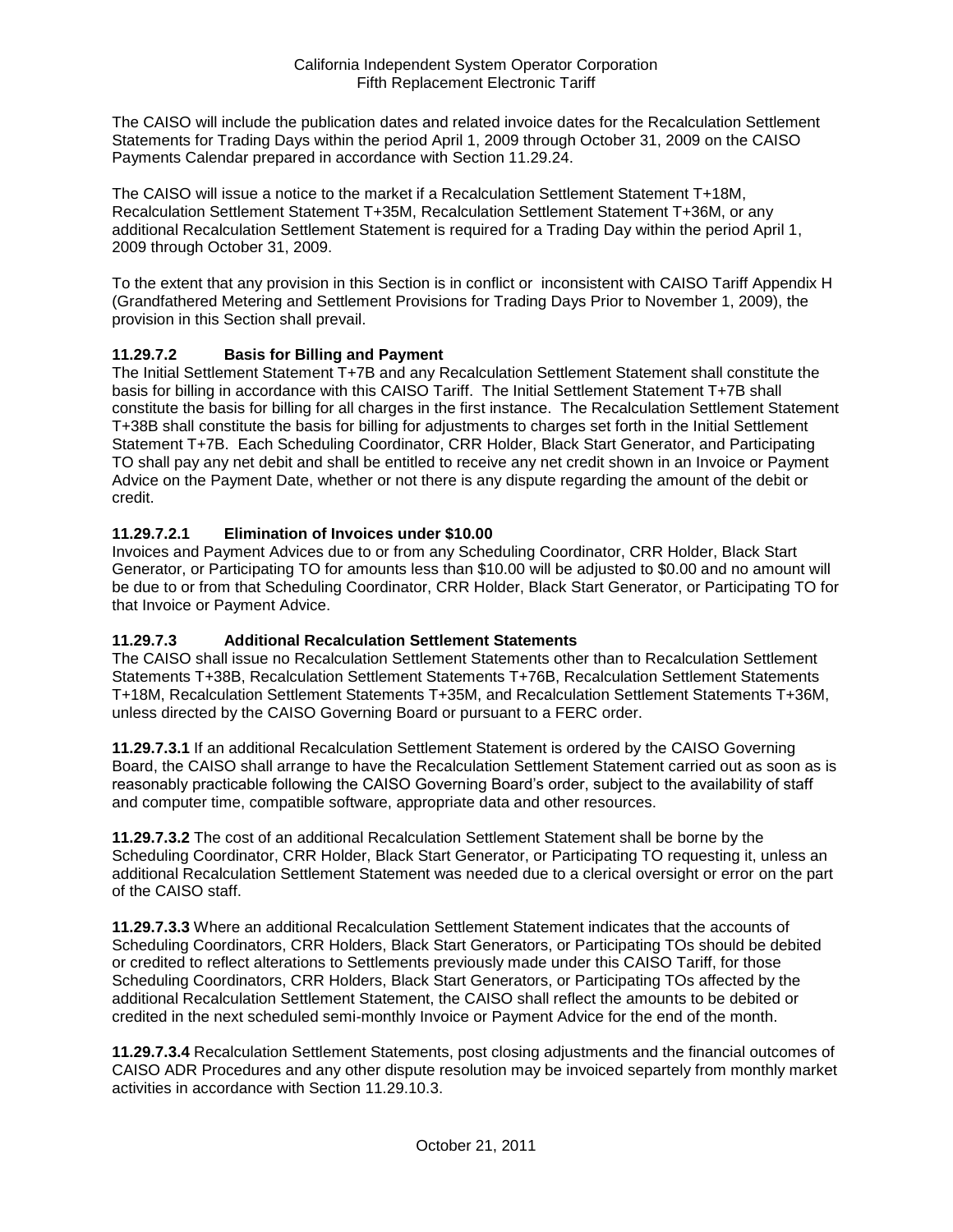The CAISO will include the publication dates and related invoice dates for the Recalculation Settlement Statements for Trading Days within the period April 1, 2009 through October 31, 2009 on the CAISO Payments Calendar prepared in accordance with Section 11.29.24.

The CAISO will issue a notice to the market if a Recalculation Settlement Statement T+18M, Recalculation Settlement Statement T+35M, Recalculation Settlement Statement T+36M, or any additional Recalculation Settlement Statement is required for a Trading Day within the period April 1, 2009 through October 31, 2009.

To the extent that any provision in this Section is in conflict or inconsistent with CAISO Tariff Appendix H (Grandfathered Metering and Settlement Provisions for Trading Days Prior to November 1, 2009), the provision in this Section shall prevail.

### 11.29.7.2 Basis for Billing and Payment

The Initial Settlement Statement T+7B and any Recalculation Settlement Statement shall constitute the basis for billing in accordance with this CAISO Tariff. The Initial Settlement Statement T+7B shall constitute the basis for billing for all charges in the first instance. The Recalculation Settlement Statement T+38B shall constitute the basis for billing for adjustments to charges set forth in the Initial Settlement Statement T+7B. Each Scheduling Coordinator, CRR Holder, Black Start Generator, and Participating TO shall pay any net debit and shall be entitled to receive any net credit shown in an Invoice or Payment Advice on the Payment Date, whether or not there is any dispute regarding the amount of the debit or credit.

### 11.29.7.2.1 Elimination of Invoices under $10.00

Invoices and Payment Advices due to or from any Scheduling Coordinator, CRR Holder, Black Start Generator, or Participating TO for amounts less than $10.00 will be adjusted to $0.00 and no amount will be due to or from that Scheduling Coordinator, CRR Holder, Black Start Generator, or Participating TO for that Invoice or Payment Advice.

### 11.29.7.3 Additional Recalculation Settlement Statements

The CAISO shall issue no Recalculation Settlement Statements other than to Recalculation Settlement Statements T+38B, Recalculation Settlement Statements T+76B, Recalculation Settlement Statements T+18M, Recalculation Settlement Statements T+35M, and Recalculation Settlement Statements T+36M, unless directed by the CAISO Governing Board or pursuant to a FERC order.

**11.29.7.3.1** If an additional Recalculation Settlement Statement is ordered by the CAISO Governing Board, the CAISO shall arrange to have the Recalculation Settlement Statement carried out as soon as is reasonably practicable following the CAISO Governing Board's order, subject to the availability of staff and computer time, compatible software, appropriate data and other resources.

**11.29.7.3.2** The cost of an additional Recalculation Settlement Statement shall be borne by the Scheduling Coordinator, CRR Holder, Black Start Generator, or Participating TO requesting it, unless an additional Recalculation Settlement Statement was needed due to a clerical oversight or error on the part of the CAISO staff.

**11.29.7.3.3** Where an additional Recalculation Settlement Statement indicates that the accounts of Scheduling Coordinators, CRR Holders, Black Start Generators, or Participating TOs should be debited or credited to reflect alterations to Settlements previously made under this CAISO Tariff, for those Scheduling Coordinators, CRR Holders, Black Start Generators, or Participating TOs affected by the additional Recalculation Settlement Statement, the CAISO shall reflect the amounts to be debited or credited in the next scheduled semi-monthly Invoice or Payment Advice for the end of the month.

**11.29.7.3.4** Recalculation Settlement Statements, post closing adjustments and the financial outcomes of CAISO ADR Procedures and any other dispute resolution may be invoiced separtely from monthly market activities in accordance with Section 11.29.10.3.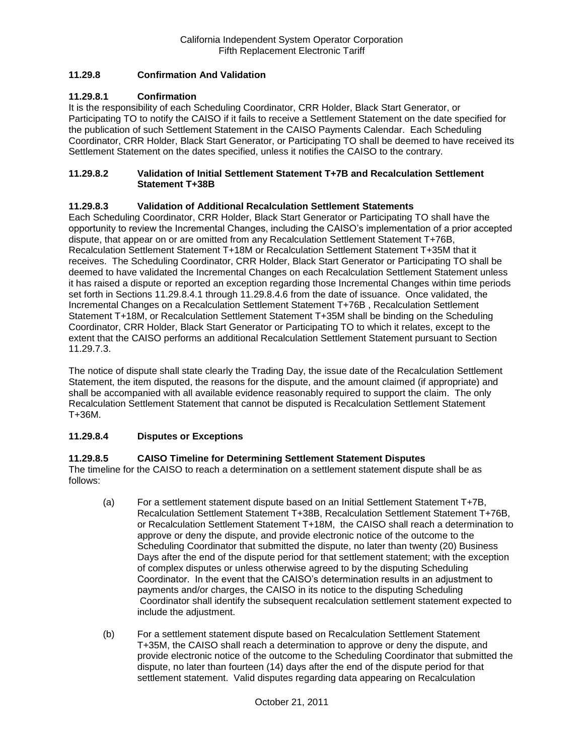### 11.29.8 Confirmation And Validation

### 11.29.8.1 Confirmation

It is the responsibility of each Scheduling Coordinator, CRR Holder, Black Start Generator, or Participating TO to notify the CAISO if it fails to receive a Settlement Statement on the date specified for the publication of such Settlement Statement in the CAISO Payments Calendar. Each Scheduling Coordinator, CRR Holder, Black Start Generator, or Participating TO shall be deemed to have received its Settlement Statement on the dates specified, unless it notifies the CAISO to the contrary.

### 11.29.8.2 Validation of Initial Settlement Statement T+7B and Recalculation Settlement Statement T+38B

### 11.29.8.3 Validation of Additional Recalculation Settlement Statements

Each Scheduling Coordinator, CRR Holder, Black Start Generator or Participating TO shall have the opportunity to review the Incremental Changes, including the CAISO's implementation of a prior accepted dispute, that appear on or are omitted from any Recalculation Settlement Statement T+76B, Recalculation Settlement Statement T+18M or Recalculation Settlement Statement T+35M that it receives. The Scheduling Coordinator, CRR Holder, Black Start Generator or Participating TO shall be deemed to have validated the Incremental Changes on each Recalculation Settlement Statement unless it has raised a dispute or reported an exception regarding those Incremental Changes within time periods set forth in Sections 11.29.8.4.1 through 11.29.8.4.6 from the date of issuance. Once validated, the Incremental Changes on a Recalculation Settlement Statement T+76B , Recalculation Settlement Statement T+18M, or Recalculation Settlement Statement T+35M shall be binding on the Scheduling Coordinator, CRR Holder, Black Start Generator or Participating TO to which it relates, except to the extent that the CAISO performs an additional Recalculation Settlement Statement pursuant to Section 11.29.7.3.

The notice of dispute shall state clearly the Trading Day, the issue date of the Recalculation Settlement Statement, the item disputed, the reasons for the dispute, and the amount claimed (if appropriate) and shall be accompanied with all available evidence reasonably required to support the claim. The only Recalculation Settlement Statement that cannot be disputed is Recalculation Settlement Statement T+36M.

### 11.29.8.4 Disputes or Exceptions

### 11.29.8.5 CAISO Timeline for Determining Settlement Statement Disputes

The timeline for the CAISO to reach a determination on a settlement statement dispute shall be as follows:

(a) For a settlement statement dispute based on an Initial Settlement Statement T+7B, Recalculation Settlement Statement T+38B, Recalculation Settlement Statement T+76B, or Recalculation Settlement Statement T+18M, the CAISO shall reach a determination to approve or deny the dispute, and provide electronic notice of the outcome to the Scheduling Coordinator that submitted the dispute, no later than twenty (20) Business Days after the end of the dispute period for that settlement statement; with the exception of complex disputes or unless otherwise agreed to by the disputing Scheduling Coordinator. In the event that the CAISO's determination results in an adjustment to payments and/or charges, the CAISO in its notice to the disputing Scheduling Coordinator shall identify the subsequent recalculation settlement statement expected to include the adjustment.

(b) For a settlement statement dispute based on Recalculation Settlement Statement T+35M, the CAISO shall reach a determination to approve or deny the dispute, and provide electronic notice of the outcome to the Scheduling Coordinator that submitted the dispute, no later than fourteen (14) days after the end of the dispute period for that settlement statement. Valid disputes regarding data appearing on Recalculation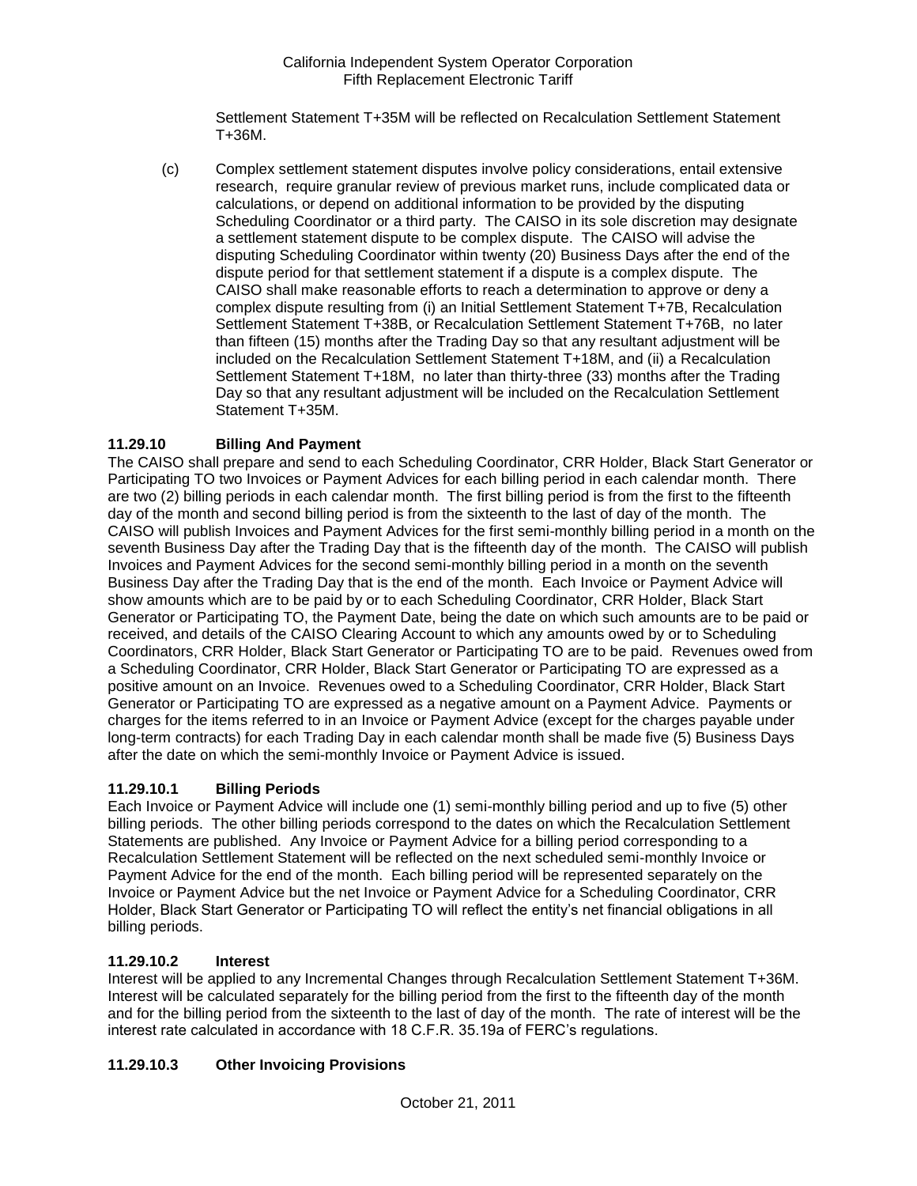Settlement Statement T+35M will be reflected on Recalculation Settlement Statement T+36M.

(c) Complex settlement statement disputes involve policy considerations, entail extensive research, require granular review of previous market runs, include complicated data or calculations, or depend on additional information to be provided by the disputing Scheduling Coordinator or a third party. The CAISO in its sole discretion may designate a settlement statement dispute to be complex dispute. The CAISO will advise the disputing Scheduling Coordinator within twenty (20) Business Days after the end of the dispute period for that settlement statement if a dispute is a complex dispute. The CAISO shall make reasonable efforts to reach a determination to approve or deny a complex dispute resulting from (i) an Initial Settlement Statement T+7B, Recalculation Settlement Statement T+38B, or Recalculation Settlement Statement T+76B, no later than fifteen (15) months after the Trading Day so that any resultant adjustment will be included on the Recalculation Settlement Statement T+18M, and (ii) a Recalculation Settlement Statement T+18M, no later than thirty-three (33) months after the Trading Day so that any resultant adjustment will be included on the Recalculation Settlement Statement T+35M.

### 11.29.10 Billing And Payment

The CAISO shall prepare and send to each Scheduling Coordinator, CRR Holder, Black Start Generator or Participating TO two Invoices or Payment Advices for each billing period in each calendar month. There are two (2) billing periods in each calendar month. The first billing period is from the first to the fifteenth day of the month and second billing period is from the sixteenth to the last of day of the month. The CAISO will publish Invoices and Payment Advices for the first semi-monthly billing period in a month on the seventh Business Day after the Trading Day that is the fifteenth day of the month. The CAISO will publish Invoices and Payment Advices for the second semi-monthly billing period in a month on the seventh Business Day after the Trading Day that is the end of the month. Each Invoice or Payment Advice will show amounts which are to be paid by or to each Scheduling Coordinator, CRR Holder, Black Start Generator or Participating TO, the Payment Date, being the date on which such amounts are to be paid or received, and details of the CAISO Clearing Account to which any amounts owed by or to Scheduling Coordinators, CRR Holder, Black Start Generator or Participating TO are to be paid. Revenues owed from a Scheduling Coordinator, CRR Holder, Black Start Generator or Participating TO are expressed as a positive amount on an Invoice. Revenues owed to a Scheduling Coordinator, CRR Holder, Black Start Generator or Participating TO are expressed as a negative amount on a Payment Advice. Payments or charges for the items referred to in an Invoice or Payment Advice (except for the charges payable under long-term contracts) for each Trading Day in each calendar month shall be made five (5) Business Days after the date on which the semi-monthly Invoice or Payment Advice is issued.

#### 11.29.10.1 Billing Periods

Each Invoice or Payment Advice will include one (1) semi-monthly billing period and up to five (5) other billing periods. The other billing periods correspond to the dates on which the Recalculation Settlement Statements are published. Any Invoice or Payment Advice for a billing period corresponding to a Recalculation Settlement Statement will be reflected on the next scheduled semi-monthly Invoice or Payment Advice for the end of the month. Each billing period will be represented separately on the Invoice or Payment Advice but the net Invoice or Payment Advice for a Scheduling Coordinator, CRR Holder, Black Start Generator or Participating TO will reflect the entity's net financial obligations in all billing periods.

#### 11.29.10.2 Interest

Interest will be applied to any Incremental Changes through Recalculation Settlement Statement T+36M. Interest will be calculated separately for the billing period from the first to the fifteenth day of the month and for the billing period from the sixteenth to the last of day of the month. The rate of interest will be the interest rate calculated in accordance with 18 C.F.R. 35.19a of FERC's regulations.

#### 11.29.10.3 Other Invoicing Provisions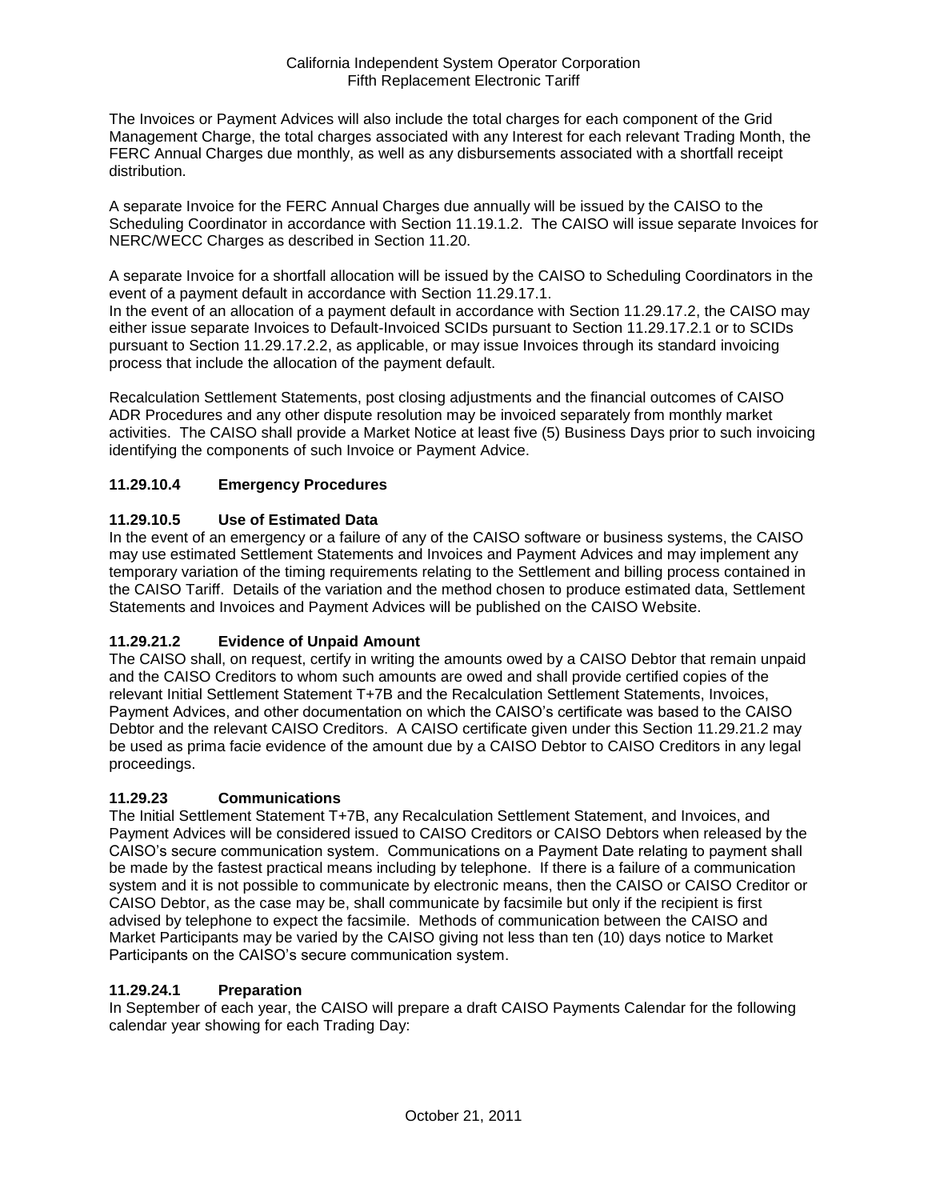The Invoices or Payment Advices will also include the total charges for each component of the Grid Management Charge, the total charges associated with any Interest for each relevant Trading Month, the FERC Annual Charges due monthly, as well as any disbursements associated with a shortfall receipt distribution.

A separate Invoice for the FERC Annual Charges due annually will be issued by the CAISO to the Scheduling Coordinator in accordance with Section 11.19.1.2. The CAISO will issue separate Invoices for NERC/WECC Charges as described in Section 11.20.

A separate Invoice for a shortfall allocation will be issued by the CAISO to Scheduling Coordinators in the event of a payment default in accordance with Section 11.29.17.1.
In the event of an allocation of a payment default in accordance with Section 11.29.17.2, the CAISO may either issue separate Invoices to Default-Invoiced SCIDs pursuant to Section 11.29.17.2.1 or to SCIDs pursuant to Section 11.29.17.2.2, as applicable, or may issue Invoices through its standard invoicing process that include the allocation of the payment default.

Recalculation Settlement Statements, post closing adjustments and the financial outcomes of CAISO ADR Procedures and any other dispute resolution may be invoiced separately from monthly market activities. The CAISO shall provide a Market Notice at least five (5) Business Days prior to such invoicing identifying the components of such Invoice or Payment Advice.

### 11.29.10.4 Emergency Procedures

### 11.29.10.5 Use of Estimated Data

In the event of an emergency or a failure of any of the CAISO software or business systems, the CAISO may use estimated Settlement Statements and Invoices and Payment Advices and may implement any temporary variation of the timing requirements relating to the Settlement and billing process contained in the CAISO Tariff. Details of the variation and the method chosen to produce estimated data, Settlement Statements and Invoices and Payment Advices will be published on the CAISO Website.

### 11.29.21.2 Evidence of Unpaid Amount

The CAISO shall, on request, certify in writing the amounts owed by a CAISO Debtor that remain unpaid and the CAISO Creditors to whom such amounts are owed and shall provide certified copies of the relevant Initial Settlement Statement T+7B and the Recalculation Settlement Statements, Invoices, Payment Advices, and other documentation on which the CAISO's certificate was based to the CAISO Debtor and the relevant CAISO Creditors. A CAISO certificate given under this Section 11.29.21.2 may be used as prima facie evidence of the amount due by a CAISO Debtor to CAISO Creditors in any legal proceedings.

### 11.29.23 Communications

The Initial Settlement Statement T+7B, any Recalculation Settlement Statement, and Invoices, and Payment Advices will be considered issued to CAISO Creditors or CAISO Debtors when released by the CAISO's secure communication system. Communications on a Payment Date relating to payment shall be made by the fastest practical means including by telephone. If there is a failure of a communication system and it is not possible to communicate by electronic means, then the CAISO or CAISO Creditor or CAISO Debtor, as the case may be, shall communicate by facsimile but only if the recipient is first advised by telephone to expect the facsimile. Methods of communication between the CAISO and Market Participants may be varied by the CAISO giving not less than ten (10) days notice to Market Participants on the CAISO's secure communication system.

### 11.29.24.1 Preparation

In September of each year, the CAISO will prepare a draft CAISO Payments Calendar for the following calendar year showing for each Trading Day: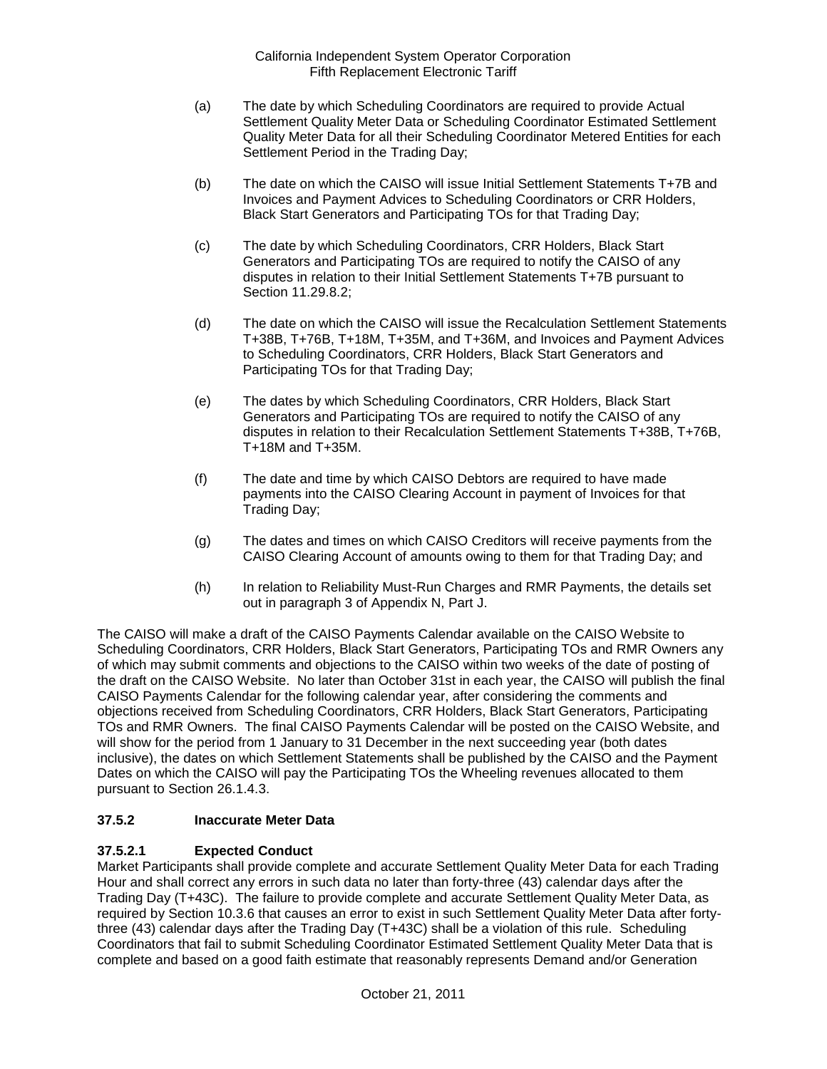(a) The date by which Scheduling Coordinators are required to provide Actual Settlement Quality Meter Data or Scheduling Coordinator Estimated Settlement Quality Meter Data for all their Scheduling Coordinator Metered Entities for each Settlement Period in the Trading Day;

(b) The date on which the CAISO will issue Initial Settlement Statements T+7B and Invoices and Payment Advices to Scheduling Coordinators or CRR Holders, Black Start Generators and Participating TOs for that Trading Day;

(c) The date by which Scheduling Coordinators, CRR Holders, Black Start Generators and Participating TOs are required to notify the CAISO of any disputes in relation to their Initial Settlement Statements T+7B pursuant to Section 11.29.8.2;

(d) The date on which the CAISO will issue the Recalculation Settlement Statements T+38B, T+76B, T+18M, T+35M, and T+36M, and Invoices and Payment Advices to Scheduling Coordinators, CRR Holders, Black Start Generators and Participating TOs for that Trading Day;

(e) The dates by which Scheduling Coordinators, CRR Holders, Black Start Generators and Participating TOs are required to notify the CAISO of any disputes in relation to their Recalculation Settlement Statements T+38B, T+76B, T+18M and T+35M.

(f) The date and time by which CAISO Debtors are required to have made payments into the CAISO Clearing Account in payment of Invoices for that Trading Day;

(g) The dates and times on which CAISO Creditors will receive payments from the CAISO Clearing Account of amounts owing to them for that Trading Day; and

(h) In relation to Reliability Must-Run Charges and RMR Payments, the details set out in paragraph 3 of Appendix N, Part J.

The CAISO will make a draft of the CAISO Payments Calendar available on the CAISO Website to Scheduling Coordinators, CRR Holders, Black Start Generators, Participating TOs and RMR Owners any of which may submit comments and objections to the CAISO within two weeks of the date of posting of the draft on the CAISO Website. No later than October 31st in each year, the CAISO will publish the final CAISO Payments Calendar for the following calendar year, after considering the comments and objections received from Scheduling Coordinators, CRR Holders, Black Start Generators, Participating TOs and RMR Owners. The final CAISO Payments Calendar will be posted on the CAISO Website, and will show for the period from 1 January to 31 December in the next succeeding year (both dates inclusive), the dates on which Settlement Statements shall be published by the CAISO and the Payment Dates on which the CAISO will pay the Participating TOs the Wheeling revenues allocated to them pursuant to Section 26.1.4.3.

### 37.5.2 Inaccurate Meter Data

#### 37.5.2.1 Expected Conduct

Market Participants shall provide complete and accurate Settlement Quality Meter Data for each Trading Hour and shall correct any errors in such data no later than forty-three (43) calendar days after the Trading Day (T+43C). The failure to provide complete and accurate Settlement Quality Meter Data, as required by Section 10.3.6 that causes an error to exist in such Settlement Quality Meter Data after forty-three (43) calendar days after the Trading Day (T+43C) shall be a violation of this rule. Scheduling Coordinators that fail to submit Scheduling Coordinator Estimated Settlement Quality Meter Data that is complete and based on a good faith estimate that reasonably represents Demand and/or Generation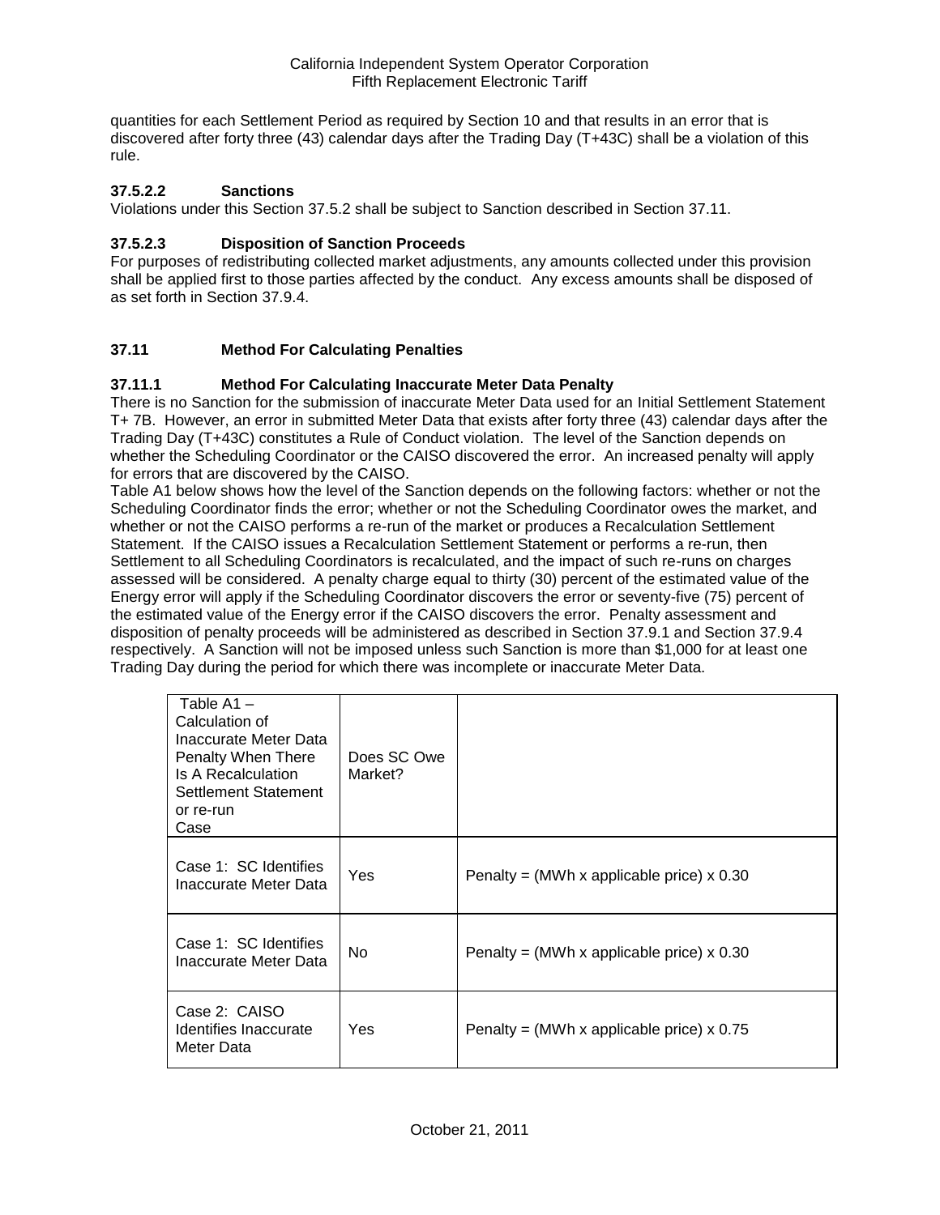quantities for each Settlement Period as required by Section 10 and that results in an error that is discovered after forty three (43) calendar days after the Trading Day (T+43C) shall be a violation of this rule.

### 37.5.2.2 Sanctions

Violations under this Section 37.5.2 shall be subject to Sanction described in Section 37.11.

### 37.5.2.3 Disposition of Sanction Proceeds

For purposes of redistributing collected market adjustments, any amounts collected under this provision shall be applied first to those parties affected by the conduct. Any excess amounts shall be disposed of as set forth in Section 37.9.4.

## 37.11 Method For Calculating Penalties

### 37.11.1 Method For Calculating Inaccurate Meter Data Penalty

There is no Sanction for the submission of inaccurate Meter Data used for an Initial Settlement Statement T+ 7B. However, an error in submitted Meter Data that exists after forty three (43) calendar days after the Trading Day (T+43C) constitutes a Rule of Conduct violation. The level of the Sanction depends on whether the Scheduling Coordinator or the CAISO discovered the error. An increased penalty will apply for errors that are discovered by the CAISO.

Table A1 below shows how the level of the Sanction depends on the following factors: whether or not the Scheduling Coordinator finds the error; whether or not the Scheduling Coordinator owes the market, and whether or not the CAISO performs a re-run of the market or produces a Recalculation Settlement Statement. If the CAISO issues a Recalculation Settlement Statement or performs a re-run, then Settlement to all Scheduling Coordinators is recalculated, and the impact of such re-runs on charges assessed will be considered. A penalty charge equal to thirty (30) percent of the estimated value of the Energy error will apply if the Scheduling Coordinator discovers the error or seventy-five (75) percent of the estimated value of the Energy error if the CAISO discovers the error. Penalty assessment and disposition of penalty proceeds will be administered as described in Section 37.9.1 and Section 37.9.4 respectively. A Sanction will not be imposed unless such Sanction is more than $1,000 for at least one Trading Day during the period for which there was incomplete or inaccurate Meter Data.

| Table A1 – Calculation of Inaccurate Meter Data Penalty When There Is A Recalculation Settlement Statement or re-run Case | Does SC Owe Market? | |
|---|---|---|
| Case 1: SC Identifies Inaccurate Meter Data | Yes | Penalty = (MWh x applicable price) x 0.30 |
| Case 1: SC Identifies Inaccurate Meter Data | No | Penalty = (MWh x applicable price) x 0.30 |
| Case 2: CAISO Identifies Inaccurate Meter Data | Yes | Penalty = (MWh x applicable price) x 0.75 |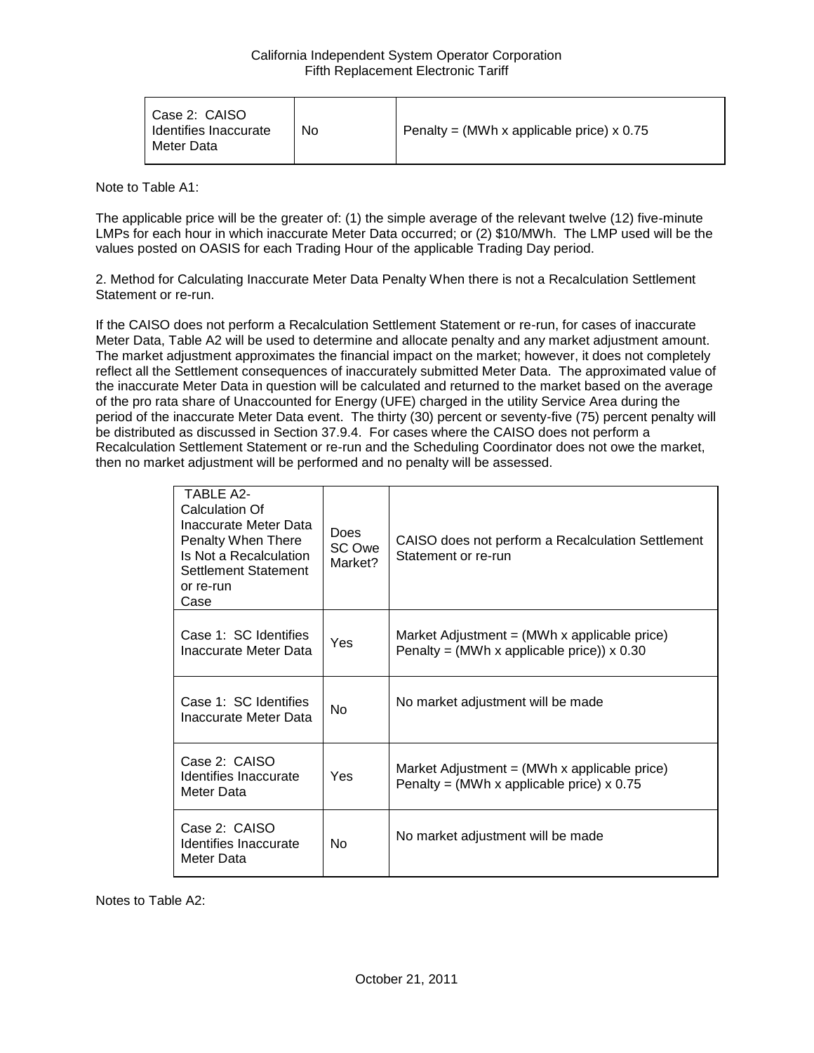| Case 2: CAISO Identifies Inaccurate Meter Data | No | Penalty = (MWh x applicable price) x 0.75 |
|---|---|---|

Note to Table A1:

The applicable price will be the greater of: (1) the simple average of the relevant twelve (12) five-minute LMPs for each hour in which inaccurate Meter Data occurred; or (2) $10/MWh. The LMP used will be the values posted on OASIS for each Trading Hour of the applicable Trading Day period.

2. Method for Calculating Inaccurate Meter Data Penalty When there is not a Recalculation Settlement Statement or re-run.

If the CAISO does not perform a Recalculation Settlement Statement or re-run, for cases of inaccurate Meter Data, Table A2 will be used to determine and allocate penalty and any market adjustment amount. The market adjustment approximates the financial impact on the market; however, it does not completely reflect all the Settlement consequences of inaccurately submitted Meter Data. The approximated value of the inaccurate Meter Data in question will be calculated and returned to the market based on the average of the pro rata share of Unaccounted for Energy (UFE) charged in the utility Service Area during the period of the inaccurate Meter Data event. The thirty (30) percent or seventy-five (75) percent penalty will be distributed as discussed in Section 37.9.4. For cases where the CAISO does not perform a Recalculation Settlement Statement or re-run and the Scheduling Coordinator does not owe the market, then no market adjustment will be performed and no penalty will be assessed.

| TABLE A2- Calculation Of Inaccurate Meter Data Penalty When There Is Not a Recalculation Settlement Statement or re-run Case | Does SC Owe Market? | CAISO does not perform a Recalculation Settlement Statement or re-run |
|---|---|---|
| Case 1: SC Identifies Inaccurate Meter Data | Yes | Market Adjustment = (MWh x applicable price)<br>Penalty = (MWh x applicable price)) x 0.30 |
| Case 1: SC Identifies Inaccurate Meter Data | No | No market adjustment will be made |
| Case 2: CAISO Identifies Inaccurate Meter Data | Yes | Market Adjustment = (MWh x applicable price)<br>Penalty = (MWh x applicable price) x 0.75 |
| Case 2: CAISO Identifies Inaccurate Meter Data | No | No market adjustment will be made |

Notes to Table A2: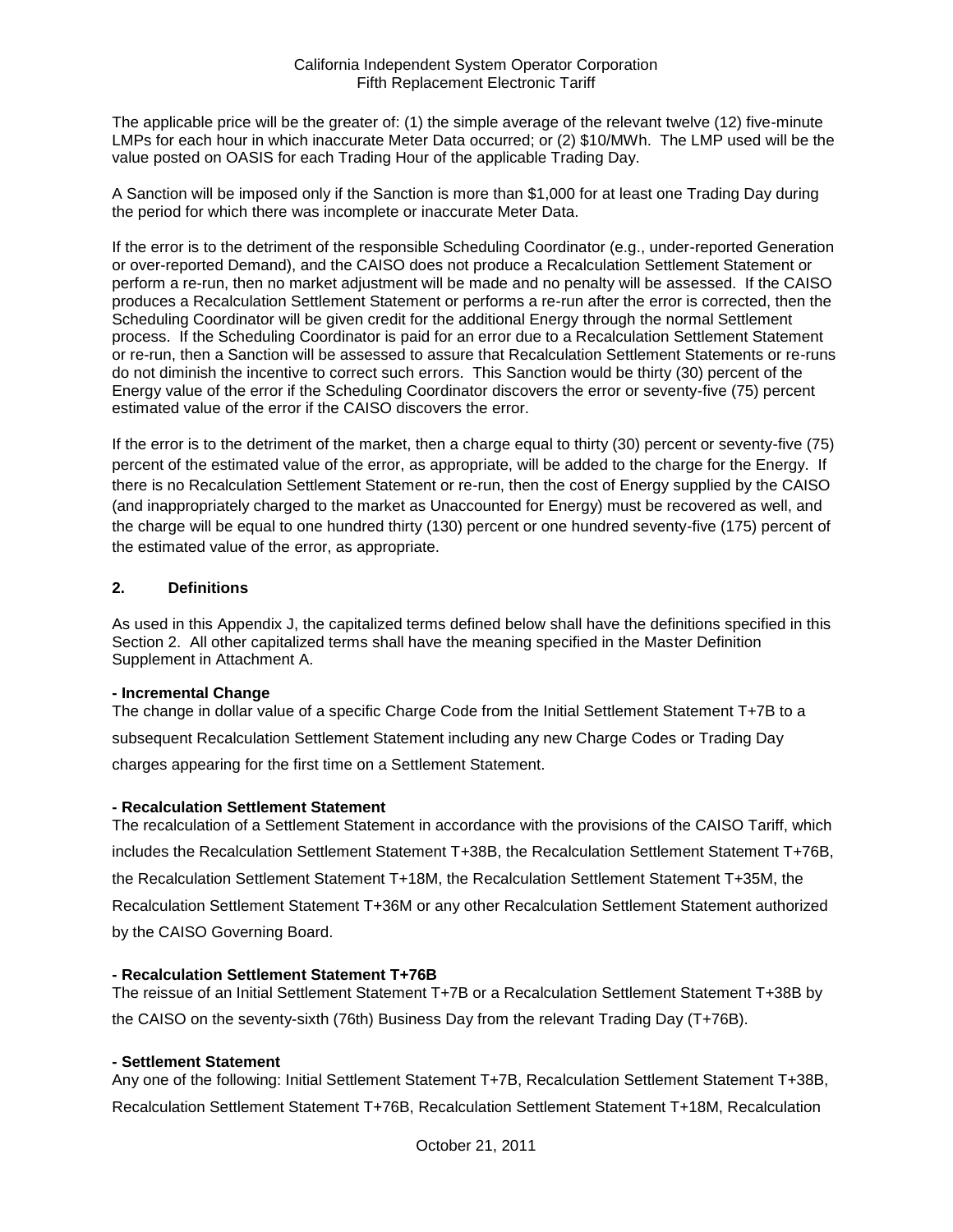The applicable price will be the greater of: (1) the simple average of the relevant twelve (12) five-minute LMPs for each hour in which inaccurate Meter Data occurred; or (2) $10/MWh. The LMP used will be the value posted on OASIS for each Trading Hour of the applicable Trading Day.

A Sanction will be imposed only if the Sanction is more than $1,000 for at least one Trading Day during the period for which there was incomplete or inaccurate Meter Data.

If the error is to the detriment of the responsible Scheduling Coordinator (e.g., under-reported Generation or over-reported Demand), and the CAISO does not produce a Recalculation Settlement Statement or perform a re-run, then no market adjustment will be made and no penalty will be assessed. If the CAISO produces a Recalculation Settlement Statement or performs a re-run after the error is corrected, then the Scheduling Coordinator will be given credit for the additional Energy through the normal Settlement process. If the Scheduling Coordinator is paid for an error due to a Recalculation Settlement Statement or re-run, then a Sanction will be assessed to assure that Recalculation Settlement Statements or re-runs do not diminish the incentive to correct such errors. This Sanction would be thirty (30) percent of the Energy value of the error if the Scheduling Coordinator discovers the error or seventy-five (75) percent estimated value of the error if the CAISO discovers the error.

If the error is to the detriment of the market, then a charge equal to thirty (30) percent or seventy-five (75) percent of the estimated value of the error, as appropriate, will be added to the charge for the Energy. If there is no Recalculation Settlement Statement or re-run, then the cost of Energy supplied by the CAISO (and inappropriately charged to the market as Unaccounted for Energy) must be recovered as well, and the charge will be equal to one hundred thirty (130) percent or one hundred seventy-five (175) percent of the estimated value of the error, as appropriate.

## 2. Definitions

As used in this Appendix J, the capitalized terms defined below shall have the definitions specified in this Section 2. All other capitalized terms shall have the meaning specified in the Master Definition Supplement in Attachment A.

**- Incremental Change**

The change in dollar value of a specific Charge Code from the Initial Settlement Statement T+7B to a subsequent Recalculation Settlement Statement including any new Charge Codes or Trading Day charges appearing for the first time on a Settlement Statement.

**- Recalculation Settlement Statement**

The recalculation of a Settlement Statement in accordance with the provisions of the CAISO Tariff, which includes the Recalculation Settlement Statement T+38B, the Recalculation Settlement Statement T+76B, the Recalculation Settlement Statement T+18M, the Recalculation Settlement Statement T+35M, the Recalculation Settlement Statement T+36M or any other Recalculation Settlement Statement authorized by the CAISO Governing Board.

**- Recalculation Settlement Statement T+76B**

The reissue of an Initial Settlement Statement T+7B or a Recalculation Settlement Statement T+38B by the CAISO on the seventy-sixth (76th) Business Day from the relevant Trading Day (T+76B).

**- Settlement Statement**

Any one of the following: Initial Settlement Statement T+7B, Recalculation Settlement Statement T+38B, Recalculation Settlement Statement T+76B, Recalculation Settlement Statement T+18M, Recalculation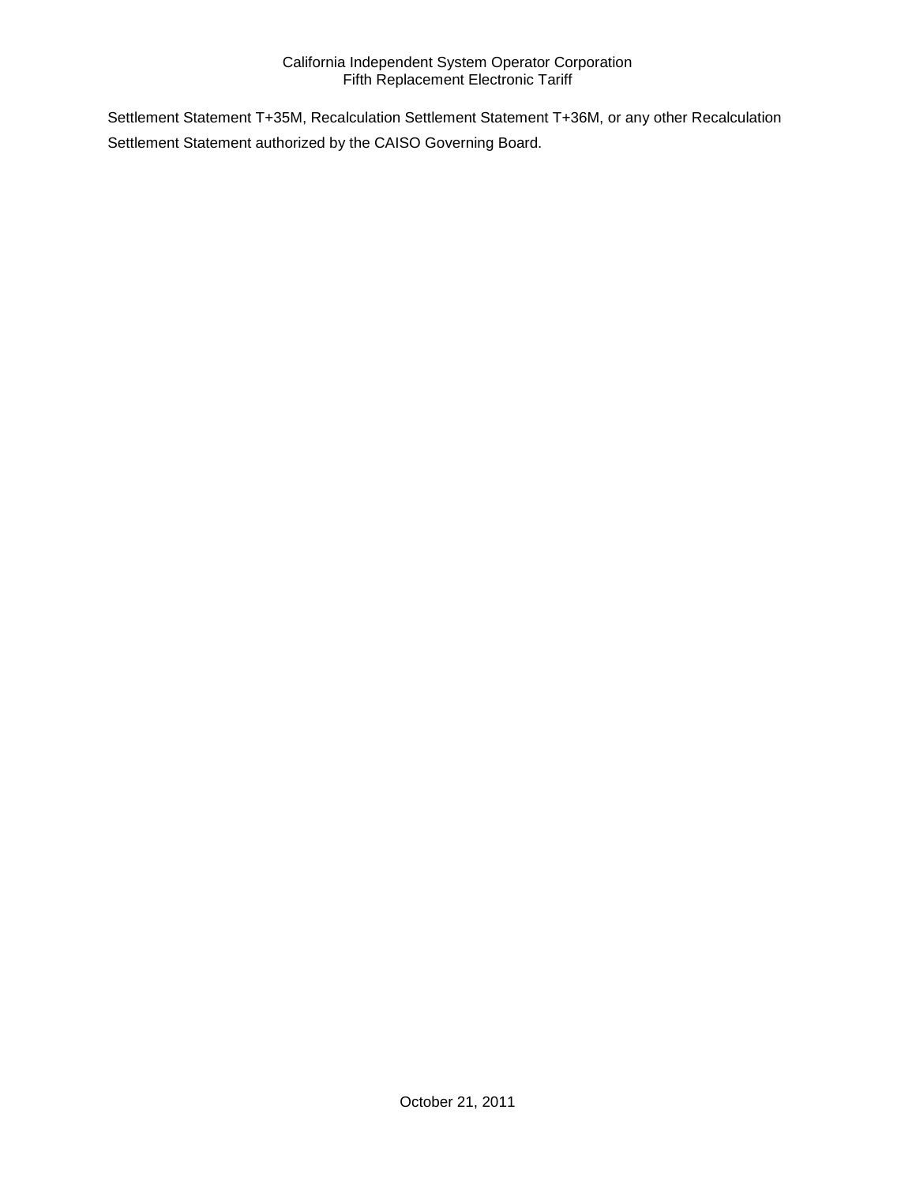Settlement Statement T+35M, Recalculation Settlement Statement T+36M, or any other Recalculation Settlement Statement authorized by the CAISO Governing Board.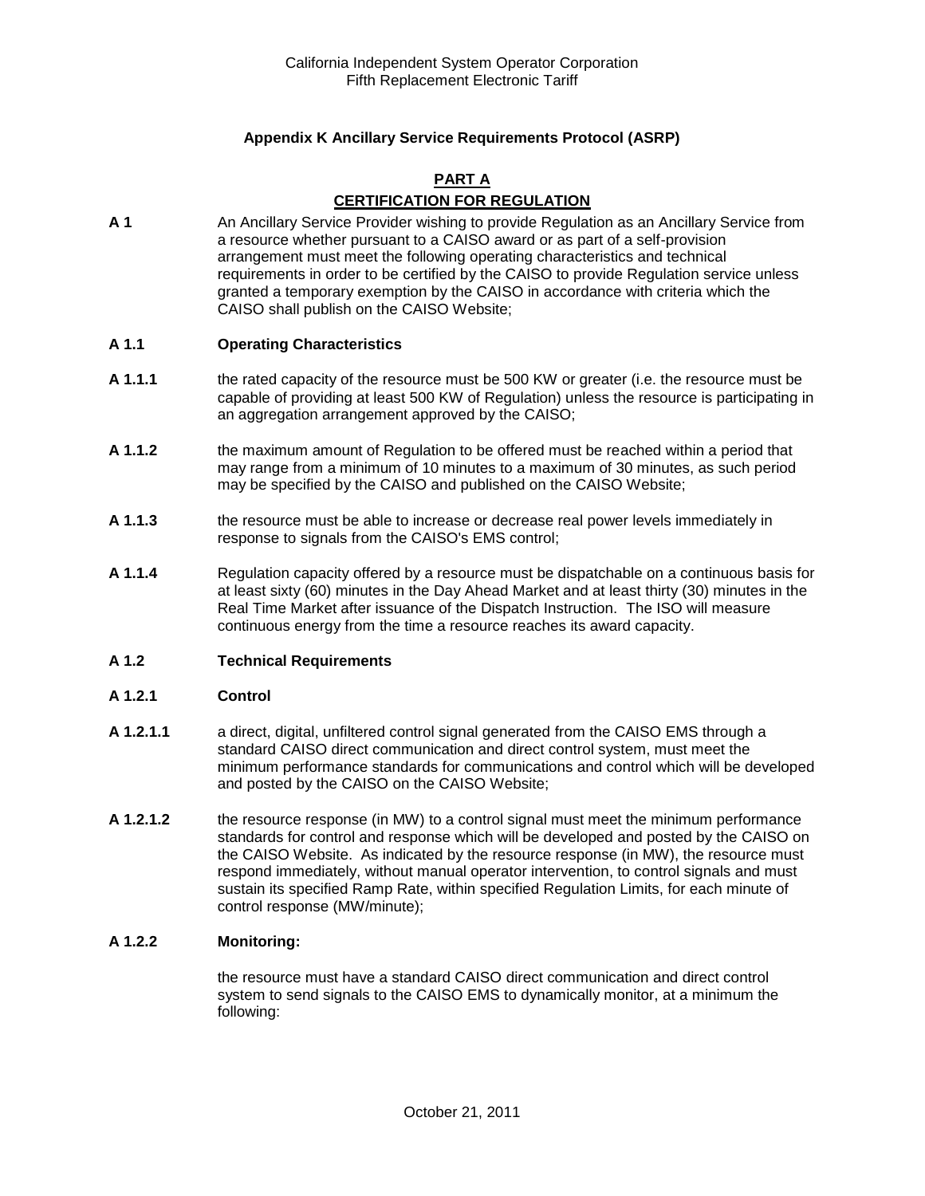### Appendix K Ancillary Service Requirements Protocol (ASRP)

## PART A

## CERTIFICATION FOR REGULATION

**A 1** An Ancillary Service Provider wishing to provide Regulation as an Ancillary Service from a resource whether pursuant to a CAISO award or as part of a self-provision arrangement must meet the following operating characteristics and technical requirements in order to be certified by the CAISO to provide Regulation service unless granted a temporary exemption by the CAISO in accordance with criteria which the CAISO shall publish on the CAISO Website;

**A 1.1 Operating Characteristics**

**A 1.1.1** the rated capacity of the resource must be 500 KW or greater (i.e. the resource must be capable of providing at least 500 KW of Regulation) unless the resource is participating in an aggregation arrangement approved by the CAISO;

**A 1.1.2** the maximum amount of Regulation to be offered must be reached within a period that may range from a minimum of 10 minutes to a maximum of 30 minutes, as such period may be specified by the CAISO and published on the CAISO Website;

**A 1.1.3** the resource must be able to increase or decrease real power levels immediately in response to signals from the CAISO's EMS control;

**A 1.1.4** Regulation capacity offered by a resource must be dispatchable on a continuous basis for at least sixty (60) minutes in the Day Ahead Market and at least thirty (30) minutes in the Real Time Market after issuance of the Dispatch Instruction. The ISO will measure continuous energy from the time a resource reaches its award capacity.

**A 1.2 Technical Requirements**

**A 1.2.1 Control**

**A 1.2.1.1** a direct, digital, unfiltered control signal generated from the CAISO EMS through a standard CAISO direct communication and direct control system, must meet the minimum performance standards for communications and control which will be developed and posted by the CAISO on the CAISO Website;

**A 1.2.1.2** the resource response (in MW) to a control signal must meet the minimum performance standards for control and response which will be developed and posted by the CAISO on the CAISO Website. As indicated by the resource response (in MW), the resource must respond immediately, without manual operator intervention, to control signals and must sustain its specified Ramp Rate, within specified Regulation Limits, for each minute of control response (MW/minute);

**A 1.2.2 Monitoring:**

the resource must have a standard CAISO direct communication and direct control system to send signals to the CAISO EMS to dynamically monitor, at a minimum the following: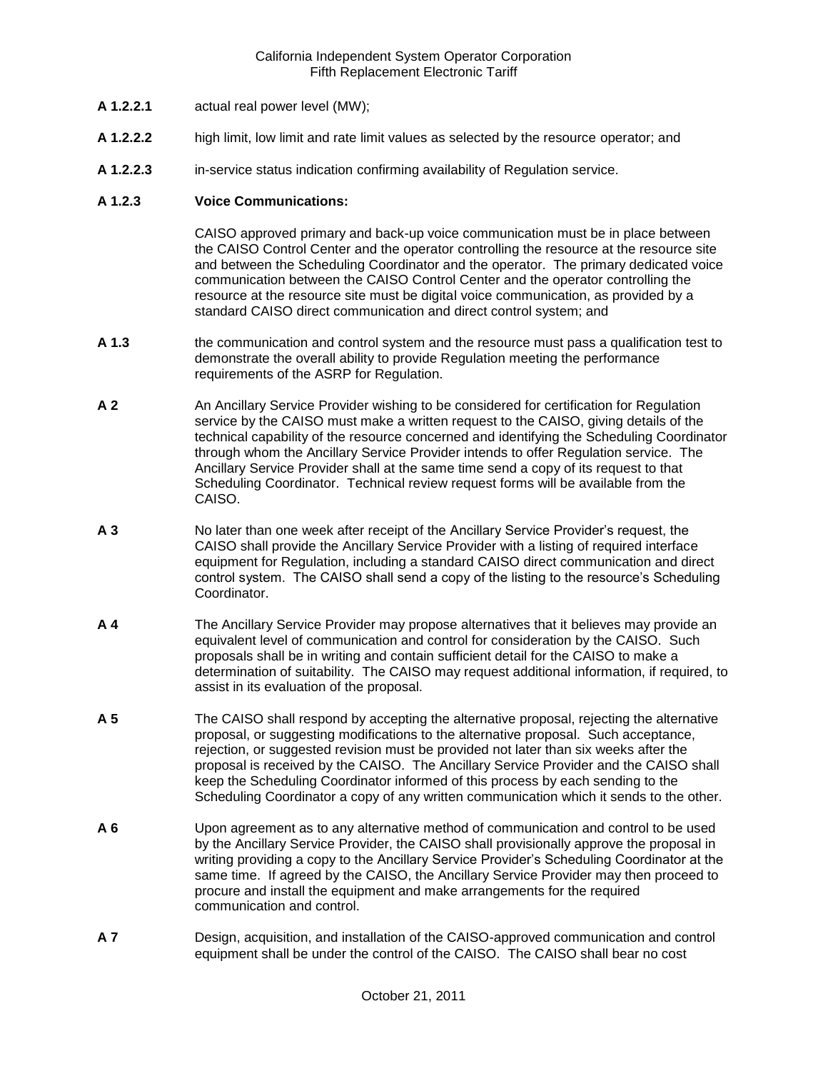**A 1.2.2.1** actual real power level (MW);

**A 1.2.2.2** high limit, low limit and rate limit values as selected by the resource operator; and

**A 1.2.2.3** in-service status indication confirming availability of Regulation service.

**A 1.2.3 Voice Communications:**

CAISO approved primary and back-up voice communication must be in place between the CAISO Control Center and the operator controlling the resource at the resource site and between the Scheduling Coordinator and the operator. The primary dedicated voice communication between the CAISO Control Center and the operator controlling the resource at the resource site must be digital voice communication, as provided by a standard CAISO direct communication and direct control system; and

**A 1.3** the communication and control system and the resource must pass a qualification test to demonstrate the overall ability to provide Regulation meeting the performance requirements of the ASRP for Regulation.

**A 2** An Ancillary Service Provider wishing to be considered for certification for Regulation service by the CAISO must make a written request to the CAISO, giving details of the technical capability of the resource concerned and identifying the Scheduling Coordinator through whom the Ancillary Service Provider intends to offer Regulation service. The Ancillary Service Provider shall at the same time send a copy of its request to that Scheduling Coordinator. Technical review request forms will be available from the CAISO.

**A 3** No later than one week after receipt of the Ancillary Service Provider's request, the CAISO shall provide the Ancillary Service Provider with a listing of required interface equipment for Regulation, including a standard CAISO direct communication and direct control system. The CAISO shall send a copy of the listing to the resource's Scheduling Coordinator.

**A 4** The Ancillary Service Provider may propose alternatives that it believes may provide an equivalent level of communication and control for consideration by the CAISO. Such proposals shall be in writing and contain sufficient detail for the CAISO to make a determination of suitability. The CAISO may request additional information, if required, to assist in its evaluation of the proposal.

**A 5** The CAISO shall respond by accepting the alternative proposal, rejecting the alternative proposal, or suggesting modifications to the alternative proposal. Such acceptance, rejection, or suggested revision must be provided not later than six weeks after the proposal is received by the CAISO. The Ancillary Service Provider and the CAISO shall keep the Scheduling Coordinator informed of this process by each sending to the Scheduling Coordinator a copy of any written communication which it sends to the other.

**A 6** Upon agreement as to any alternative method of communication and control to be used by the Ancillary Service Provider, the CAISO shall provisionally approve the proposal in writing providing a copy to the Ancillary Service Provider's Scheduling Coordinator at the same time. If agreed by the CAISO, the Ancillary Service Provider may then proceed to procure and install the equipment and make arrangements for the required communication and control.

**A 7** Design, acquisition, and installation of the CAISO-approved communication and control equipment shall be under the control of the CAISO. The CAISO shall bear no cost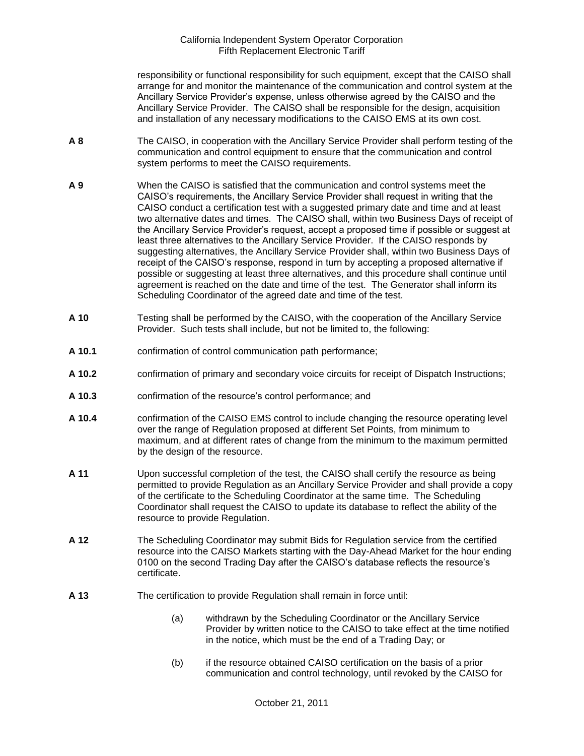responsibility or functional responsibility for such equipment, except that the CAISO shall arrange for and monitor the maintenance of the communication and control system at the Ancillary Service Provider's expense, unless otherwise agreed by the CAISO and the Ancillary Service Provider. The CAISO shall be responsible for the design, acquisition and installation of any necessary modifications to the CAISO EMS at its own cost.

**A 8** The CAISO, in cooperation with the Ancillary Service Provider shall perform testing of the communication and control equipment to ensure that the communication and control system performs to meet the CAISO requirements.

**A 9** When the CAISO is satisfied that the communication and control systems meet the CAISO's requirements, the Ancillary Service Provider shall request in writing that the CAISO conduct a certification test with a suggested primary date and time and at least two alternative dates and times. The CAISO shall, within two Business Days of receipt of the Ancillary Service Provider's request, accept a proposed time if possible or suggest at least three alternatives to the Ancillary Service Provider. If the CAISO responds by suggesting alternatives, the Ancillary Service Provider shall, within two Business Days of receipt of the CAISO's response, respond in turn by accepting a proposed alternative if possible or suggesting at least three alternatives, and this procedure shall continue until agreement is reached on the date and time of the test. The Generator shall inform its Scheduling Coordinator of the agreed date and time of the test.

**A 10** Testing shall be performed by the CAISO, with the cooperation of the Ancillary Service Provider. Such tests shall include, but not be limited to, the following:

**A 10.1** confirmation of control communication path performance;

**A 10.2** confirmation of primary and secondary voice circuits for receipt of Dispatch Instructions;

**A 10.3** confirmation of the resource's control performance; and

**A 10.4** confirmation of the CAISO EMS control to include changing the resource operating level over the range of Regulation proposed at different Set Points, from minimum to maximum, and at different rates of change from the minimum to the maximum permitted by the design of the resource.

**A 11** Upon successful completion of the test, the CAISO shall certify the resource as being permitted to provide Regulation as an Ancillary Service Provider and shall provide a copy of the certificate to the Scheduling Coordinator at the same time. The Scheduling Coordinator shall request the CAISO to update its database to reflect the ability of the resource to provide Regulation.

**A 12** The Scheduling Coordinator may submit Bids for Regulation service from the certified resource into the CAISO Markets starting with the Day-Ahead Market for the hour ending 0100 on the second Trading Day after the CAISO's database reflects the resource's certificate.

**A 13** The certification to provide Regulation shall remain in force until:

(a) withdrawn by the Scheduling Coordinator or the Ancillary Service Provider by written notice to the CAISO to take effect at the time notified in the notice, which must be the end of a Trading Day; or

(b) if the resource obtained CAISO certification on the basis of a prior communication and control technology, until revoked by the CAISO for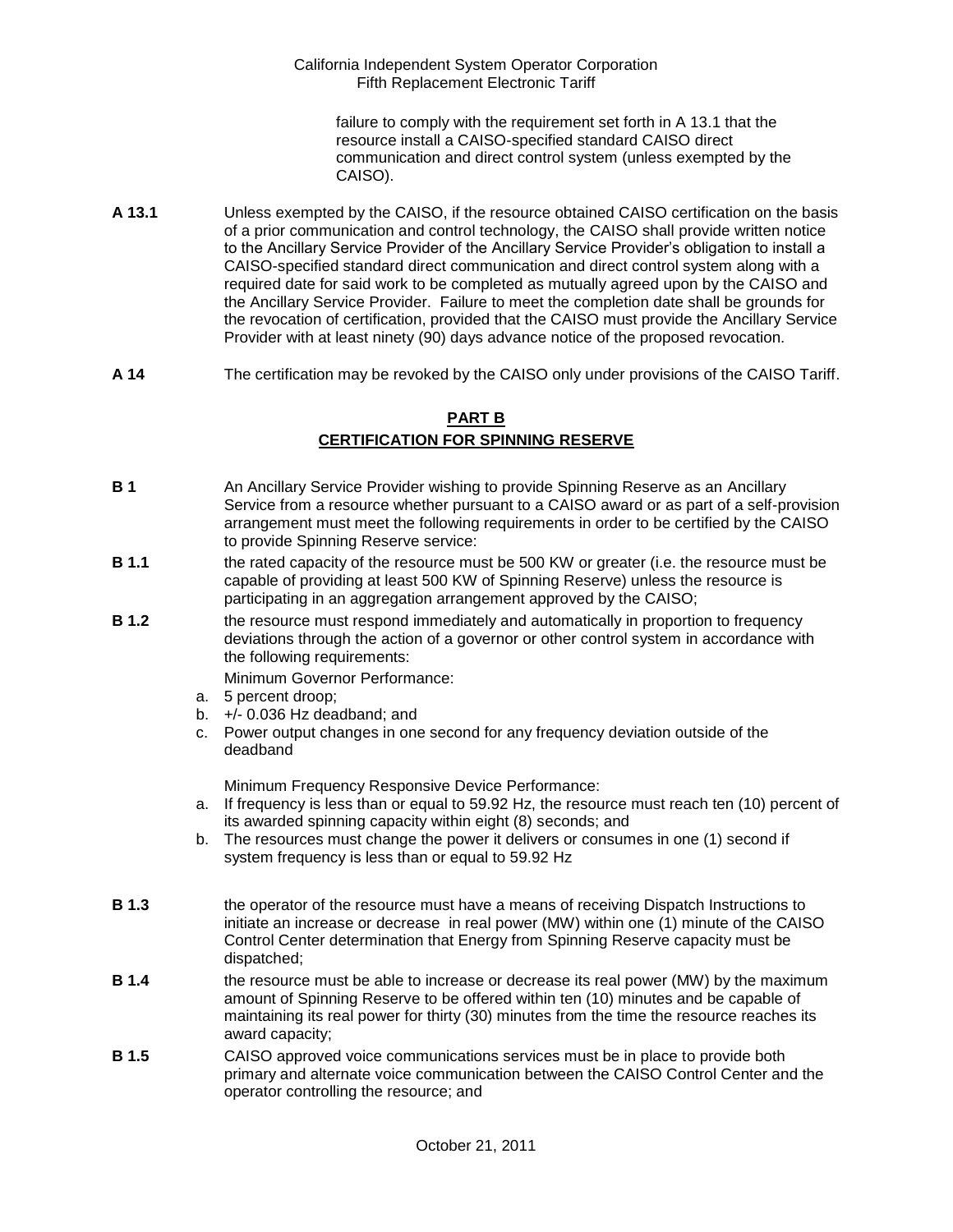failure to comply with the requirement set forth in A 13.1 that the resource install a CAISO-specified standard CAISO direct communication and direct control system (unless exempted by the CAISO).

**A 13.1** Unless exempted by the CAISO, if the resource obtained CAISO certification on the basis of a prior communication and control technology, the CAISO shall provide written notice to the Ancillary Service Provider of the Ancillary Service Provider's obligation to install a CAISO-specified standard direct communication and direct control system along with a required date for said work to be completed as mutually agreed upon by the CAISO and the Ancillary Service Provider. Failure to meet the completion date shall be grounds for the revocation of certification, provided that the CAISO must provide the Ancillary Service Provider with at least ninety (90) days advance notice of the proposed revocation.

**A 14** The certification may be revoked by the CAISO only under provisions of the CAISO Tariff.

## PART B
## CERTIFICATION FOR SPINNING RESERVE

**B 1** An Ancillary Service Provider wishing to provide Spinning Reserve as an Ancillary Service from a resource whether pursuant to a CAISO award or as part of a self-provision arrangement must meet the following requirements in order to be certified by the CAISO to provide Spinning Reserve service:

**B 1.1** the rated capacity of the resource must be 500 KW or greater (i.e. the resource must be capable of providing at least 500 KW of Spinning Reserve) unless the resource is participating in an aggregation arrangement approved by the CAISO;

**B 1.2** the resource must respond immediately and automatically in proportion to frequency deviations through the action of a governor or other control system in accordance with the following requirements:

Minimum Governor Performance:

a. 5 percent droop;
b. +/- 0.036 Hz deadband; and
c. Power output changes in one second for any frequency deviation outside of the deadband

Minimum Frequency Responsive Device Performance:

a. If frequency is less than or equal to 59.92 Hz, the resource must reach ten (10) percent of its awarded spinning capacity within eight (8) seconds; and
b. The resources must change the power it delivers or consumes in one (1) second if system frequency is less than or equal to 59.92 Hz

**B 1.3** the operator of the resource must have a means of receiving Dispatch Instructions to initiate an increase or decrease in real power (MW) within one (1) minute of the CAISO Control Center determination that Energy from Spinning Reserve capacity must be dispatched;

**B 1.4** the resource must be able to increase or decrease its real power (MW) by the maximum amount of Spinning Reserve to be offered within ten (10) minutes and be capable of maintaining its real power for thirty (30) minutes from the time the resource reaches its award capacity;

**B 1.5** CAISO approved voice communications services must be in place to provide both primary and alternate voice communication between the CAISO Control Center and the operator controlling the resource; and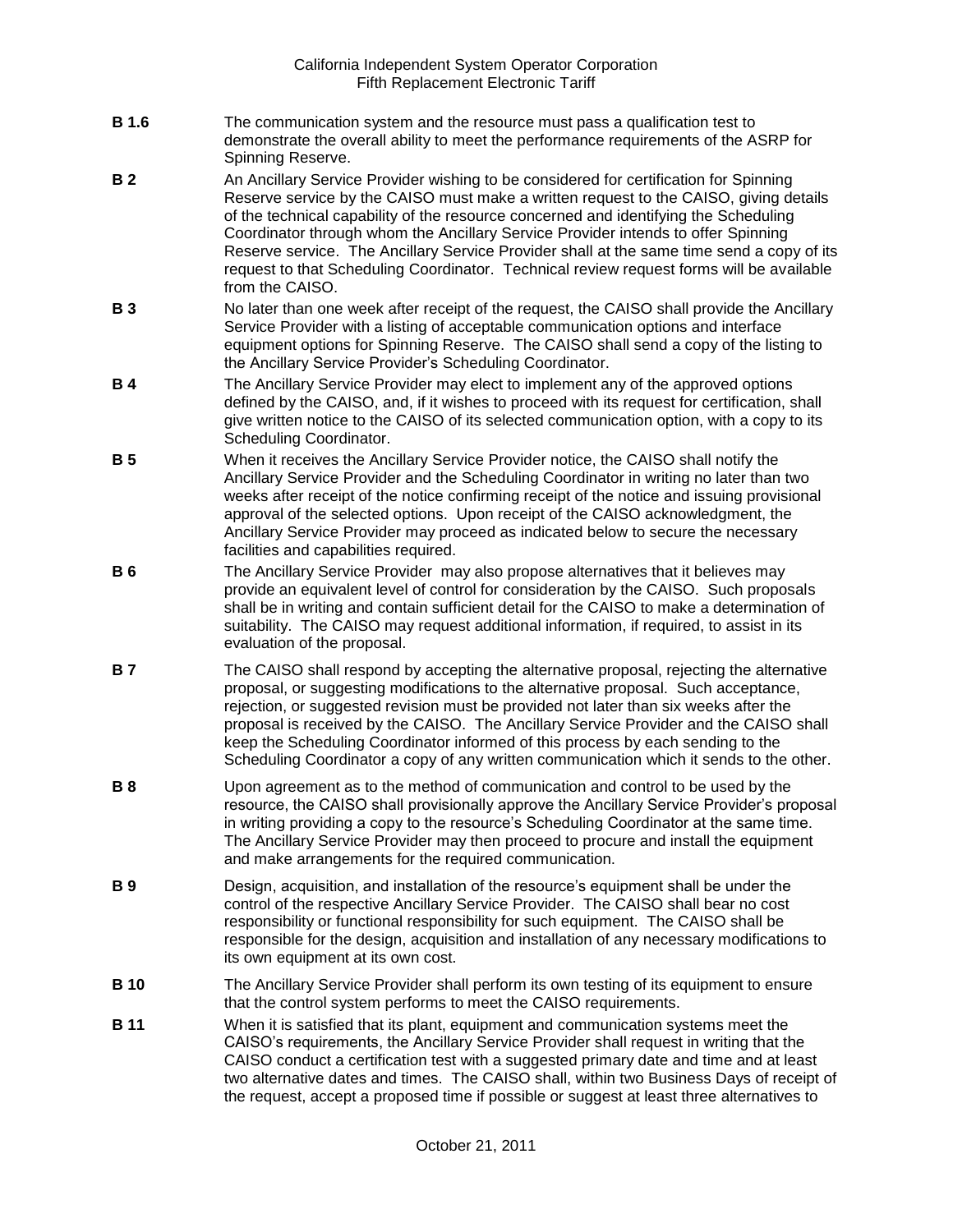**B 1.6** The communication system and the resource must pass a qualification test to demonstrate the overall ability to meet the performance requirements of the ASRP for Spinning Reserve.

**B 2** An Ancillary Service Provider wishing to be considered for certification for Spinning Reserve service by the CAISO must make a written request to the CAISO, giving details of the technical capability of the resource concerned and identifying the Scheduling Coordinator through whom the Ancillary Service Provider intends to offer Spinning Reserve service. The Ancillary Service Provider shall at the same time send a copy of its request to that Scheduling Coordinator. Technical review request forms will be available from the CAISO.

**B 3** No later than one week after receipt of the request, the CAISO shall provide the Ancillary Service Provider with a listing of acceptable communication options and interface equipment options for Spinning Reserve. The CAISO shall send a copy of the listing to the Ancillary Service Provider's Scheduling Coordinator.

**B 4** The Ancillary Service Provider may elect to implement any of the approved options defined by the CAISO, and, if it wishes to proceed with its request for certification, shall give written notice to the CAISO of its selected communication option, with a copy to its Scheduling Coordinator.

**B 5** When it receives the Ancillary Service Provider notice, the CAISO shall notify the Ancillary Service Provider and the Scheduling Coordinator in writing no later than two weeks after receipt of the notice confirming receipt of the notice and issuing provisional approval of the selected options. Upon receipt of the CAISO acknowledgment, the Ancillary Service Provider may proceed as indicated below to secure the necessary facilities and capabilities required.

**B 6** The Ancillary Service Provider may also propose alternatives that it believes may provide an equivalent level of control for consideration by the CAISO. Such proposals shall be in writing and contain sufficient detail for the CAISO to make a determination of suitability. The CAISO may request additional information, if required, to assist in its evaluation of the proposal.

**B 7** The CAISO shall respond by accepting the alternative proposal, rejecting the alternative proposal, or suggesting modifications to the alternative proposal. Such acceptance, rejection, or suggested revision must be provided not later than six weeks after the proposal is received by the CAISO. The Ancillary Service Provider and the CAISO shall keep the Scheduling Coordinator informed of this process by each sending to the Scheduling Coordinator a copy of any written communication which it sends to the other.

**B 8** Upon agreement as to the method of communication and control to be used by the resource, the CAISO shall provisionally approve the Ancillary Service Provider's proposal in writing providing a copy to the resource's Scheduling Coordinator at the same time. The Ancillary Service Provider may then proceed to procure and install the equipment and make arrangements for the required communication.

**B 9** Design, acquisition, and installation of the resource's equipment shall be under the control of the respective Ancillary Service Provider. The CAISO shall bear no cost responsibility or functional responsibility for such equipment. The CAISO shall be responsible for the design, acquisition and installation of any necessary modifications to its own equipment at its own cost.

**B 10** The Ancillary Service Provider shall perform its own testing of its equipment to ensure that the control system performs to meet the CAISO requirements.

**B 11** When it is satisfied that its plant, equipment and communication systems meet the CAISO's requirements, the Ancillary Service Provider shall request in writing that the CAISO conduct a certification test with a suggested primary date and time and at least two alternative dates and times. The CAISO shall, within two Business Days of receipt of the request, accept a proposed time if possible or suggest at least three alternatives to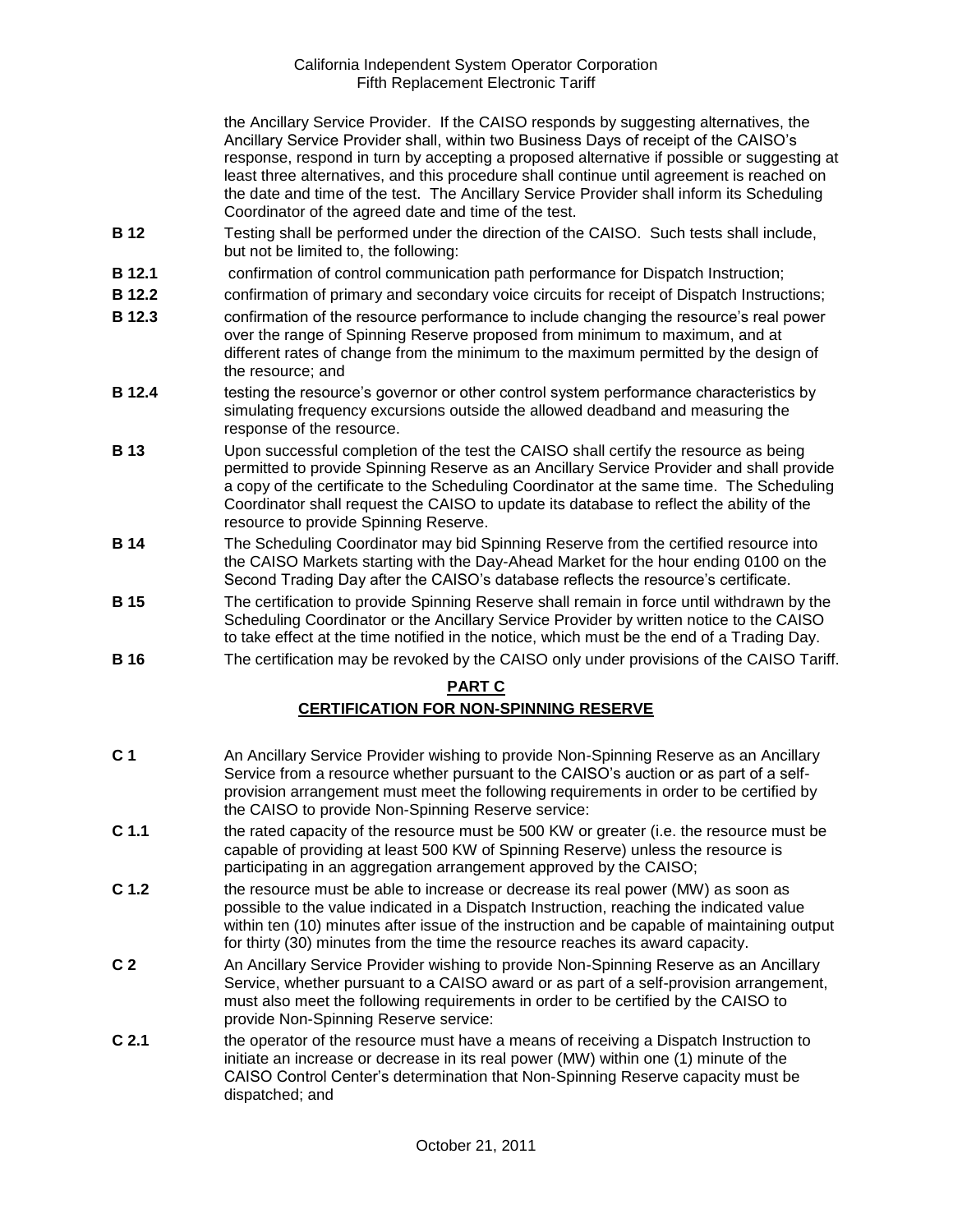the Ancillary Service Provider. If the CAISO responds by suggesting alternatives, the Ancillary Service Provider shall, within two Business Days of receipt of the CAISO's response, respond in turn by accepting a proposed alternative if possible or suggesting at least three alternatives, and this procedure shall continue until agreement is reached on the date and time of the test. The Ancillary Service Provider shall inform its Scheduling Coordinator of the agreed date and time of the test.

**B 12** Testing shall be performed under the direction of the CAISO. Such tests shall include, but not be limited to, the following:

**B 12.1** confirmation of control communication path performance for Dispatch Instruction;

**B 12.2** confirmation of primary and secondary voice circuits for receipt of Dispatch Instructions;

**B 12.3** confirmation of the resource performance to include changing the resource's real power over the range of Spinning Reserve proposed from minimum to maximum, and at different rates of change from the minimum to the maximum permitted by the design of the resource; and

**B 12.4** testing the resource's governor or other control system performance characteristics by simulating frequency excursions outside the allowed deadband and measuring the response of the resource.

**B 13** Upon successful completion of the test the CAISO shall certify the resource as being permitted to provide Spinning Reserve as an Ancillary Service Provider and shall provide a copy of the certificate to the Scheduling Coordinator at the same time. The Scheduling Coordinator shall request the CAISO to update its database to reflect the ability of the resource to provide Spinning Reserve.

**B 14** The Scheduling Coordinator may bid Spinning Reserve from the certified resource into the CAISO Markets starting with the Day-Ahead Market for the hour ending 0100 on the Second Trading Day after the CAISO's database reflects the resource's certificate.

**B 15** The certification to provide Spinning Reserve shall remain in force until withdrawn by the Scheduling Coordinator or the Ancillary Service Provider by written notice to the CAISO to take effect at the time notified in the notice, which must be the end of a Trading Day.

**B 16** The certification may be revoked by the CAISO only under provisions of the CAISO Tariff.

## PART C
## CERTIFICATION FOR NON-SPINNING RESERVE

**C 1** An Ancillary Service Provider wishing to provide Non-Spinning Reserve as an Ancillary Service from a resource whether pursuant to the CAISO's auction or as part of a self-provision arrangement must meet the following requirements in order to be certified by the CAISO to provide Non-Spinning Reserve service:

**C 1.1** the rated capacity of the resource must be 500 KW or greater (i.e. the resource must be capable of providing at least 500 KW of Spinning Reserve) unless the resource is participating in an aggregation arrangement approved by the CAISO;

**C 1.2** the resource must be able to increase or decrease its real power (MW) as soon as possible to the value indicated in a Dispatch Instruction, reaching the indicated value within ten (10) minutes after issue of the instruction and be capable of maintaining output for thirty (30) minutes from the time the resource reaches its award capacity.

**C 2** An Ancillary Service Provider wishing to provide Non-Spinning Reserve as an Ancillary Service, whether pursuant to a CAISO award or as part of a self-provision arrangement, must also meet the following requirements in order to be certified by the CAISO to provide Non-Spinning Reserve service:

**C 2.1** the operator of the resource must have a means of receiving a Dispatch Instruction to initiate an increase or decrease in its real power (MW) within one (1) minute of the CAISO Control Center's determination that Non-Spinning Reserve capacity must be dispatched; and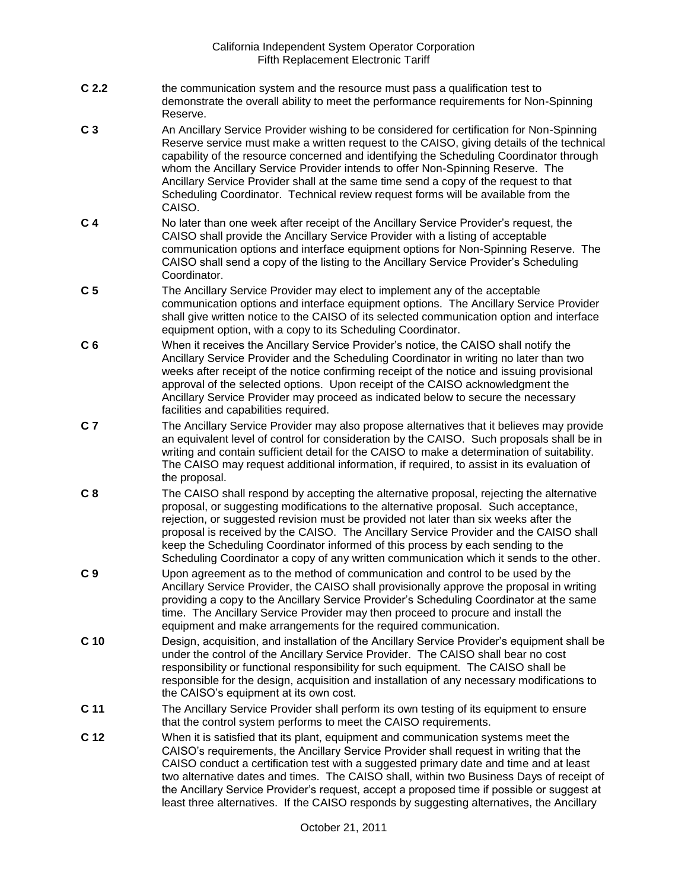**C 2.2** the communication system and the resource must pass a qualification test to demonstrate the overall ability to meet the performance requirements for Non-Spinning Reserve.

**C 3** An Ancillary Service Provider wishing to be considered for certification for Non-Spinning Reserve service must make a written request to the CAISO, giving details of the technical capability of the resource concerned and identifying the Scheduling Coordinator through whom the Ancillary Service Provider intends to offer Non-Spinning Reserve. The Ancillary Service Provider shall at the same time send a copy of the request to that Scheduling Coordinator. Technical review request forms will be available from the CAISO.

**C 4** No later than one week after receipt of the Ancillary Service Provider's request, the CAISO shall provide the Ancillary Service Provider with a listing of acceptable communication options and interface equipment options for Non-Spinning Reserve. The CAISO shall send a copy of the listing to the Ancillary Service Provider's Scheduling Coordinator.

**C 5** The Ancillary Service Provider may elect to implement any of the acceptable communication options and interface equipment options. The Ancillary Service Provider shall give written notice to the CAISO of its selected communication option and interface equipment option, with a copy to its Scheduling Coordinator.

**C 6** When it receives the Ancillary Service Provider's notice, the CAISO shall notify the Ancillary Service Provider and the Scheduling Coordinator in writing no later than two weeks after receipt of the notice confirming receipt of the notice and issuing provisional approval of the selected options. Upon receipt of the CAISO acknowledgment the Ancillary Service Provider may proceed as indicated below to secure the necessary facilities and capabilities required.

**C 7** The Ancillary Service Provider may also propose alternatives that it believes may provide an equivalent level of control for consideration by the CAISO. Such proposals shall be in writing and contain sufficient detail for the CAISO to make a determination of suitability. The CAISO may request additional information, if required, to assist in its evaluation of the proposal.

**C 8** The CAISO shall respond by accepting the alternative proposal, rejecting the alternative proposal, or suggesting modifications to the alternative proposal. Such acceptance, rejection, or suggested revision must be provided not later than six weeks after the proposal is received by the CAISO. The Ancillary Service Provider and the CAISO shall keep the Scheduling Coordinator informed of this process by each sending to the Scheduling Coordinator a copy of any written communication which it sends to the other.

**C 9** Upon agreement as to the method of communication and control to be used by the Ancillary Service Provider, the CAISO shall provisionally approve the proposal in writing providing a copy to the Ancillary Service Provider's Scheduling Coordinator at the same time. The Ancillary Service Provider may then proceed to procure and install the equipment and make arrangements for the required communication.

**C 10** Design, acquisition, and installation of the Ancillary Service Provider's equipment shall be under the control of the Ancillary Service Provider. The CAISO shall bear no cost responsibility or functional responsibility for such equipment. The CAISO shall be responsible for the design, acquisition and installation of any necessary modifications to the CAISO's equipment at its own cost.

**C 11** The Ancillary Service Provider shall perform its own testing of its equipment to ensure that the control system performs to meet the CAISO requirements.

**C 12** When it is satisfied that its plant, equipment and communication systems meet the CAISO's requirements, the Ancillary Service Provider shall request in writing that the CAISO conduct a certification test with a suggested primary date and time and at least two alternative dates and times. The CAISO shall, within two Business Days of receipt of the Ancillary Service Provider's request, accept a proposed time if possible or suggest at least three alternatives. If the CAISO responds by suggesting alternatives, the Ancillary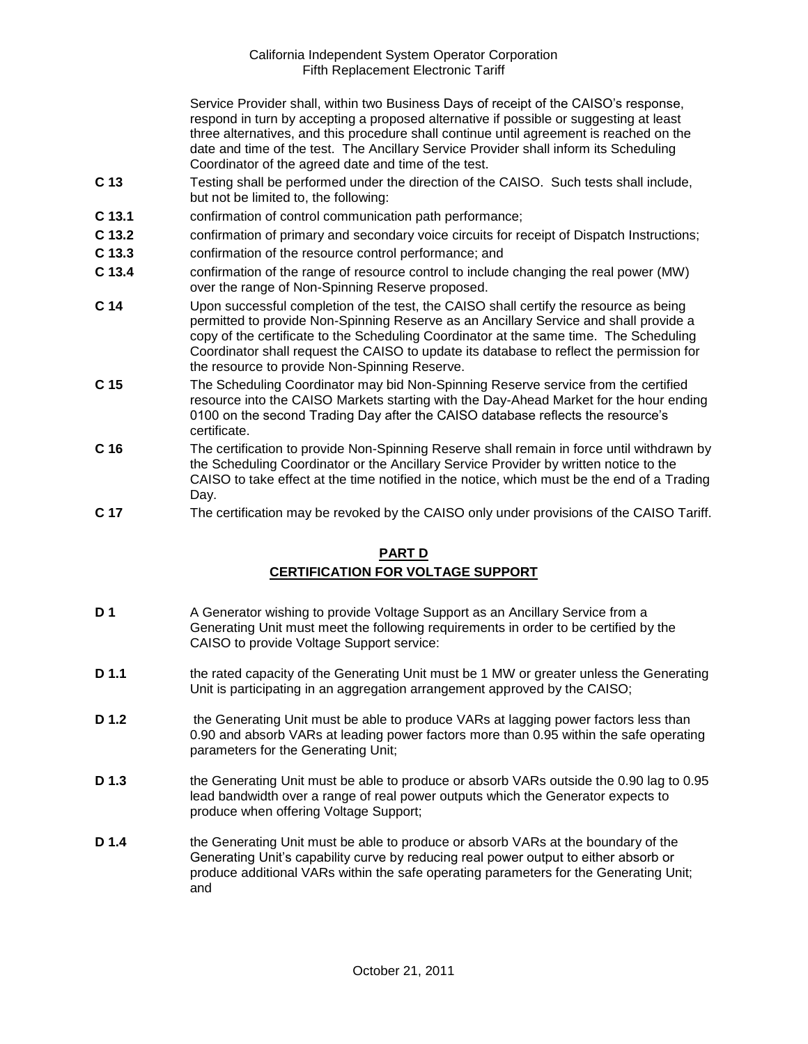Service Provider shall, within two Business Days of receipt of the CAISO's response, respond in turn by accepting a proposed alternative if possible or suggesting at least three alternatives, and this procedure shall continue until agreement is reached on the date and time of the test. The Ancillary Service Provider shall inform its Scheduling Coordinator of the agreed date and time of the test.

**C 13** Testing shall be performed under the direction of the CAISO. Such tests shall include, but not be limited to, the following:

**C 13.1** confirmation of control communication path performance;

**C 13.2** confirmation of primary and secondary voice circuits for receipt of Dispatch Instructions;

**C 13.3** confirmation of the resource control performance; and

**C 13.4** confirmation of the range of resource control to include changing the real power (MW) over the range of Non-Spinning Reserve proposed.

**C 14** Upon successful completion of the test, the CAISO shall certify the resource as being permitted to provide Non-Spinning Reserve as an Ancillary Service and shall provide a copy of the certificate to the Scheduling Coordinator at the same time. The Scheduling Coordinator shall request the CAISO to update its database to reflect the permission for the resource to provide Non-Spinning Reserve.

**C 15** The Scheduling Coordinator may bid Non-Spinning Reserve service from the certified resource into the CAISO Markets starting with the Day-Ahead Market for the hour ending 0100 on the second Trading Day after the CAISO database reflects the resource's certificate.

**C 16** The certification to provide Non-Spinning Reserve shall remain in force until withdrawn by the Scheduling Coordinator or the Ancillary Service Provider by written notice to the CAISO to take effect at the time notified in the notice, which must be the end of a Trading Day.

**C 17** The certification may be revoked by the CAISO only under provisions of the CAISO Tariff.

## PART D
## CERTIFICATION FOR VOLTAGE SUPPORT

**D 1** A Generator wishing to provide Voltage Support as an Ancillary Service from a Generating Unit must meet the following requirements in order to be certified by the CAISO to provide Voltage Support service:

**D 1.1** the rated capacity of the Generating Unit must be 1 MW or greater unless the Generating Unit is participating in an aggregation arrangement approved by the CAISO;

**D 1.2** the Generating Unit must be able to produce VARs at lagging power factors less than 0.90 and absorb VARs at leading power factors more than 0.95 within the safe operating parameters for the Generating Unit;

**D 1.3** the Generating Unit must be able to produce or absorb VARs outside the 0.90 lag to 0.95 lead bandwidth over a range of real power outputs which the Generator expects to produce when offering Voltage Support;

**D 1.4** the Generating Unit must be able to produce or absorb VARs at the boundary of the Generating Unit's capability curve by reducing real power output to either absorb or produce additional VARs within the safe operating parameters for the Generating Unit; and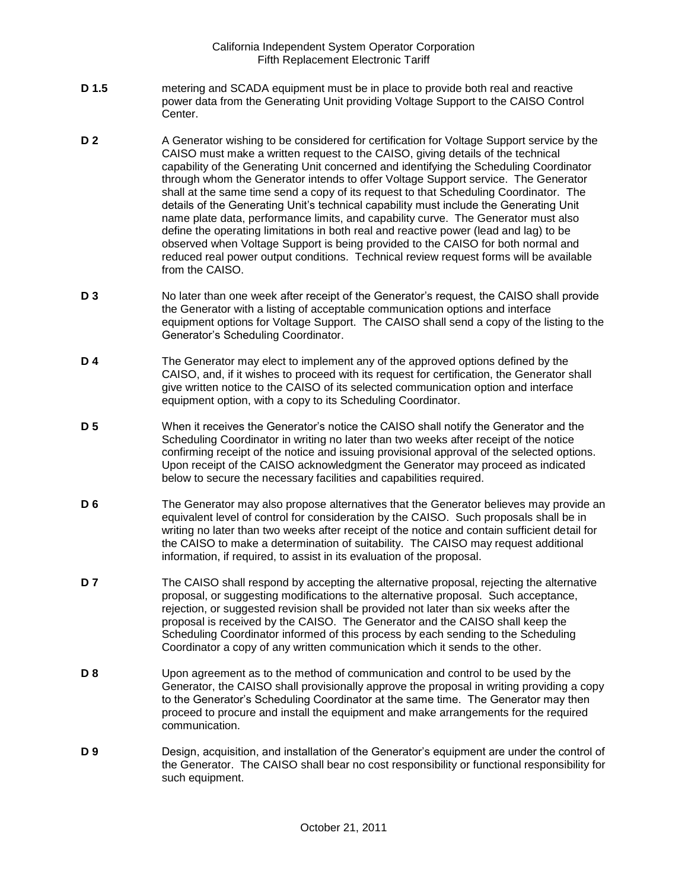**D 1.5** metering and SCADA equipment must be in place to provide both real and reactive power data from the Generating Unit providing Voltage Support to the CAISO Control Center.

**D 2** A Generator wishing to be considered for certification for Voltage Support service by the CAISO must make a written request to the CAISO, giving details of the technical capability of the Generating Unit concerned and identifying the Scheduling Coordinator through whom the Generator intends to offer Voltage Support service. The Generator shall at the same time send a copy of its request to that Scheduling Coordinator. The details of the Generating Unit's technical capability must include the Generating Unit name plate data, performance limits, and capability curve. The Generator must also define the operating limitations in both real and reactive power (lead and lag) to be observed when Voltage Support is being provided to the CAISO for both normal and reduced real power output conditions. Technical review request forms will be available from the CAISO.

**D 3** No later than one week after receipt of the Generator's request, the CAISO shall provide the Generator with a listing of acceptable communication options and interface equipment options for Voltage Support. The CAISO shall send a copy of the listing to the Generator's Scheduling Coordinator.

**D 4** The Generator may elect to implement any of the approved options defined by the CAISO, and, if it wishes to proceed with its request for certification, the Generator shall give written notice to the CAISO of its selected communication option and interface equipment option, with a copy to its Scheduling Coordinator.

**D 5** When it receives the Generator's notice the CAISO shall notify the Generator and the Scheduling Coordinator in writing no later than two weeks after receipt of the notice confirming receipt of the notice and issuing provisional approval of the selected options. Upon receipt of the CAISO acknowledgment the Generator may proceed as indicated below to secure the necessary facilities and capabilities required.

**D 6** The Generator may also propose alternatives that the Generator believes may provide an equivalent level of control for consideration by the CAISO. Such proposals shall be in writing no later than two weeks after receipt of the notice and contain sufficient detail for the CAISO to make a determination of suitability. The CAISO may request additional information, if required, to assist in its evaluation of the proposal.

**D 7** The CAISO shall respond by accepting the alternative proposal, rejecting the alternative proposal, or suggesting modifications to the alternative proposal. Such acceptance, rejection, or suggested revision shall be provided not later than six weeks after the proposal is received by the CAISO. The Generator and the CAISO shall keep the Scheduling Coordinator informed of this process by each sending to the Scheduling Coordinator a copy of any written communication which it sends to the other.

**D 8** Upon agreement as to the method of communication and control to be used by the Generator, the CAISO shall provisionally approve the proposal in writing providing a copy to the Generator's Scheduling Coordinator at the same time. The Generator may then proceed to procure and install the equipment and make arrangements for the required communication.

**D 9** Design, acquisition, and installation of the Generator's equipment are under the control of the Generator. The CAISO shall bear no cost responsibility or functional responsibility for such equipment.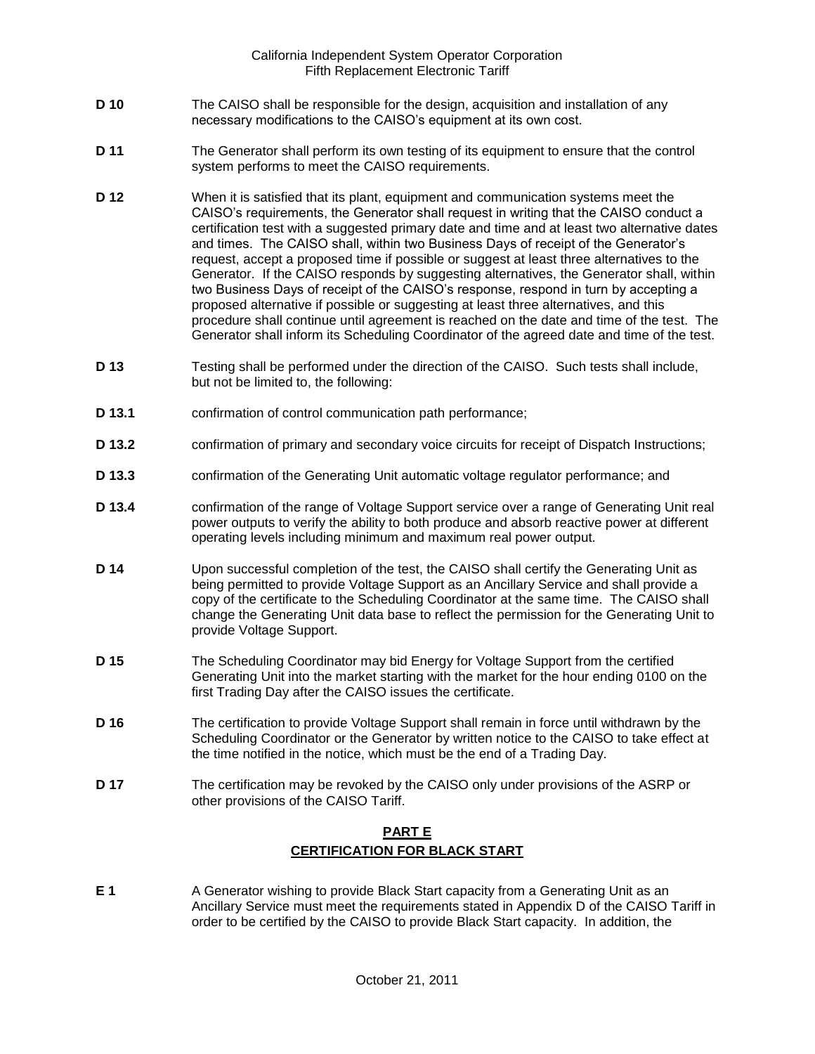**D 10** The CAISO shall be responsible for the design, acquisition and installation of any necessary modifications to the CAISO's equipment at its own cost.

**D 11** The Generator shall perform its own testing of its equipment to ensure that the control system performs to meet the CAISO requirements.

**D 12** When it is satisfied that its plant, equipment and communication systems meet the CAISO's requirements, the Generator shall request in writing that the CAISO conduct a certification test with a suggested primary date and time and at least two alternative dates and times. The CAISO shall, within two Business Days of receipt of the Generator's request, accept a proposed time if possible or suggest at least three alternatives to the Generator. If the CAISO responds by suggesting alternatives, the Generator shall, within two Business Days of receipt of the CAISO's response, respond in turn by accepting a proposed alternative if possible or suggesting at least three alternatives, and this procedure shall continue until agreement is reached on the date and time of the test. The Generator shall inform its Scheduling Coordinator of the agreed date and time of the test.

**D 13** Testing shall be performed under the direction of the CAISO. Such tests shall include, but not be limited to, the following:

**D 13.1** confirmation of control communication path performance;

**D 13.2** confirmation of primary and secondary voice circuits for receipt of Dispatch Instructions;

**D 13.3** confirmation of the Generating Unit automatic voltage regulator performance; and

**D 13.4** confirmation of the range of Voltage Support service over a range of Generating Unit real power outputs to verify the ability to both produce and absorb reactive power at different operating levels including minimum and maximum real power output.

**D 14** Upon successful completion of the test, the CAISO shall certify the Generating Unit as being permitted to provide Voltage Support as an Ancillary Service and shall provide a copy of the certificate to the Scheduling Coordinator at the same time. The CAISO shall change the Generating Unit data base to reflect the permission for the Generating Unit to provide Voltage Support.

**D 15** The Scheduling Coordinator may bid Energy for Voltage Support from the certified Generating Unit into the market starting with the market for the hour ending 0100 on the first Trading Day after the CAISO issues the certificate.

**D 16** The certification to provide Voltage Support shall remain in force until withdrawn by the Scheduling Coordinator or the Generator by written notice to the CAISO to take effect at the time notified in the notice, which must be the end of a Trading Day.

**D 17** The certification may be revoked by the CAISO only under provisions of the ASRP or other provisions of the CAISO Tariff.

## PART E
## CERTIFICATION FOR BLACK START

**E 1** A Generator wishing to provide Black Start capacity from a Generating Unit as an Ancillary Service must meet the requirements stated in Appendix D of the CAISO Tariff in order to be certified by the CAISO to provide Black Start capacity. In addition, the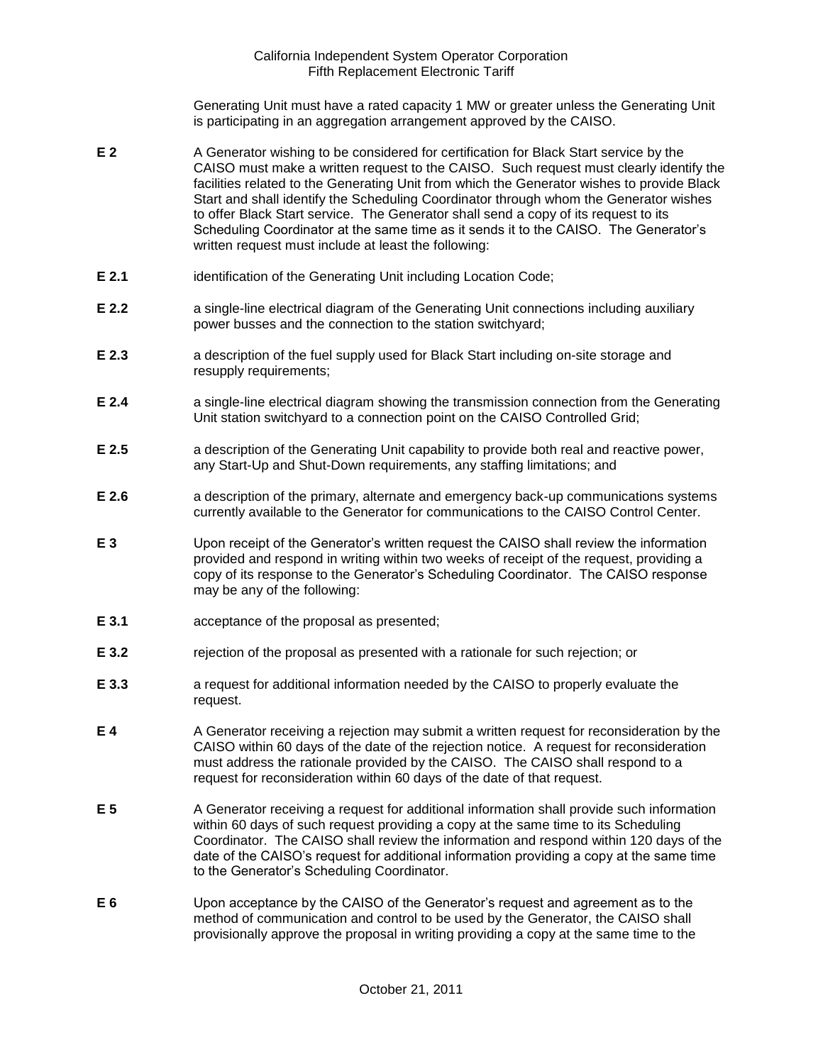Generating Unit must have a rated capacity 1 MW or greater unless the Generating Unit is participating in an aggregation arrangement approved by the CAISO.

**E 2** A Generator wishing to be considered for certification for Black Start service by the CAISO must make a written request to the CAISO. Such request must clearly identify the facilities related to the Generating Unit from which the Generator wishes to provide Black Start and shall identify the Scheduling Coordinator through whom the Generator wishes to offer Black Start service. The Generator shall send a copy of its request to its Scheduling Coordinator at the same time as it sends it to the CAISO. The Generator's written request must include at least the following:

**E 2.1** identification of the Generating Unit including Location Code;

**E 2.2** a single-line electrical diagram of the Generating Unit connections including auxiliary power busses and the connection to the station switchyard;

**E 2.3** a description of the fuel supply used for Black Start including on-site storage and resupply requirements;

**E 2.4** a single-line electrical diagram showing the transmission connection from the Generating Unit station switchyard to a connection point on the CAISO Controlled Grid;

**E 2.5** a description of the Generating Unit capability to provide both real and reactive power, any Start-Up and Shut-Down requirements, any staffing limitations; and

**E 2.6** a description of the primary, alternate and emergency back-up communications systems currently available to the Generator for communications to the CAISO Control Center.

**E 3** Upon receipt of the Generator's written request the CAISO shall review the information provided and respond in writing within two weeks of receipt of the request, providing a copy of its response to the Generator's Scheduling Coordinator. The CAISO response may be any of the following:

**E 3.1** acceptance of the proposal as presented;

**E 3.2** rejection of the proposal as presented with a rationale for such rejection; or

**E 3.3** a request for additional information needed by the CAISO to properly evaluate the request.

**E 4** A Generator receiving a rejection may submit a written request for reconsideration by the CAISO within 60 days of the date of the rejection notice. A request for reconsideration must address the rationale provided by the CAISO. The CAISO shall respond to a request for reconsideration within 60 days of the date of that request.

**E 5** A Generator receiving a request for additional information shall provide such information within 60 days of such request providing a copy at the same time to its Scheduling Coordinator. The CAISO shall review the information and respond within 120 days of the date of the CAISO's request for additional information providing a copy at the same time to the Generator's Scheduling Coordinator.

**E 6** Upon acceptance by the CAISO of the Generator's request and agreement as to the method of communication and control to be used by the Generator, the CAISO shall provisionally approve the proposal in writing providing a copy at the same time to the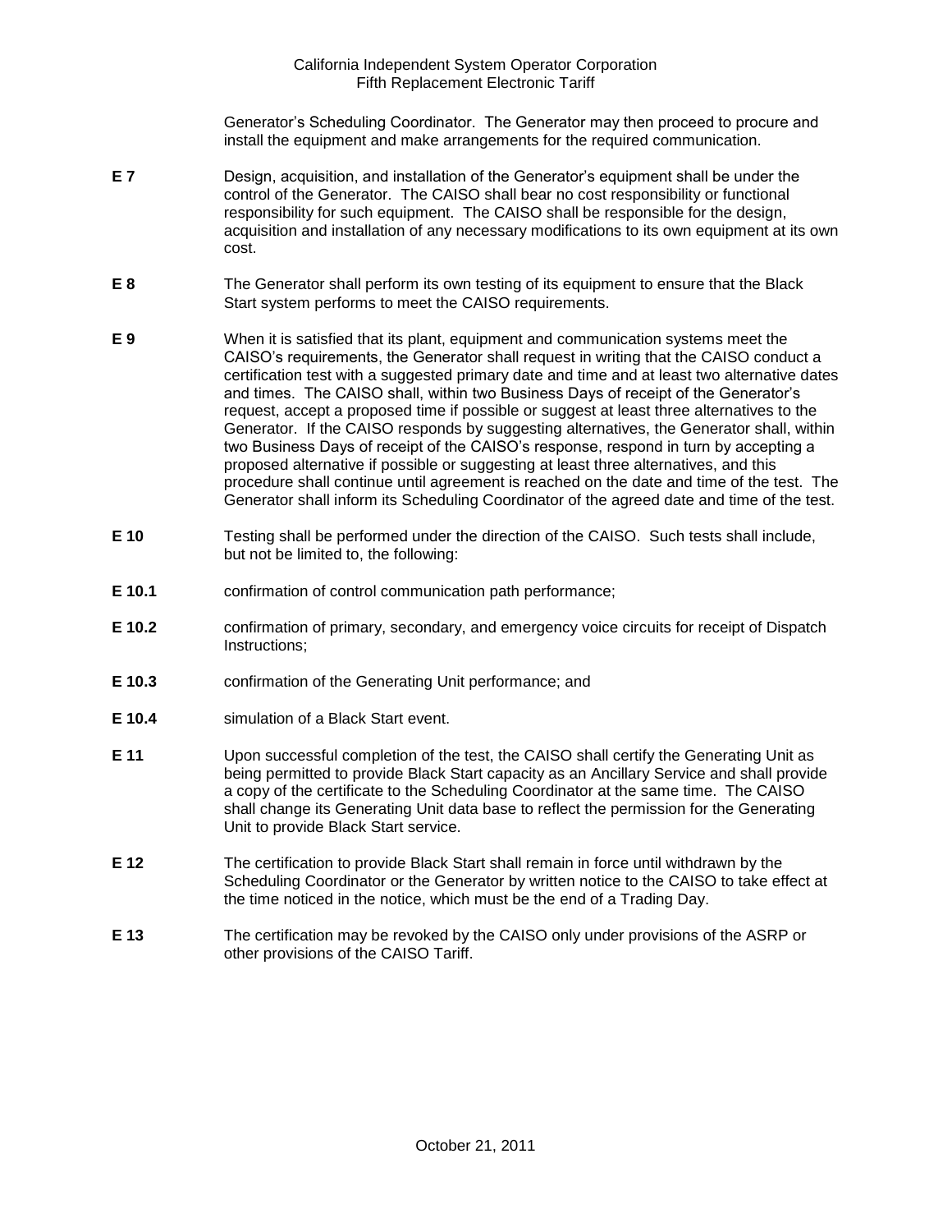Generator's Scheduling Coordinator. The Generator may then proceed to procure and install the equipment and make arrangements for the required communication.

**E 7** Design, acquisition, and installation of the Generator's equipment shall be under the control of the Generator. The CAISO shall bear no cost responsibility or functional responsibility for such equipment. The CAISO shall be responsible for the design, acquisition and installation of any necessary modifications to its own equipment at its own cost.

**E 8** The Generator shall perform its own testing of its equipment to ensure that the Black Start system performs to meet the CAISO requirements.

**E 9** When it is satisfied that its plant, equipment and communication systems meet the CAISO's requirements, the Generator shall request in writing that the CAISO conduct a certification test with a suggested primary date and time and at least two alternative dates and times. The CAISO shall, within two Business Days of receipt of the Generator's request, accept a proposed time if possible or suggest at least three alternatives to the Generator. If the CAISO responds by suggesting alternatives, the Generator shall, within two Business Days of receipt of the CAISO's response, respond in turn by accepting a proposed alternative if possible or suggesting at least three alternatives, and this procedure shall continue until agreement is reached on the date and time of the test. The Generator shall inform its Scheduling Coordinator of the agreed date and time of the test.

**E 10** Testing shall be performed under the direction of the CAISO. Such tests shall include, but not be limited to, the following:

**E 10.1** confirmation of control communication path performance;

**E 10.2** confirmation of primary, secondary, and emergency voice circuits for receipt of Dispatch Instructions;

**E 10.3** confirmation of the Generating Unit performance; and

**E 10.4** simulation of a Black Start event.

**E 11** Upon successful completion of the test, the CAISO shall certify the Generating Unit as being permitted to provide Black Start capacity as an Ancillary Service and shall provide a copy of the certificate to the Scheduling Coordinator at the same time. The CAISO shall change its Generating Unit data base to reflect the permission for the Generating Unit to provide Black Start service.

**E 12** The certification to provide Black Start shall remain in force until withdrawn by the Scheduling Coordinator or the Generator by written notice to the CAISO to take effect at the time noticed in the notice, which must be the end of a Trading Day.

**E 13** The certification may be revoked by the CAISO only under provisions of the ASRP or other provisions of the CAISO Tariff.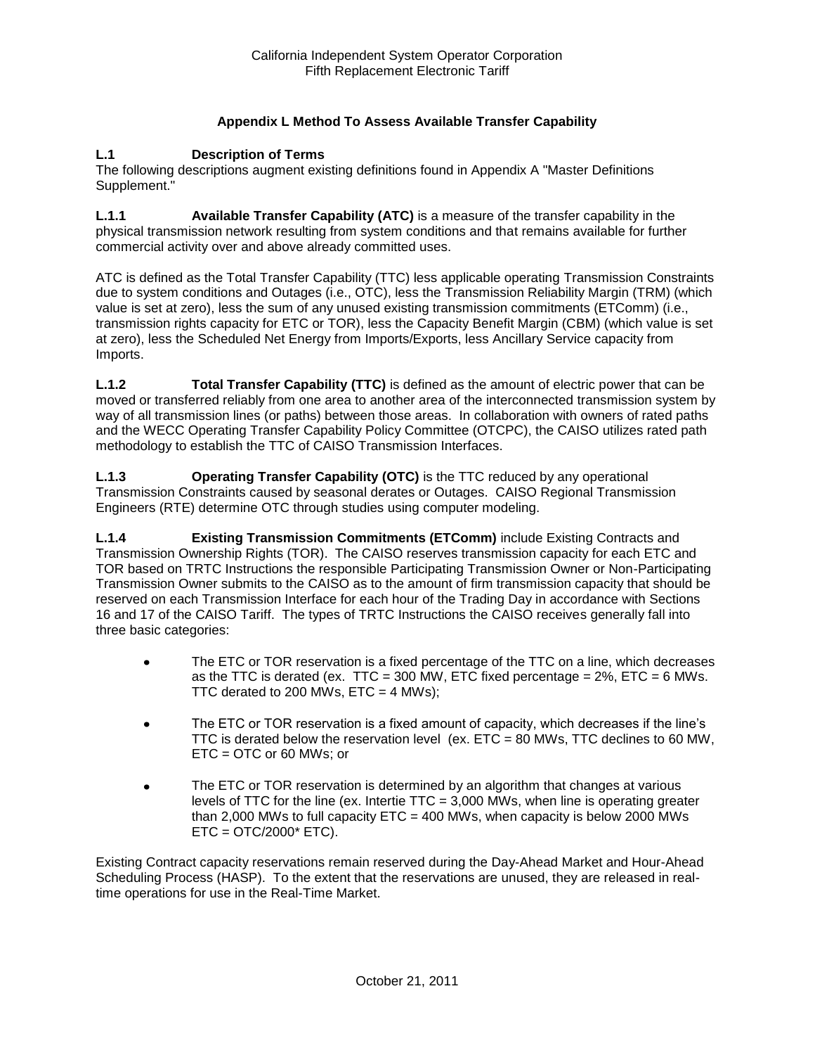### Appendix L Method To Assess Available Transfer Capability

**L.1 Description of Terms**

The following descriptions augment existing definitions found in Appendix A "Master Definitions Supplement."

**L.1.1 Available Transfer Capability (ATC)** is a measure of the transfer capability in the physical transmission network resulting from system conditions and that remains available for further commercial activity over and above already committed uses.

ATC is defined as the Total Transfer Capability (TTC) less applicable operating Transmission Constraints due to system conditions and Outages (i.e., OTC), less the Transmission Reliability Margin (TRM) (which value is set at zero), less the sum of any unused existing transmission commitments (ETComm) (i.e., transmission rights capacity for ETC or TOR), less the Capacity Benefit Margin (CBM) (which value is set at zero), less the Scheduled Net Energy from Imports/Exports, less Ancillary Service capacity from Imports.

**L.1.2 Total Transfer Capability (TTC)** is defined as the amount of electric power that can be moved or transferred reliably from one area to another area of the interconnected transmission system by way of all transmission lines (or paths) between those areas. In collaboration with owners of rated paths and the WECC Operating Transfer Capability Policy Committee (OTCPC), the CAISO utilizes rated path methodology to establish the TTC of CAISO Transmission Interfaces.

**L.1.3 Operating Transfer Capability (OTC)** is the TTC reduced by any operational Transmission Constraints caused by seasonal derates or Outages. CAISO Regional Transmission Engineers (RTE) determine OTC through studies using computer modeling.

**L.1.4 Existing Transmission Commitments (ETComm)** include Existing Contracts and Transmission Ownership Rights (TOR). The CAISO reserves transmission capacity for each ETC and TOR based on TRTC Instructions the responsible Participating Transmission Owner or Non-Participating Transmission Owner submits to the CAISO as to the amount of firm transmission capacity that should be reserved on each Transmission Interface for each hour of the Trading Day in accordance with Sections 16 and 17 of the CAISO Tariff. The types of TRTC Instructions the CAISO receives generally fall into three basic categories:

- The ETC or TOR reservation is a fixed percentage of the TTC on a line, which decreases as the TTC is derated (ex. TTC = 300 MW, ETC fixed percentage = 2%, ETC = 6 MWs. TTC derated to 200 MWs, ETC = 4 MWs);
- The ETC or TOR reservation is a fixed amount of capacity, which decreases if the line's TTC is derated below the reservation level (ex. ETC = 80 MWs, TTC declines to 60 MW, ETC = OTC or 60 MWs; or
- The ETC or TOR reservation is determined by an algorithm that changes at various levels of TTC for the line (ex. Intertie TTC = 3,000 MWs, when line is operating greater than 2,000 MWs to full capacity ETC = 400 MWs, when capacity is below 2000 MWs ETC = OTC/2000* ETC).

Existing Contract capacity reservations remain reserved during the Day-Ahead Market and Hour-Ahead Scheduling Process (HASP). To the extent that the reservations are unused, they are released in real-time operations for use in the Real-Time Market.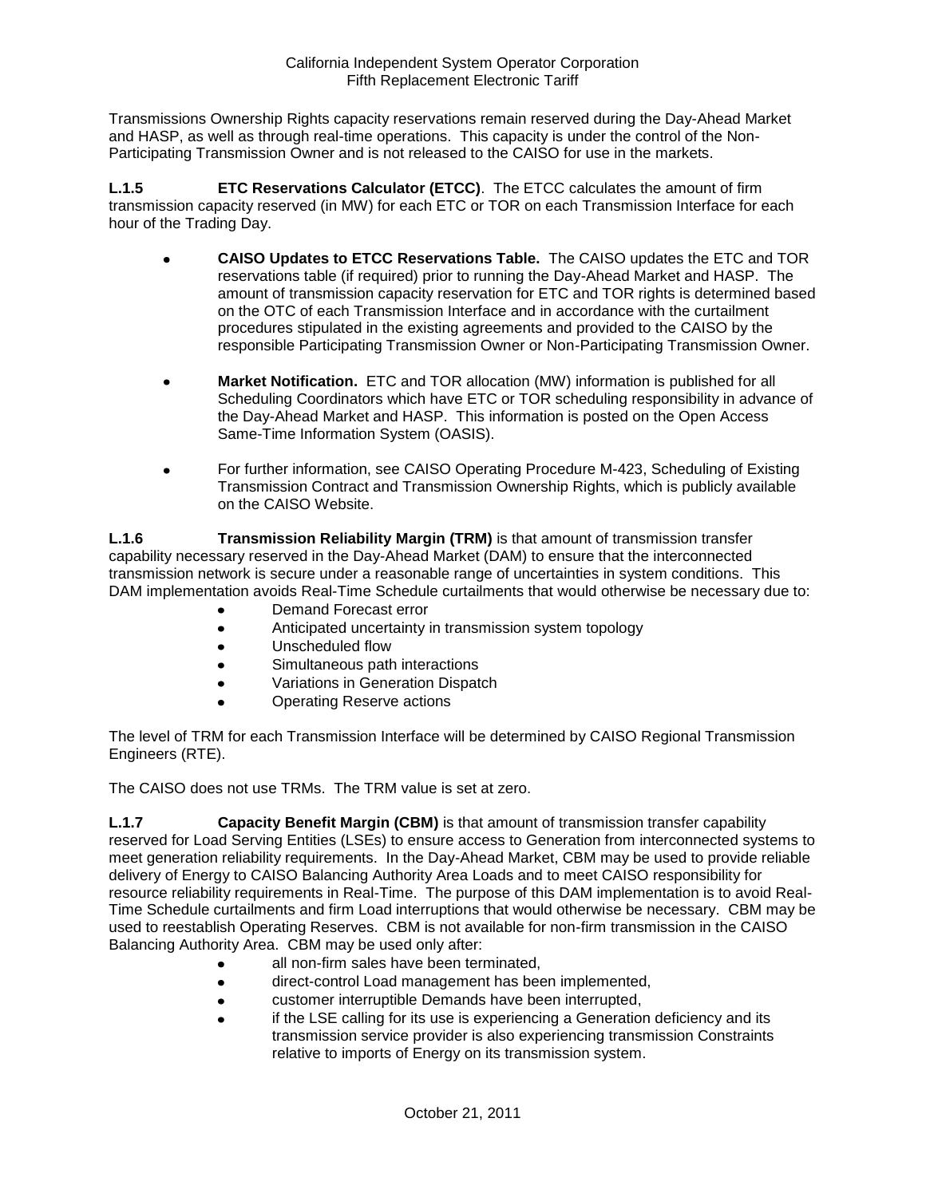Transmissions Ownership Rights capacity reservations remain reserved during the Day-Ahead Market and HASP, as well as through real-time operations. This capacity is under the control of the Non-Participating Transmission Owner and is not released to the CAISO for use in the markets.

**L.1.5 ETC Reservations Calculator (ETCC)**. The ETCC calculates the amount of firm transmission capacity reserved (in MW) for each ETC or TOR on each Transmission Interface for each hour of the Trading Day.

- **CAISO Updates to ETCC Reservations Table.** The CAISO updates the ETC and TOR reservations table (if required) prior to running the Day-Ahead Market and HASP. The amount of transmission capacity reservation for ETC and TOR rights is determined based on the OTC of each Transmission Interface and in accordance with the curtailment procedures stipulated in the existing agreements and provided to the CAISO by the responsible Participating Transmission Owner or Non-Participating Transmission Owner.
- **Market Notification.** ETC and TOR allocation (MW) information is published for all Scheduling Coordinators which have ETC or TOR scheduling responsibility in advance of the Day-Ahead Market and HASP. This information is posted on the Open Access Same-Time Information System (OASIS).
- For further information, see CAISO Operating Procedure M-423, Scheduling of Existing Transmission Contract and Transmission Ownership Rights, which is publicly available on the CAISO Website.

**L.1.6 Transmission Reliability Margin (TRM)** is that amount of transmission transfer capability necessary reserved in the Day-Ahead Market (DAM) to ensure that the interconnected transmission network is secure under a reasonable range of uncertainties in system conditions. This DAM implementation avoids Real-Time Schedule curtailments that would otherwise be necessary due to:

- Demand Forecast error
- Anticipated uncertainty in transmission system topology
- Unscheduled flow
- Simultaneous path interactions
- Variations in Generation Dispatch
- Operating Reserve actions

The level of TRM for each Transmission Interface will be determined by CAISO Regional Transmission Engineers (RTE).

The CAISO does not use TRMs. The TRM value is set at zero.

**L.1.7 Capacity Benefit Margin (CBM)** is that amount of transmission transfer capability reserved for Load Serving Entities (LSEs) to ensure access to Generation from interconnected systems to meet generation reliability requirements. In the Day-Ahead Market, CBM may be used to provide reliable delivery of Energy to CAISO Balancing Authority Area Loads and to meet CAISO responsibility for resource reliability requirements in Real-Time. The purpose of this DAM implementation is to avoid Real-Time Schedule curtailments and firm Load interruptions that would otherwise be necessary. CBM may be used to reestablish Operating Reserves. CBM is not available for non-firm transmission in the CAISO Balancing Authority Area. CBM may be used only after:

- all non-firm sales have been terminated,
- direct-control Load management has been implemented,
- customer interruptible Demands have been interrupted,
- if the LSE calling for its use is experiencing a Generation deficiency and its transmission service provider is also experiencing transmission Constraints relative to imports of Energy on its transmission system.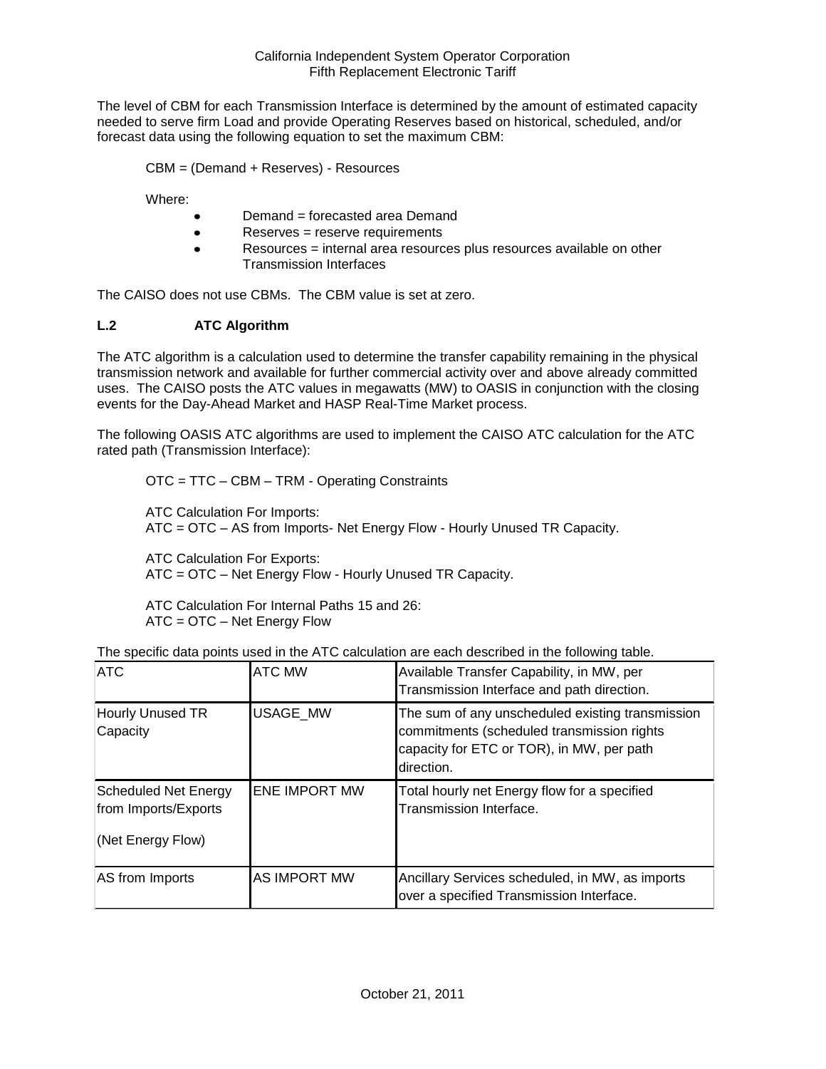The level of CBM for each Transmission Interface is determined by the amount of estimated capacity needed to serve firm Load and provide Operating Reserves based on historical, scheduled, and/or forecast data using the following equation to set the maximum CBM:

CBM = (Demand + Reserves) - Resources

Where:

- Demand = forecasted area Demand
- Reserves = reserve requirements
- Resources = internal area resources plus resources available on other Transmission Interfaces

The CAISO does not use CBMs. The CBM value is set at zero.

### L.2 ATC Algorithm

The ATC algorithm is a calculation used to determine the transfer capability remaining in the physical transmission network and available for further commercial activity over and above already committed uses. The CAISO posts the ATC values in megawatts (MW) to OASIS in conjunction with the closing events for the Day-Ahead Market and HASP Real-Time Market process.

The following OASIS ATC algorithms are used to implement the CAISO ATC calculation for the ATC rated path (Transmission Interface):

OTC = TTC – CBM – TRM - Operating Constraints

ATC Calculation For Imports:
ATC = OTC – AS from Imports- Net Energy Flow - Hourly Unused TR Capacity.

ATC Calculation For Exports:
ATC = OTC – Net Energy Flow - Hourly Unused TR Capacity.

ATC Calculation For Internal Paths 15 and 26:
ATC = OTC – Net Energy Flow

The specific data points used in the ATC calculation are each described in the following table.

| ATC | ATC MW | Available Transfer Capability, in MW, per Transmission Interface and path direction. |
|---|---|---|
| Hourly Unused TR Capacity | USAGE_MW | The sum of any unscheduled existing transmission commitments (scheduled transmission rights capacity for ETC or TOR), in MW, per path direction. |
| Scheduled Net Energy from Imports/Exports (Net Energy Flow) | ENE IMPORT MW | Total hourly net Energy flow for a specified Transmission Interface. |
| AS from Imports | AS IMPORT MW | Ancillary Services scheduled, in MW, as imports over a specified Transmission Interface. |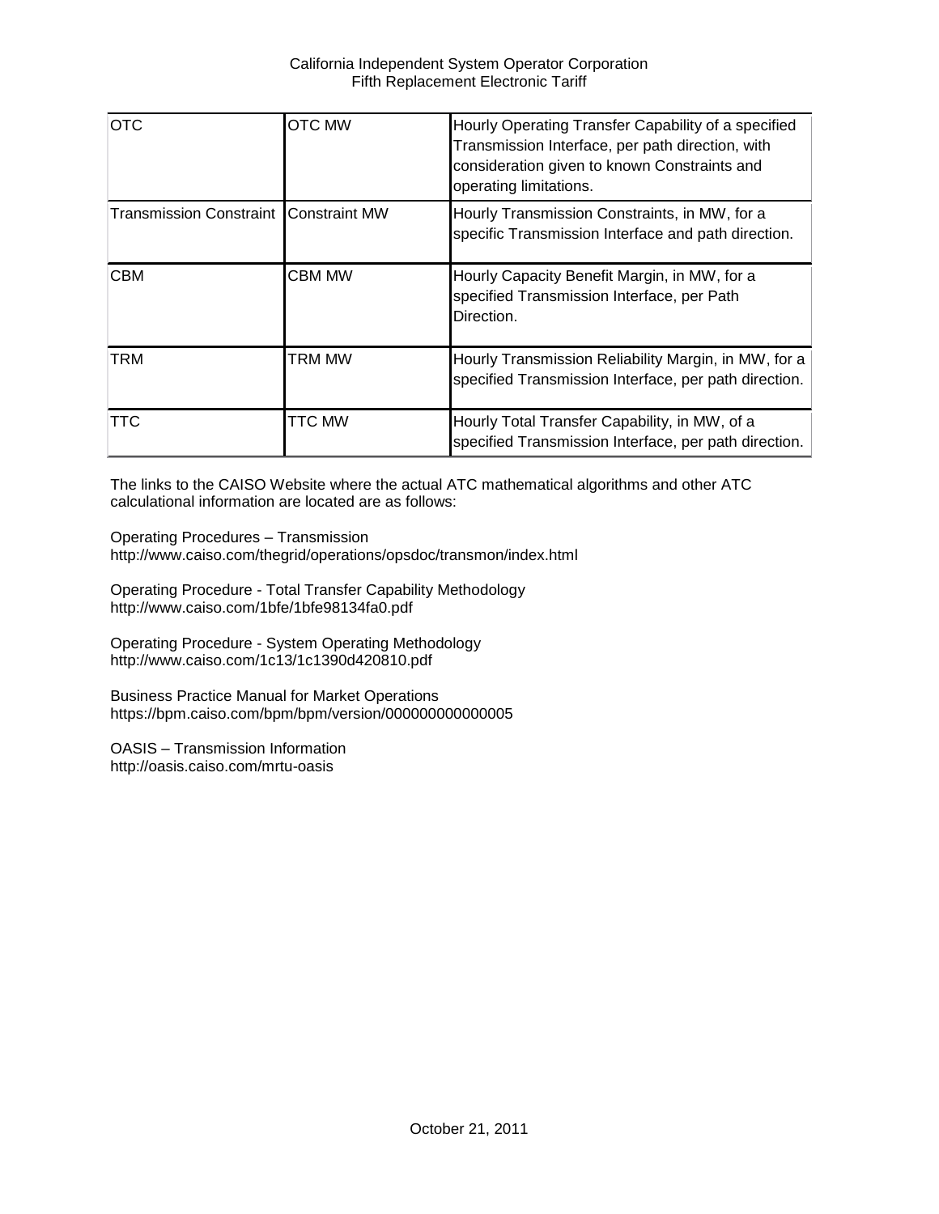| OTC | OTC MW | Hourly Operating Transfer Capability of a specified Transmission Interface, per path direction, with consideration given to known Constraints and operating limitations. |
|---|---|---|
| Transmission Constraint | Constraint MW | Hourly Transmission Constraints, in MW, for a specific Transmission Interface and path direction. |
| CBM | CBM MW | Hourly Capacity Benefit Margin, in MW, for a specified Transmission Interface, per Path Direction. |
| TRM | TRM MW | Hourly Transmission Reliability Margin, in MW, for a specified Transmission Interface, per path direction. |
| TTC | TTC MW | Hourly Total Transfer Capability, in MW, of a specified Transmission Interface, per path direction. |

The links to the CAISO Website where the actual ATC mathematical algorithms and other ATC calculational information are located are as follows:

Operating Procedures – Transmission
http://www.caiso.com/thegrid/operations/opsdoc/transmon/index.html

Operating Procedure - Total Transfer Capability Methodology
http://www.caiso.com/1bfe/1bfe98134fa0.pdf

Operating Procedure - System Operating Methodology
http://www.caiso.com/1c13/1c1390d420810.pdf

Business Practice Manual for Market Operations
https://bpm.caiso.com/bpm/bpm/version/000000000000005

OASIS – Transmission Information
http://oasis.caiso.com/mrtu-oasis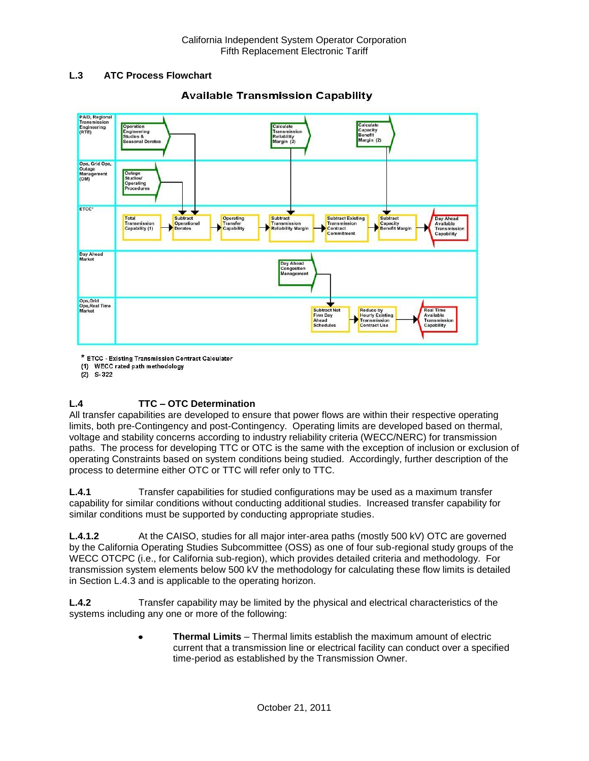## L.3 ATC Process Flowchart

**Available Transmission Capability**

| | | | | | | | |
|---|---|---|---|---|---|---|---|
| PAID, Regional Transmission Engineering (RTE) | | Operation Engineering Studies & Seasonal Derates | | Calculate Transmission Reliability Margin (2) | | Calculate Capacity Benefit Margin (2) | |
| Ops, Grid Ops, Outage Management (OM) | Outage Studies/ Operating Procedures | | | | | | |
| ETCC* | Total Transmission Capability (1) | Subtract Operational Derates | Operating Transfer Capability | Subtract Transmission Reliability Margin | Subtract Existing Transmission Contract Commitment | Subtract Capacity Benefit Margin | Day Ahead Available Transmission Capability |
| Day Ahead Market | | | | Day Ahead Congestion Management | | | |
| Ops,Grid Ops,Real Time Market | | | | Subtract Not Firm Day Ahead Schedules | Reduce by Hourly Existing Transmission Contract Use | Real Time Available Transmission Capability | |

\* ETCC - Existing Transmission Contract Calculator
(1) WECC rated path methodology
(2) S-322

## L.4 TTC – OTC Determination

All transfer capabilities are developed to ensure that power flows are within their respective operating limits, both pre-Contingency and post-Contingency. Operating limits are developed based on thermal, voltage and stability concerns according to industry reliability criteria (WECC/NERC) for transmission paths. The process for developing TTC or OTC is the same with the exception of inclusion or exclusion of operating Constraints based on system conditions being studied. Accordingly, further description of the process to determine either OTC or TTC will refer only to TTC.

**L.4.1** Transfer capabilities for studied configurations may be used as a maximum transfer capability for similar conditions without conducting additional studies. Increased transfer capability for similar conditions must be supported by conducting appropriate studies.

**L.4.1.2** At the CAISO, studies for all major inter-area paths (mostly 500 kV) OTC are governed by the California Operating Studies Subcommittee (OSS) as one of four sub-regional study groups of the WECC OTCPC (i.e., for California sub-region), which provides detailed criteria and methodology. For transmission system elements below 500 kV the methodology for calculating these flow limits is detailed in Section L.4.3 and is applicable to the operating horizon.

**L.4.2** Transfer capability may be limited by the physical and electrical characteristics of the systems including any one or more of the following:

- **Thermal Limits** – Thermal limits establish the maximum amount of electric current that a transmission line or electrical facility can conduct over a specified time-period as established by the Transmission Owner.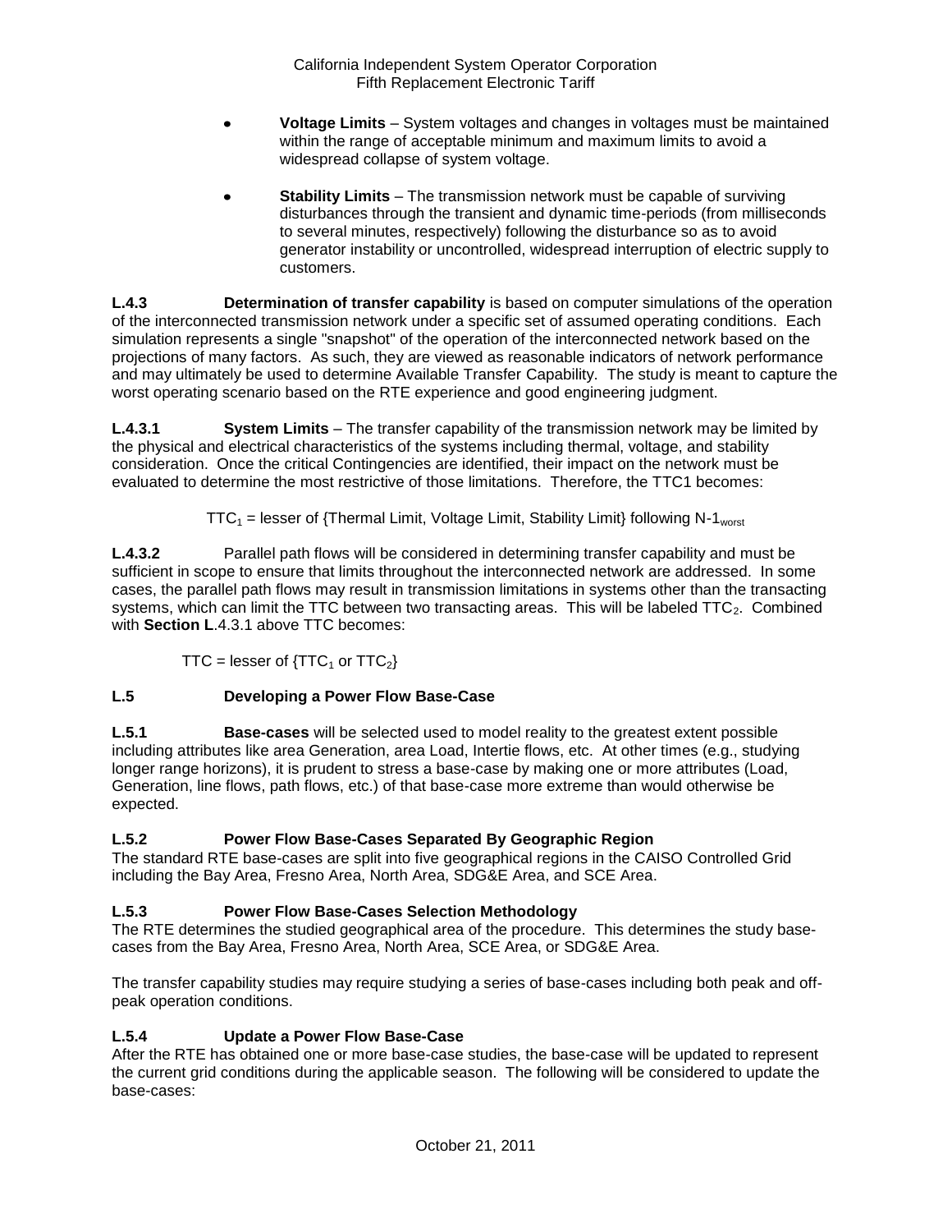- **Voltage Limits** – System voltages and changes in voltages must be maintained within the range of acceptable minimum and maximum limits to avoid a widespread collapse of system voltage.
- **Stability Limits** – The transmission network must be capable of surviving disturbances through the transient and dynamic time-periods (from milliseconds to several minutes, respectively) following the disturbance so as to avoid generator instability or uncontrolled, widespread interruption of electric supply to customers.

**L.4.3** **Determination of transfer capability** is based on computer simulations of the operation of the interconnected transmission network under a specific set of assumed operating conditions. Each simulation represents a single "snapshot" of the operation of the interconnected network based on the projections of many factors. As such, they are viewed as reasonable indicators of network performance and may ultimately be used to determine Available Transfer Capability. The study is meant to capture the worst operating scenario based on the RTE experience and good engineering judgment.

**L.4.3.1** **System Limits** – The transfer capability of the transmission network may be limited by the physical and electrical characteristics of the systems including thermal, voltage, and stability consideration. Once the critical Contingencies are identified, their impact on the network must be evaluated to determine the most restrictive of those limitations. Therefore, the TTC1 becomes:

$$TTC_1 = \text{lesser of } \{\text{Thermal Limit, Voltage Limit, Stability Limit}\} \text{ following } N\text{-}1_{worst}$$

**L.4.3.2** Parallel path flows will be considered in determining transfer capability and must be sufficient in scope to ensure that limits throughout the interconnected network are addressed. In some cases, the parallel path flows may result in transmission limitations in systems other than the transacting systems, which can limit the TTC between two transacting areas. This will be labeled $TTC_2$. Combined with **Section L**.4.3.1 above TTC becomes:

$$TTC = \text{lesser of } \{TTC_1 \text{ or } TTC_2\}$$

## L.5 Developing a Power Flow Base-Case

**L.5.1** **Base-cases** will be selected used to model reality to the greatest extent possible including attributes like area Generation, area Load, Intertie flows, etc. At other times (e.g., studying longer range horizons), it is prudent to stress a base-case by making one or more attributes (Load, Generation, line flows, path flows, etc.) of that base-case more extreme than would otherwise be expected.

### L.5.2 Power Flow Base-Cases Separated By Geographic Region

The standard RTE base-cases are split into five geographical regions in the CAISO Controlled Grid including the Bay Area, Fresno Area, North Area, SDG&E Area, and SCE Area.

### L.5.3 Power Flow Base-Cases Selection Methodology

The RTE determines the studied geographical area of the procedure. This determines the study base-cases from the Bay Area, Fresno Area, North Area, SCE Area, or SDG&E Area.

The transfer capability studies may require studying a series of base-cases including both peak and off-peak operation conditions.

### L.5.4 Update a Power Flow Base-Case

After the RTE has obtained one or more base-case studies, the base-case will be updated to represent the current grid conditions during the applicable season. The following will be considered to update the base-cases: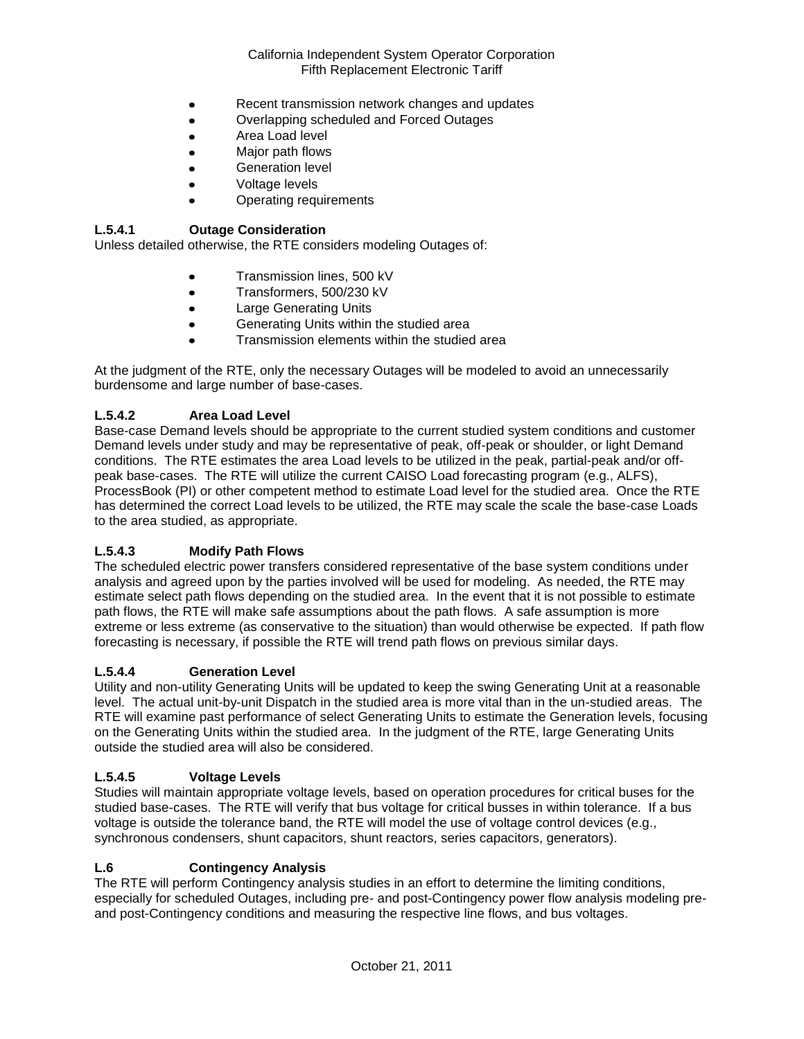- Recent transmission network changes and updates
- Overlapping scheduled and Forced Outages
- Area Load level
- Major path flows
- Generation level
- Voltage levels
- Operating requirements

### L.5.4.1 Outage Consideration

Unless detailed otherwise, the RTE considers modeling Outages of:

- Transmission lines, 500 kV
- Transformers, 500/230 kV
- Large Generating Units
- Generating Units within the studied area
- Transmission elements within the studied area

At the judgment of the RTE, only the necessary Outages will be modeled to avoid an unnecessarily burdensome and large number of base-cases.

### L.5.4.2 Area Load Level

Base-case Demand levels should be appropriate to the current studied system conditions and customer Demand levels under study and may be representative of peak, off-peak or shoulder, or light Demand conditions. The RTE estimates the area Load levels to be utilized in the peak, partial-peak and/or off-peak base-cases. The RTE will utilize the current CAISO Load forecasting program (e.g., ALFS), ProcessBook (PI) or other competent method to estimate Load level for the studied area. Once the RTE has determined the correct Load levels to be utilized, the RTE may scale the scale the base-case Loads to the area studied, as appropriate.

### L.5.4.3 Modify Path Flows

The scheduled electric power transfers considered representative of the base system conditions under analysis and agreed upon by the parties involved will be used for modeling. As needed, the RTE may estimate select path flows depending on the studied area. In the event that it is not possible to estimate path flows, the RTE will make safe assumptions about the path flows. A safe assumption is more extreme or less extreme (as conservative to the situation) than would otherwise be expected. If path flow forecasting is necessary, if possible the RTE will trend path flows on previous similar days.

### L.5.4.4 Generation Level

Utility and non-utility Generating Units will be updated to keep the swing Generating Unit at a reasonable level. The actual unit-by-unit Dispatch in the studied area is more vital than in the un-studied areas. The RTE will examine past performance of select Generating Units to estimate the Generation levels, focusing on the Generating Units within the studied area. In the judgment of the RTE, large Generating Units outside the studied area will also be considered.

### L.5.4.5 Voltage Levels

Studies will maintain appropriate voltage levels, based on operation procedures for critical buses for the studied base-cases. The RTE will verify that bus voltage for critical busses in within tolerance. If a bus voltage is outside the tolerance band, the RTE will model the use of voltage control devices (e.g., synchronous condensers, shunt capacitors, shunt reactors, series capacitors, generators).

## L.6 Contingency Analysis

The RTE will perform Contingency analysis studies in an effort to determine the limiting conditions, especially for scheduled Outages, including pre- and post-Contingency power flow analysis modeling pre- and post-Contingency conditions and measuring the respective line flows, and bus voltages.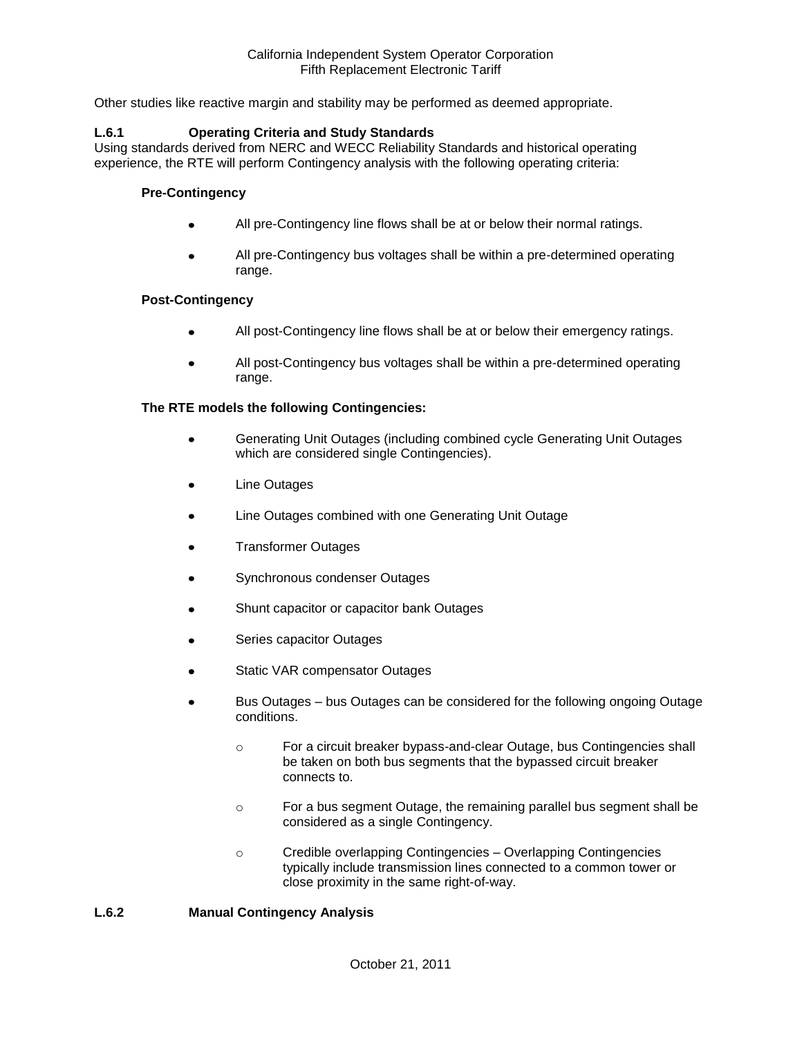Other studies like reactive margin and stability may be performed as deemed appropriate.

### L.6.1 Operating Criteria and Study Standards

Using standards derived from NERC and WECC Reliability Standards and historical operating experience, the RTE will perform Contingency analysis with the following operating criteria:

**Pre-Contingency**

- All pre-Contingency line flows shall be at or below their normal ratings.
- All pre-Contingency bus voltages shall be within a pre-determined operating range.

**Post-Contingency**

- All post-Contingency line flows shall be at or below their emergency ratings.
- All post-Contingency bus voltages shall be within a pre-determined operating range.

**The RTE models the following Contingencies:**

- Generating Unit Outages (including combined cycle Generating Unit Outages which are considered single Contingencies).
- Line Outages
- Line Outages combined with one Generating Unit Outage
- Transformer Outages
- Synchronous condenser Outages
- Shunt capacitor or capacitor bank Outages
- Series capacitor Outages
- Static VAR compensator Outages
- Bus Outages – bus Outages can be considered for the following ongoing Outage conditions.
    - For a circuit breaker bypass-and-clear Outage, bus Contingencies shall be taken on both bus segments that the bypassed circuit breaker connects to.
    - For a bus segment Outage, the remaining parallel bus segment shall be considered as a single Contingency.
    - Credible overlapping Contingencies – Overlapping Contingencies typically include transmission lines connected to a common tower or close proximity in the same right-of-way.

### L.6.2 Manual Contingency Analysis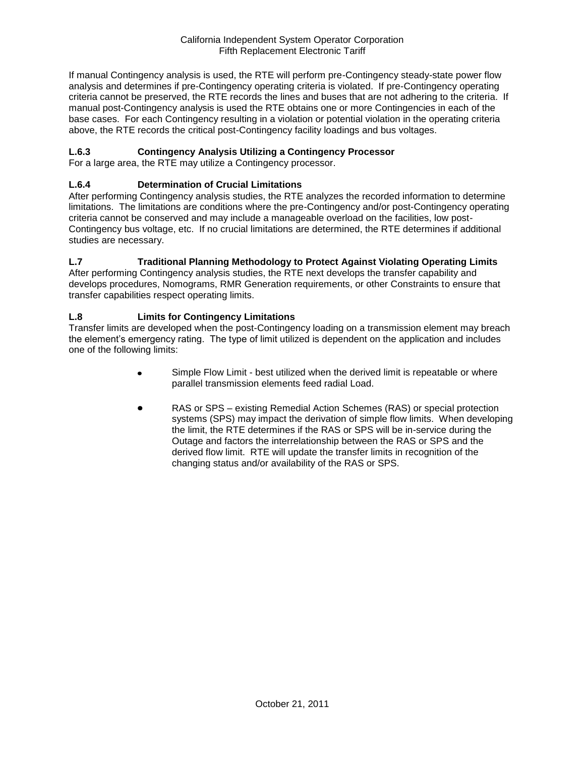If manual Contingency analysis is used, the RTE will perform pre-Contingency steady-state power flow analysis and determines if pre-Contingency operating criteria is violated. If pre-Contingency operating criteria cannot be preserved, the RTE records the lines and buses that are not adhering to the criteria. If manual post-Contingency analysis is used the RTE obtains one or more Contingencies in each of the base cases. For each Contingency resulting in a violation or potential violation in the operating criteria above, the RTE records the critical post-Contingency facility loadings and bus voltages.

### L.6.3 Contingency Analysis Utilizing a Contingency Processor

For a large area, the RTE may utilize a Contingency processor.

### L.6.4 Determination of Crucial Limitations

After performing Contingency analysis studies, the RTE analyzes the recorded information to determine limitations. The limitations are conditions where the pre-Contingency and/or post-Contingency operating criteria cannot be conserved and may include a manageable overload on the facilities, low post-Contingency bus voltage, etc. If no crucial limitations are determined, the RTE determines if additional studies are necessary.

## L.7 Traditional Planning Methodology to Protect Against Violating Operating Limits

After performing Contingency analysis studies, the RTE next develops the transfer capability and develops procedures, Nomograms, RMR Generation requirements, or other Constraints to ensure that transfer capabilities respect operating limits.

## L.8 Limits for Contingency Limitations

Transfer limits are developed when the post-Contingency loading on a transmission element may breach the element's emergency rating. The type of limit utilized is dependent on the application and includes one of the following limits:

- Simple Flow Limit - best utilized when the derived limit is repeatable or where parallel transmission elements feed radial Load.
- RAS or SPS – existing Remedial Action Schemes (RAS) or special protection systems (SPS) may impact the derivation of simple flow limits. When developing the limit, the RTE determines if the RAS or SPS will be in-service during the Outage and factors the interrelationship between the RAS or SPS and the derived flow limit. RTE will update the transfer limits in recognition of the changing status and/or availability of the RAS or SPS.